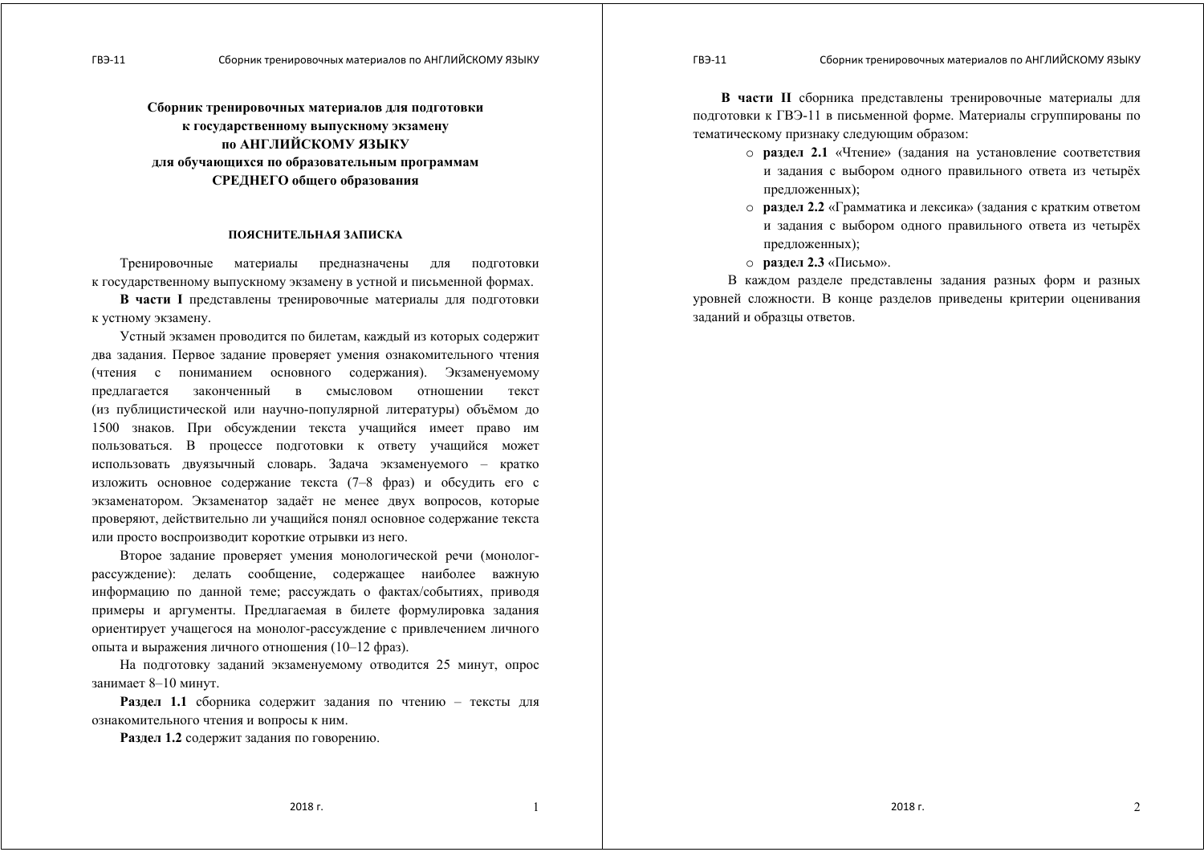# Сборник тренировочных материалов для подготовки к государственному выпускному экзамену по АНГЛИЙСКОМУ ЯЗЫКУ для обучающихся по образовательным программам СРЕДНЕГО общего образования

## ПОЯСНИТЕЛЬНАЯ ЗАПИСКА

Тренировочные материалы предназначены для подготовки к государственному выпускному экзамену в устной и письменной формах.

**В части I** представлены тренировочные материалы для подготовки к устному экзамену.

Устный экзамен проводится по билетам, каждый из которых содержит два задания. Первое задание проверяет умения ознакомительного чтения (чтения с пониманием основного содержания). Экзаменуемому предлагается законченный в смысловом отношении текст (из публицистической или научно-популярной литературы) объёмом до 1500 знаков. При обсуждении текста учащийся имеет право им пользоваться. В процессе подготовки к ответу учащийся может использовать двуязычный словарь. Задача экзаменуемого – кратко изложить основное содержание текста (7–8 фраз) и обсудить его с экзаменатором. Экзаменатор задаёт не менее двух вопросов, которые проверяют, действительно ли учащийся понял основное содержание текста или просто воспроизводит короткие отрывки из него.

Второе задание проверяет умения монологической речи (монолог-рассуждение): делать сообщение, содержащее наиболее важную информацию по данной теме; рассуждать о фактах/событиях, приводя примеры и аргументы. Предлагаемая в билете формулировка задания ориентирует учащегося на монолог-рассуждение с привлечением личного опыта и выражения личного отношения (10–12 фраз).

На подготовку заданий экзаменуемому отводится 25 минут, опрос занимает 8–10 минут.

**Раздел 1.1** сборника содержит задания по чтению – тексты для ознакомительного чтения и вопросы к ним.

**Раздел 1.2** содержит задания по говорению.

**В части II** сборника представлены тренировочные материалы для подготовки к ГВЭ-11 в письменной форме. Материалы сгруппированы по тематическому признаку следующим образом:

- **раздел 2.1** «Чтение» (задания на установление соответствия и задания с выбором одного правильного ответа из четырёх предложенных);
- **раздел 2.2** «Грамматика и лексика» (задания с кратким ответом и задания с выбором одного правильного ответа из четырёх предложенных);
- **раздел 2.3** «Письмо».

В каждом разделе представлены задания разных форм и разных уровней сложности. В конце разделов приведены критерии оценивания заданий и образцы ответов.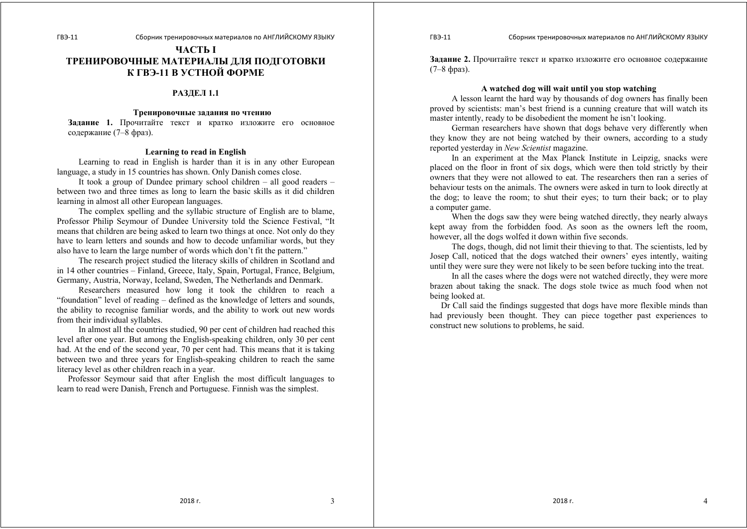# ЧАСТЬ I
# ТРЕНИРОВОЧНЫЕ МАТЕРИАЛЫ ДЛЯ ПОДГОТОВКИ К ГВЭ-11 В УСТНОЙ ФОРМЕ

## РАЗДЕЛ 1.1

### Тренировочные задания по чтению

**Задание 1.** Прочитайте текст и кратко изложите его основное содержание (7–8 фраз).

### Learning to read in English

Learning to read in English is harder than it is in any other European language, a study in 15 countries has shown. Only Danish comes close.

It took a group of Dundee primary school children – all good readers – between two and three times as long to learn the basic skills as it did children learning in almost all other European languages.

The complex spelling and the syllabic structure of English are to blame, Professor Philip Seymour of Dundee University told the Science Festival, "It means that children are being asked to learn two things at once. Not only do they have to learn letters and sounds and how to decode unfamiliar words, but they also have to learn the large number of words which don't fit the pattern."

The research project studied the literacy skills of children in Scotland and in 14 other countries – Finland, Greece, Italy, Spain, Portugal, France, Belgium, Germany, Austria, Norway, Iceland, Sweden, The Netherlands and Denmark.

Researchers measured how long it took the children to reach a "foundation" level of reading – defined as the knowledge of letters and sounds, the ability to recognise familiar words, and the ability to work out new words from their individual syllables.

In almost all the countries studied, 90 per cent of children had reached this level after one year. But among the English-speaking children, only 30 per cent had. At the end of the second year, 70 per cent had. This means that it is taking between two and three years for English-speaking children to reach the same literacy level as other children reach in a year.

Professor Seymour said that after English the most difficult languages to learn to read were Danish, French and Portuguese. Finnish was the simplest.

**Задание 2.** Прочитайте текст и кратко изложите его основное содержание (7–8 фраз).

### A watched dog will wait until you stop watching

A lesson learnt the hard way by thousands of dog owners has finally been proved by scientists: man's best friend is a cunning creature that will watch its master intently, ready to be disobedient the moment he isn't looking.

German researchers have shown that dogs behave very differently when they know they are not being watched by their owners, according to a study reported yesterday in *New Scientist* magazine.

In an experiment at the Max Planck Institute in Leipzig, snacks were placed on the floor in front of six dogs, which were then told strictly by their owners that they were not allowed to eat. The researchers then ran a series of behaviour tests on the animals. The owners were asked in turn to look directly at the dog; to leave the room; to shut their eyes; to turn their back; or to play a computer game.

When the dogs saw they were being watched directly, they nearly always kept away from the forbidden food. As soon as the owners left the room, however, all the dogs wolfed it down within five seconds.

The dogs, though, did not limit their thieving to that. The scientists, led by Josep Call, noticed that the dogs watched their owners' eyes intently, waiting until they were sure they were not likely to be seen before tucking into the treat.

In all the cases where the dogs were not watched directly, they were more brazen about taking the snack. The dogs stole twice as much food when not being looked at.

Dr Call said the findings suggested that dogs have more flexible minds than had previously been thought. They can piece together past experiences to construct new solutions to problems, he said.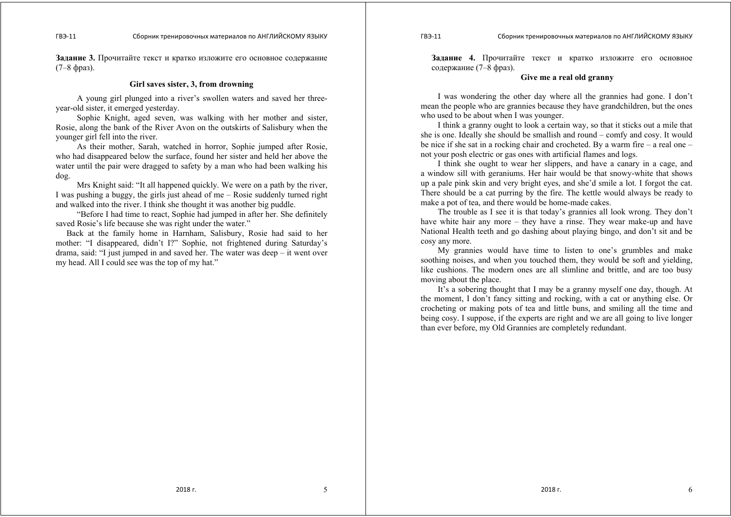**Задание 3.** Прочитайте текст и кратко изложите его основное содержание (7–8 фраз).

## Girl saves sister, 3, from drowning

A young girl plunged into a river's swollen waters and saved her three-year-old sister, it emerged yesterday.

Sophie Knight, aged seven, was walking with her mother and sister, Rosie, along the bank of the River Avon on the outskirts of Salisbury when the younger girl fell into the river.

As their mother, Sarah, watched in horror, Sophie jumped after Rosie, who had disappeared below the surface, found her sister and held her above the water until the pair were dragged to safety by a man who had been walking his dog.

Mrs Knight said: "It all happened quickly. We were on a path by the river, I was pushing a buggy, the girls just ahead of me – Rosie suddenly turned right and walked into the river. I think she thought it was another big puddle.

"Before I had time to react, Sophie had jumped in after her. She definitely saved Rosie's life because she was right under the water."

Back at the family home in Harnham, Salisbury, Rosie had said to her mother: "I disappeared, didn't I?" Sophie, not frightened during Saturday's drama, said: "I just jumped in and saved her. The water was deep – it went over my head. All I could see was the top of my hat."

**Задание 4.** Прочитайте текст и кратко изложите его основное содержание (7–8 фраз).

## Give me a real old granny

I was wondering the other day where all the grannies had gone. I don't mean the people who are grannies because they have grandchildren, but the ones who used to be about when I was younger.

I think a granny ought to look a certain way, so that it sticks out a mile that she is one. Ideally she should be smallish and round – comfy and cosy. It would be nice if she sat in a rocking chair and crocheted. By a warm fire – a real one – not your posh electric or gas ones with artificial flames and logs.

I think she ought to wear her slippers, and have a canary in a cage, and a window sill with geraniums. Her hair would be that snowy-white that shows up a pale pink skin and very bright eyes, and she'd smile a lot. I forgot the cat. There should be a cat purring by the fire. The kettle would always be ready to make a pot of tea, and there would be home-made cakes.

The trouble as I see it is that today's grannies all look wrong. They don't have white hair any more – they have a rinse. They wear make-up and have National Health teeth and go dashing about playing bingo, and don't sit and be cosy any more.

My grannies would have time to listen to one's grumbles and make soothing noises, and when you touched them, they would be soft and yielding, like cushions. The modern ones are all slimline and brittle, and are too busy moving about the place.

It's a sobering thought that I may be a granny myself one day, though. At the moment, I don't fancy sitting and rocking, with a cat or anything else. Or crocheting or making pots of tea and little buns, and smiling all the time and being cosy. I suppose, if the experts are right and we are all going to live longer than ever before, my Old Grannies are completely redundant.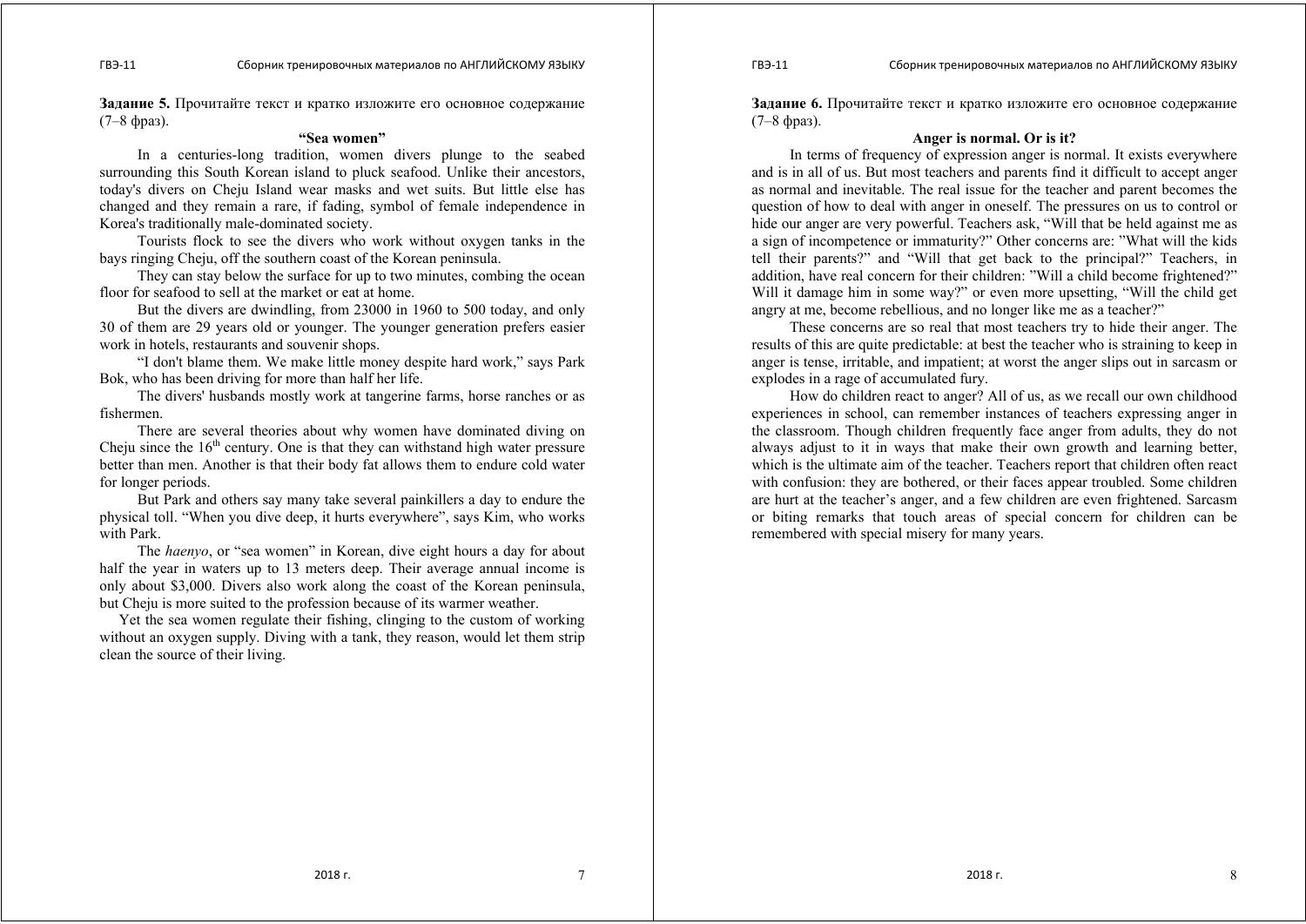**Задание 5.** Прочитайте текст и кратко изложите его основное содержание (7–8 фраз).

### "Sea women"

In a centuries-long tradition, women divers plunge to the seabed surrounding this South Korean island to pluck seafood. Unlike their ancestors, today's divers on Cheju Island wear masks and wet suits. But little else has changed and they remain a rare, if fading, symbol of female independence in Korea's traditionally male-dominated society.

Tourists flock to see the divers who work without oxygen tanks in the bays ringing Cheju, off the southern coast of the Korean peninsula.

They can stay below the surface for up to two minutes, combing the ocean floor for seafood to sell at the market or eat at home.

But the divers are dwindling, from 23000 in 1960 to 500 today, and only 30 of them are 29 years old or younger. The younger generation prefers easier work in hotels, restaurants and souvenir shops.

"I don't blame them. We make little money despite hard work," says Park Bok, who has been driving for more than half her life.

The divers' husbands mostly work at tangerine farms, horse ranches or as fishermen.

There are several theories about why women have dominated diving on Cheju since the 16th century. One is that they can withstand high water pressure better than men. Another is that their body fat allows them to endure cold water for longer periods.

But Park and others say many take several painkillers a day to endure the physical toll. "When you dive deep, it hurts everywhere", says Kim, who works with Park.

The *haenyo*, or "sea women" in Korean, dive eight hours a day for about half the year in waters up to 13 meters deep. Their average annual income is only about $3,000. Divers also work along the coast of the Korean peninsula, but Cheju is more suited to the profession because of its warmer weather.

Yet the sea women regulate their fishing, clinging to the custom of working without an oxygen supply. Diving with a tank, they reason, would let them strip clean the source of their living.

**Задание 6.** Прочитайте текст и кратко изложите его основное содержание (7–8 фраз).

### Anger is normal. Or is it?

In terms of frequency of expression anger is normal. It exists everywhere and is in all of us. But most teachers and parents find it difficult to accept anger as normal and inevitable. The real issue for the teacher and parent becomes the question of how to deal with anger in oneself. The pressures on us to control or hide our anger are very powerful. Teachers ask, "Will that be held against me as a sign of incompetence or immaturity?" Other concerns are: "What will the kids tell their parents?" and "Will that get back to the principal?" Teachers, in addition, have real concern for their children: "Will a child become frightened?" Will it damage him in some way?" or even more upsetting, "Will the child get angry at me, become rebellious, and no longer like me as a teacher?"

These concerns are so real that most teachers try to hide their anger. The results of this are quite predictable: at best the teacher who is straining to keep in anger is tense, irritable, and impatient; at worst the anger slips out in sarcasm or explodes in a rage of accumulated fury.

How do children react to anger? All of us, as we recall our own childhood experiences in school, can remember instances of teachers expressing anger in the classroom. Though children frequently face anger from adults, they do not always adjust to it in ways that make their own growth and learning better, which is the ultimate aim of the teacher. Teachers report that children often react with confusion: they are bothered, or their faces appear troubled. Some children are hurt at the teacher's anger, and a few children are even frightened. Sarcasm or biting remarks that touch areas of special concern for children can be remembered with special misery for many years.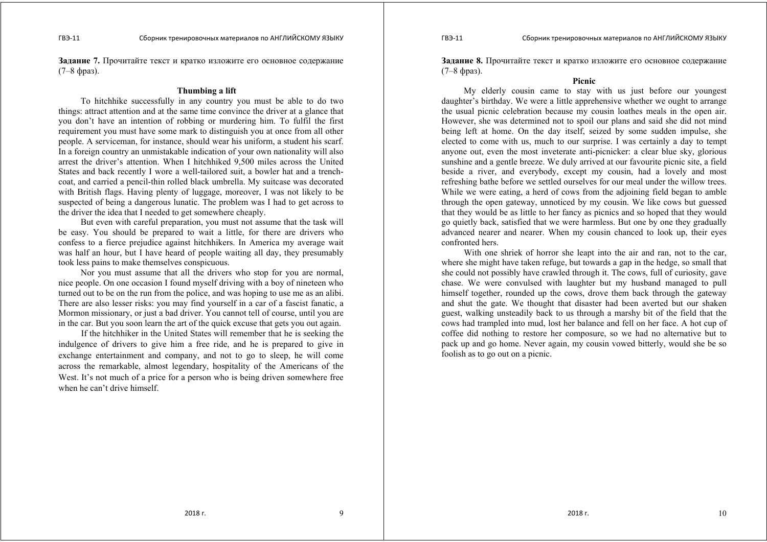**Задание 7.** Прочитайте текст и кратко изложите его основное содержание (7–8 фраз).

### Thumbing a lift

To hitchhike successfully in any country you must be able to do two things: attract attention and at the same time convince the driver at a glance that you don't have an intention of robbing or murdering him. To fulfil the first requirement you must have some mark to distinguish you at once from all other people. A serviceman, for instance, should wear his uniform, a student his scarf. In a foreign country an unmistakable indication of your own nationality will also arrest the driver's attention. When I hitchhiked 9,500 miles across the United States and back recently I wore a well-tailored suit, a bowler hat and a trench-coat, and carried a pencil-thin rolled black umbrella. My suitcase was decorated with British flags. Having plenty of luggage, moreover, I was not likely to be suspected of being a dangerous lunatic. The problem was I had to get across to the driver the idea that I needed to get somewhere cheaply.

But even with careful preparation, you must not assume that the task will be easy. You should be prepared to wait a little, for there are drivers who confess to a fierce prejudice against hitchhikers. In America my average wait was half an hour, but I have heard of people waiting all day, they presumably took less pains to make themselves conspicuous.

Nor you must assume that all the drivers who stop for you are normal, nice people. On one occasion I found myself driving with a boy of nineteen who turned out to be on the run from the police, and was hoping to use me as an alibi. There are also lesser risks: you may find yourself in a car of a fascist fanatic, a Mormon missionary, or just a bad driver. You cannot tell of course, until you are in the car. But you soon learn the art of the quick excuse that gets you out again.

If the hitchhiker in the United States will remember that he is seeking the indulgence of drivers to give him a free ride, and he is prepared to give in exchange entertainment and company, and not to go to sleep, he will come across the remarkable, almost legendary, hospitality of the Americans of the West. It's not much of a price for a person who is being driven somewhere free when he can't drive himself.

**Задание 8.** Прочитайте текст и кратко изложите его основное содержание (7–8 фраз).

### Picnic

My elderly cousin came to stay with us just before our youngest daughter's birthday. We were a little apprehensive whether we ought to arrange the usual picnic celebration because my cousin loathes meals in the open air. However, she was determined not to spoil our plans and said she did not mind being left at home. On the day itself, seized by some sudden impulse, she elected to come with us, much to our surprise. I was certainly a day to tempt anyone out, even the most inveterate anti-picnicker: a clear blue sky, glorious sunshine and a gentle breeze. We duly arrived at our favourite picnic site, a field beside a river, and everybody, except my cousin, had a lovely and most refreshing bathe before we settled ourselves for our meal under the willow trees. While we were eating, a herd of cows from the adjoining field began to amble through the open gateway, unnoticed by my cousin. We like cows but guessed that they would be as little to her fancy as picnics and so hoped that they would go quietly back, satisfied that we were harmless. But one by one they gradually advanced nearer and nearer. When my cousin chanced to look up, their eyes confronted hers.

With one shriek of horror she leapt into the air and ran, not to the car, where she might have taken refuge, but towards a gap in the hedge, so small that she could not possibly have crawled through it. The cows, full of curiosity, gave chase. We were convulsed with laughter but my husband managed to pull himself together, rounded up the cows, drove them back through the gateway and shut the gate. We thought that disaster had been averted but our shaken guest, walking unsteadily back to us through a marshy bit of the field that the cows had trampled into mud, lost her balance and fell on her face. A hot cup of coffee did nothing to restore her composure, so we had no alternative but to pack up and go home. Never again, my cousin vowed bitterly, would she be so foolish as to go out on a picnic.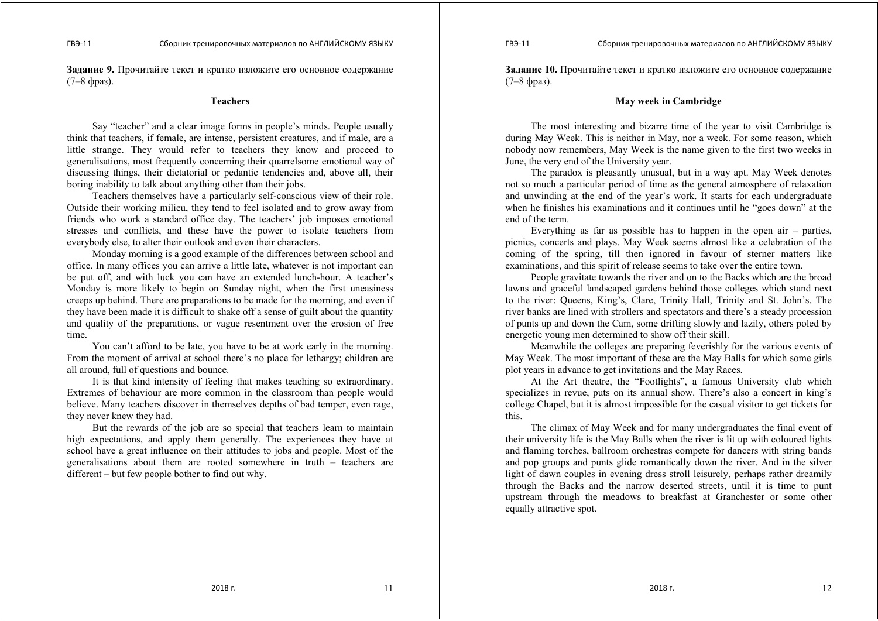**Задание 9.** Прочитайте текст и кратко изложите его основное содержание (7–8 фраз).

### Teachers

Say "teacher" and a clear image forms in people's minds. People usually think that teachers, if female, are intense, persistent creatures, and if male, are a little strange. They would refer to teachers they know and proceed to generalisations, most frequently concerning their quarrelsome emotional way of discussing things, their dictatorial or pedantic tendencies and, above all, their boring inability to talk about anything other than their jobs.

Teachers themselves have a particularly self-conscious view of their role. Outside their working milieu, they tend to feel isolated and to grow away from friends who work a standard office day. The teachers' job imposes emotional stresses and conflicts, and these have the power to isolate teachers from everybody else, to alter their outlook and even their characters.

Monday morning is a good example of the differences between school and office. In many offices you can arrive a little late, whatever is not important can be put off, and with luck you can have an extended lunch-hour. A teacher's Monday is more likely to begin on Sunday night, when the first uneasiness creeps up behind. There are preparations to be made for the morning, and even if they have been made it is difficult to shake off a sense of guilt about the quantity and quality of the preparations, or vague resentment over the erosion of free time.

You can't afford to be late, you have to be at work early in the morning. From the moment of arrival at school there's no place for lethargy; children are all around, full of questions and bounce.

It is that kind intensity of feeling that makes teaching so extraordinary. Extremes of behaviour are more common in the classroom than people would believe. Many teachers discover in themselves depths of bad temper, even rage, they never knew they had.

But the rewards of the job are so special that teachers learn to maintain high expectations, and apply them generally. The experiences they have at school have a great influence on their attitudes to jobs and people. Most of the generalisations about them are rooted somewhere in truth – teachers are different – but few people bother to find out why.

**Задание 10.** Прочитайте текст и кратко изложите его основное содержание (7–8 фраз).

### May week in Cambridge

The most interesting and bizarre time of the year to visit Cambridge is during May Week. This is neither in May, nor a week. For some reason, which nobody now remembers, May Week is the name given to the first two weeks in June, the very end of the University year.

The paradox is pleasantly unusual, but in a way apt. May Week denotes not so much a particular period of time as the general atmosphere of relaxation and unwinding at the end of the year's work. It starts for each undergraduate when he finishes his examinations and it continues until he "goes down" at the end of the term.

Everything as far as possible has to happen in the open air – parties, picnics, concerts and plays. May Week seems almost like a celebration of the coming of the spring, till then ignored in favour of sterner matters like examinations, and this spirit of release seems to take over the entire town.

People gravitate towards the river and on to the Backs which are the broad lawns and graceful landscaped gardens behind those colleges which stand next to the river: Queens, King's, Clare, Trinity Hall, Trinity and St. John's. The river banks are lined with strollers and spectators and there's a steady procession of punts up and down the Cam, some drifting slowly and lazily, others poled by energetic young men determined to show off their skill.

Meanwhile the colleges are preparing feverishly for the various events of May Week. The most important of these are the May Balls for which some girls plot years in advance to get invitations and the May Races.

At the Art theatre, the "Footlights", a famous University club which specializes in revue, puts on its annual show. There's also a concert in king's college Chapel, but it is almost impossible for the casual visitor to get tickets for this.

The climax of May Week and for many undergraduates the final event of their university life is the May Balls when the river is lit up with coloured lights and flaming torches, ballroom orchestras compete for dancers with string bands and pop groups and punts glide romantically down the river. And in the silver light of dawn couples in evening dress stroll leisurely, perhaps rather dreamily through the Backs and the narrow deserted streets, until it is time to punt upstream through the meadows to breakfast at Granchester or some other equally attractive spot.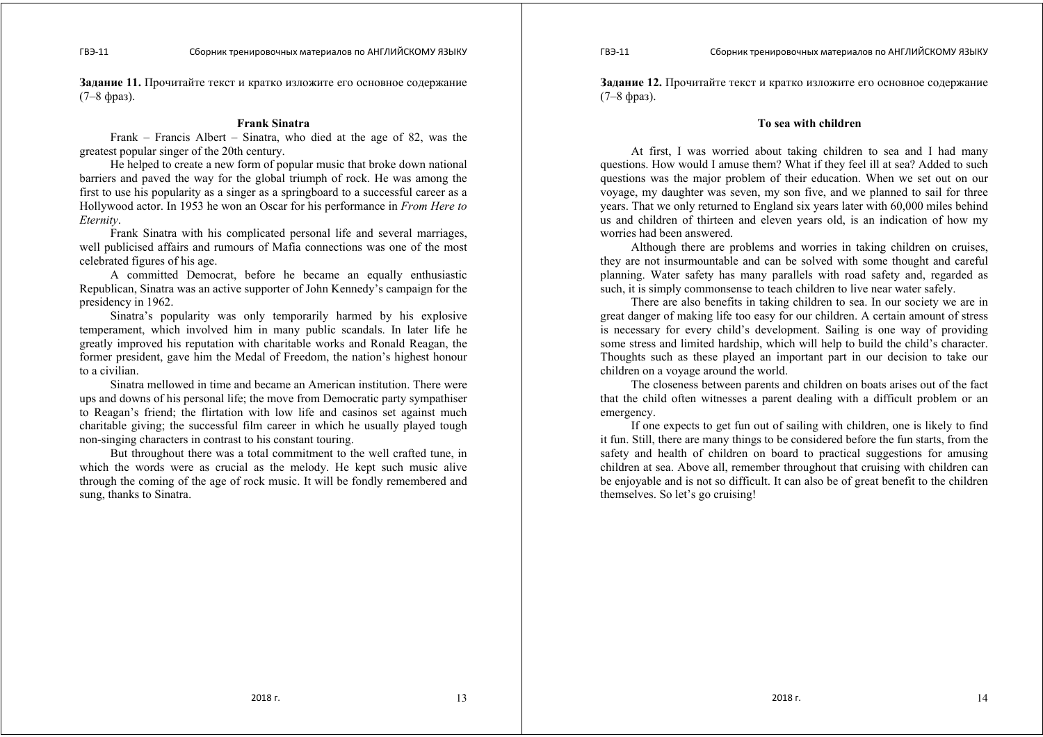**Задание 11.** Прочитайте текст и кратко изложите его основное содержание (7–8 фраз).

### Frank Sinatra

Frank – Francis Albert – Sinatra, who died at the age of 82, was the greatest popular singer of the 20th century.

He helped to create a new form of popular music that broke down national barriers and paved the way for the global triumph of rock. He was among the first to use his popularity as a singer as a springboard to a successful career as a Hollywood actor. In 1953 he won an Oscar for his performance in *From Here to Eternity*.

Frank Sinatra with his complicated personal life and several marriages, well publicised affairs and rumours of Mafia connections was one of the most celebrated figures of his age.

A committed Democrat, before he became an equally enthusiastic Republican, Sinatra was an active supporter of John Kennedy's campaign for the presidency in 1962.

Sinatra's popularity was only temporarily harmed by his explosive temperament, which involved him in many public scandals. In later life he greatly improved his reputation with charitable works and Ronald Reagan, the former president, gave him the Medal of Freedom, the nation's highest honour to a civilian.

Sinatra mellowed in time and became an American institution. There were ups and downs of his personal life; the move from Democratic party sympathiser to Reagan's friend; the flirtation with low life and casinos set against much charitable giving; the successful film career in which he usually played tough non-singing characters in contrast to his constant touring.

But throughout there was a total commitment to the well crafted tune, in which the words were as crucial as the melody. He kept such music alive through the coming of the age of rock music. It will be fondly remembered and sung, thanks to Sinatra.

**Задание 12.** Прочитайте текст и кратко изложите его основное содержание (7–8 фраз).

### To sea with children

At first, I was worried about taking children to sea and I had many questions. How would I amuse them? What if they feel ill at sea? Added to such questions was the major problem of their education. When we set out on our voyage, my daughter was seven, my son five, and we planned to sail for three years. That we only returned to England six years later with 60,000 miles behind us and children of thirteen and eleven years old, is an indication of how my worries had been answered.

Although there are problems and worries in taking children on cruises, they are not insurmountable and can be solved with some thought and careful planning. Water safety has many parallels with road safety and, regarded as such, it is simply commonsense to teach children to live near water safely.

There are also benefits in taking children to sea. In our society we are in great danger of making life too easy for our children. A certain amount of stress is necessary for every child's development. Sailing is one way of providing some stress and limited hardship, which will help to build the child's character. Thoughts such as these played an important part in our decision to take our children on a voyage around the world.

The closeness between parents and children on boats arises out of the fact that the child often witnesses a parent dealing with a difficult problem or an emergency.

If one expects to get fun out of sailing with children, one is likely to find it fun. Still, there are many things to be considered before the fun starts, from the safety and health of children on board to practical suggestions for amusing children at sea. Above all, remember throughout that cruising with children can be enjoyable and is not so difficult. It can also be of great benefit to the children themselves. So let's go cruising!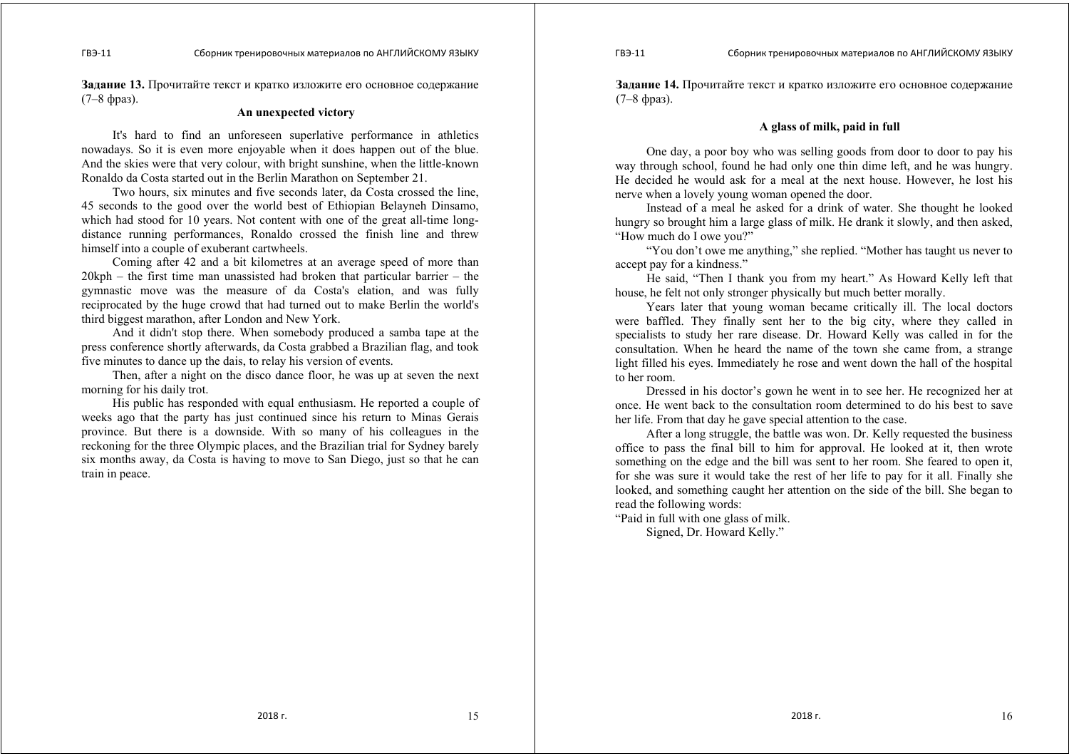**Задание 13.** Прочитайте текст и кратко изложите его основное содержание (7–8 фраз).

### An unexpected victory

It's hard to find an unforeseen superlative performance in athletics nowadays. So it is even more enjoyable when it does happen out of the blue. And the skies were that very colour, with bright sunshine, when the little-known Ronaldo da Costa started out in the Berlin Marathon on September 21.

Two hours, six minutes and five seconds later, da Costa crossed the line, 45 seconds to the good over the world best of Ethiopian Belayneh Dinsamo, which had stood for 10 years. Not content with one of the great all-time long-distance running performances, Ronaldo crossed the finish line and threw himself into a couple of exuberant cartwheels.

Coming after 42 and a bit kilometres at an average speed of more than 20kph – the first time man unassisted had broken that particular barrier – the gymnastic move was the measure of da Costa's elation, and was fully reciprocated by the huge crowd that had turned out to make Berlin the world's third biggest marathon, after London and New York.

And it didn't stop there. When somebody produced a samba tape at the press conference shortly afterwards, da Costa grabbed a Brazilian flag, and took five minutes to dance up the dais, to relay his version of events.

Then, after a night on the disco dance floor, he was up at seven the next morning for his daily trot.

His public has responded with equal enthusiasm. He reported a couple of weeks ago that the party has just continued since his return to Minas Gerais province. But there is a downside. With so many of his colleagues in the reckoning for the three Olympic places, and the Brazilian trial for Sydney barely six months away, da Costa is having to move to San Diego, just so that he can train in peace.

**Задание 14.** Прочитайте текст и кратко изложите его основное содержание (7–8 фраз).

### A glass of milk, paid in full

One day, a poor boy who was selling goods from door to door to pay his way through school, found he had only one thin dime left, and he was hungry. He decided he would ask for a meal at the next house. However, he lost his nerve when a lovely young woman opened the door.

Instead of a meal he asked for a drink of water. She thought he looked hungry so brought him a large glass of milk. He drank it slowly, and then asked, "How much do I owe you?"

"You don't owe me anything," she replied. "Mother has taught us never to accept pay for a kindness."

He said, "Then I thank you from my heart." As Howard Kelly left that house, he felt not only stronger physically but much better morally.

Years later that young woman became critically ill. The local doctors were baffled. They finally sent her to the big city, where they called in specialists to study her rare disease. Dr. Howard Kelly was called in for the consultation. When he heard the name of the town she came from, a strange light filled his eyes. Immediately he rose and went down the hall of the hospital to her room.

Dressed in his doctor's gown he went in to see her. He recognized her at once. He went back to the consultation room determined to do his best to save her life. From that day he gave special attention to the case.

After a long struggle, the battle was won. Dr. Kelly requested the business office to pass the final bill to him for approval. He looked at it, then wrote something on the edge and the bill was sent to her room. She feared to open it, for she was sure it would take the rest of her life to pay for it all. Finally she looked, and something caught her attention on the side of the bill. She began to read the following words:

"Paid in full with one glass of milk.

Signed, Dr. Howard Kelly."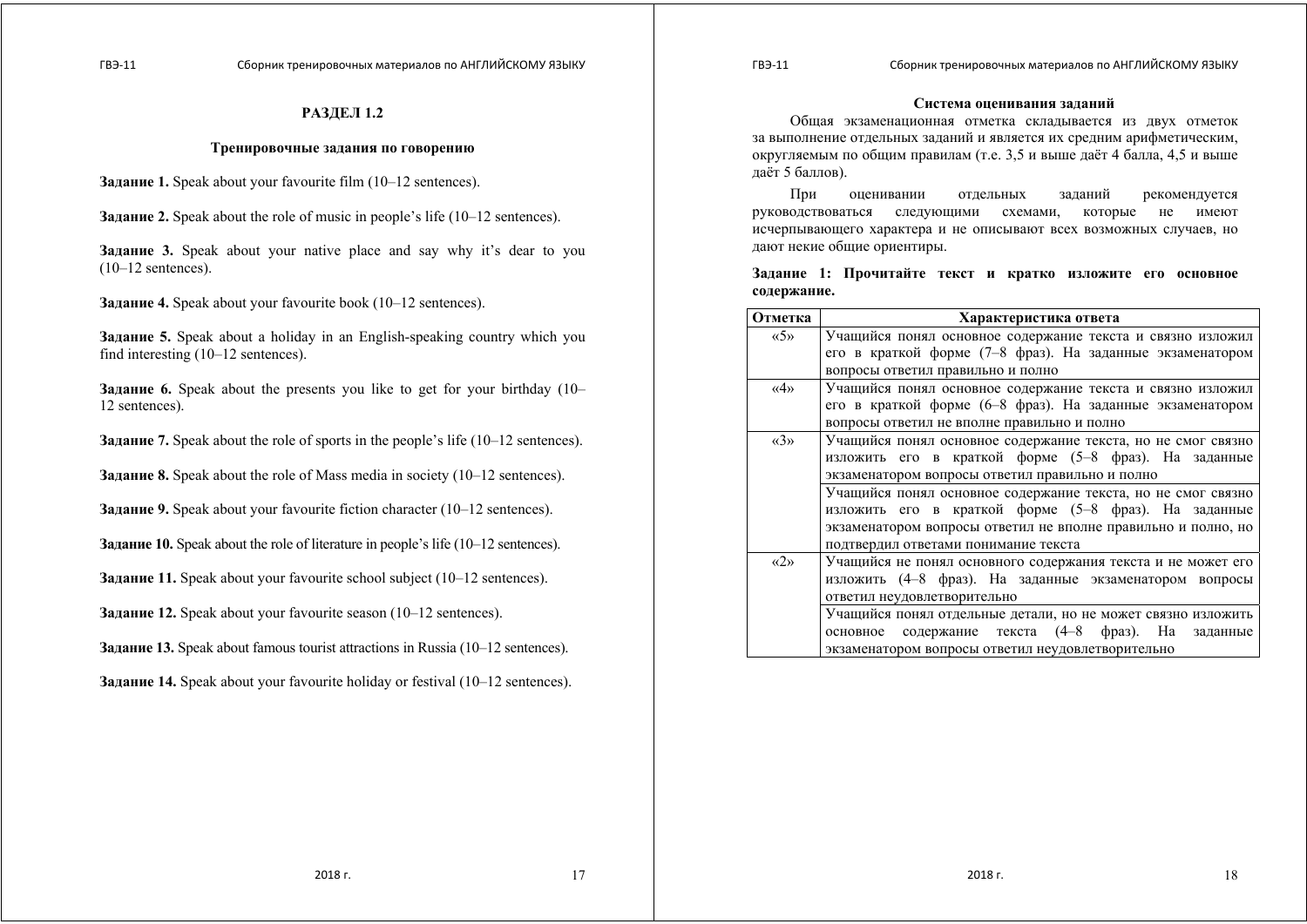## РАЗДЕЛ 1.2

### Тренировочные задания по говорению

**Задание 1.** Speak about your favourite film (10–12 sentences).

**Задание 2.** Speak about the role of music in people's life (10–12 sentences).

**Задание 3.** Speak about your native place and say why it's dear to you (10–12 sentences).

**Задание 4.** Speak about your favourite book (10–12 sentences).

**Задание 5.** Speak about a holiday in an English-speaking country which you find interesting (10–12 sentences).

**Задание 6.** Speak about the presents you like to get for your birthday (10–12 sentences).

**Задание 7.** Speak about the role of sports in the people's life (10–12 sentences).

**Задание 8.** Speak about the role of Mass media in society (10–12 sentences).

**Задание 9.** Speak about your favourite fiction character (10–12 sentences).

**Задание 10.** Speak about the role of literature in people's life (10–12 sentences).

**Задание 11.** Speak about your favourite school subject (10–12 sentences).

**Задание 12.** Speak about your favourite season (10–12 sentences).

**Задание 13.** Speak about famous tourist attractions in Russia (10–12 sentences).

**Задание 14.** Speak about your favourite holiday or festival (10–12 sentences).

### Система оценивания заданий

Общая экзаменационная отметка складывается из двух отметок за выполнение отдельных заданий и является их средним арифметическим, округляемым по общим правилам (т.е. 3,5 и выше даёт 4 балла, 4,5 и выше даёт 5 баллов).

При оценивании отдельных заданий рекомендуется руководствоваться следующими схемами, которые не имеют исчерпывающего характера и не описывают всех возможных случаев, но дают некие общие ориентиры.

**Задание 1: Прочитайте текст и кратко изложите его основное содержание.**

| Отметка | Характеристика ответа |
|---|---|
| «5» | Учащийся понял основное содержание текста и связно изложил его в краткой форме (7–8 фраз). На заданные экзаменатором вопросы ответил правильно и полно |
| «4» | Учащийся понял основное содержание текста и связно изложил его в краткой форме (6–8 фраз). На заданные экзаменатором вопросы ответил не вполне правильно и полно |
| «3» | Учащийся понял основное содержание текста, но не смог связно изложить его в краткой форме (5–8 фраз). На заданные экзаменатором вопросы ответил правильно и полно |
| | Учащийся понял основное содержание текста, но не смог связно изложить его в краткой форме (5–8 фраз). На заданные экзаменатором вопросы ответил не вполне правильно и полно, но подтвердил ответами понимание текста |
| «2» | Учащийся не понял основного содержания текста и не может его изложить (4–8 фраз). На заданные экзаменатором вопросы ответил неудовлетворительно |
| | Учащийся понял отдельные детали, но не может связно изложить основное содержание текста (4–8 фраз). На заданные экзаменатором вопросы ответил неудовлетворительно |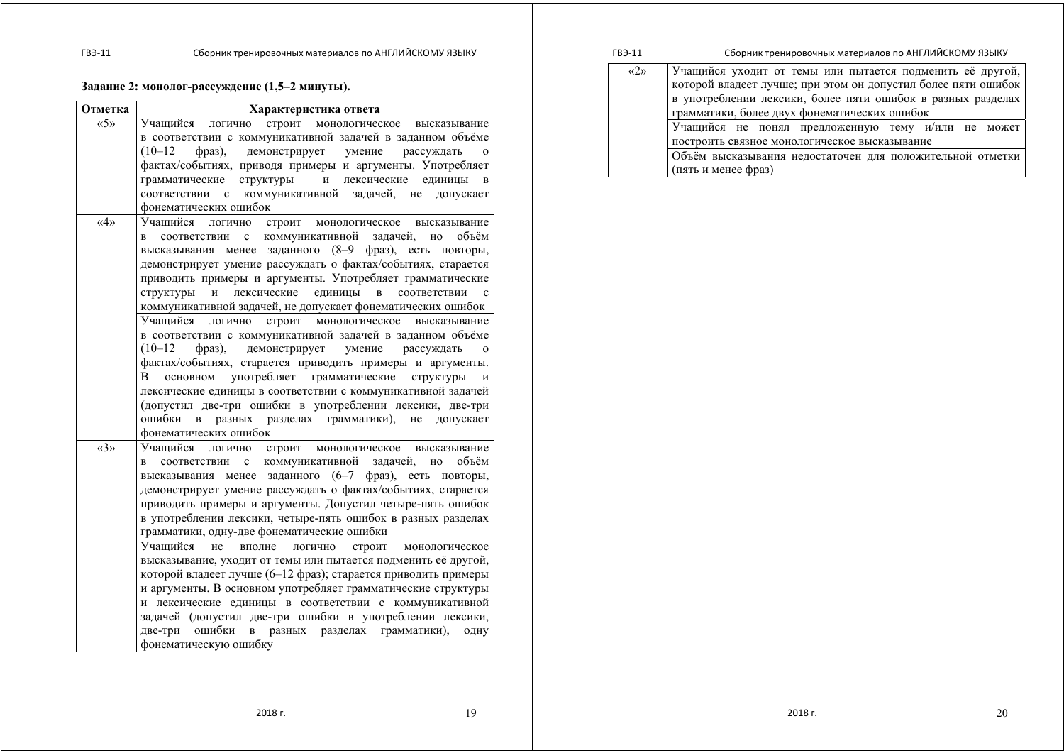**Задание 2: монолог-рассуждение (1,5–2 минуты).**

| Отметка | Характеристика ответа |
| --- | --- |
| «5» | Учащийся логично строит монологическое высказывание в соответствии с коммуникативной задачей в заданном объёме (10–12 фраз), демонстрирует умение рассуждать о фактах/событиях, приводя примеры и аргументы. Употребляет грамматические структуры и лексические единицы в соответствии с коммуникативной задачей, не допускает фонематических ошибок |
| «4» | Учащийся логично строит монологическое высказывание в соответствии с коммуникативной задачей, но объём высказывания менее заданного (8–9 фраз), есть повторы, демонстрирует умение рассуждать о фактах/событиях, старается приводить примеры и аргументы. Употребляет грамматические структуры и лексические единицы в соответствии с коммуникативной задачей, не допускает фонематических ошибок |
| | Учащийся логично строит монологическое высказывание в соответствии с коммуникативной задачей в заданном объёме (10–12 фраз), демонстрирует умение рассуждать о фактах/событиях, старается приводить примеры и аргументы. В основном употребляет грамматические структуры и лексические единицы в соответствии с коммуникативной задачей (допустил две-три ошибки в употреблении лексики, две-три ошибки в разных разделах грамматики), не допускает фонематических ошибок |
| «3» | Учащийся логично строит монологическое высказывание в соответствии с коммуникативной задачей, но объём высказывания менее заданного (6–7 фраз), есть повторы, демонстрирует умение рассуждать о фактах/событиях, старается приводить примеры и аргументы. Допустил четыре-пять ошибок в употреблении лексики, четыре-пять ошибок в разных разделах грамматики, одну-две фонематические ошибки |
| | Учащийся не вполне логично строит монологическое высказывание, уходит от темы или пытается подменить её другой, которой владеет лучше (6–12 фраз); старается приводить примеры и аргументы. В основном употребляет грамматические структуры и лексические единицы в соответствии с коммуникативной задачей (допустил две-три ошибки в употреблении лексики, две-три ошибки в разных разделах грамматики), одну фонематическую ошибку |
| «2» | Учащийся уходит от темы или пытается подменить её другой, которой владеет лучше; при этом он допустил более пяти ошибок в употреблении лексики, более пяти ошибок в разных разделах грамматики, более двух фонематических ошибок |
| | Учащийся не понял предложенную тему и/или не может построить связное монологическое высказывание |
| | Объём высказывания недостаточен для положительной отметки (пять и менее фраз) |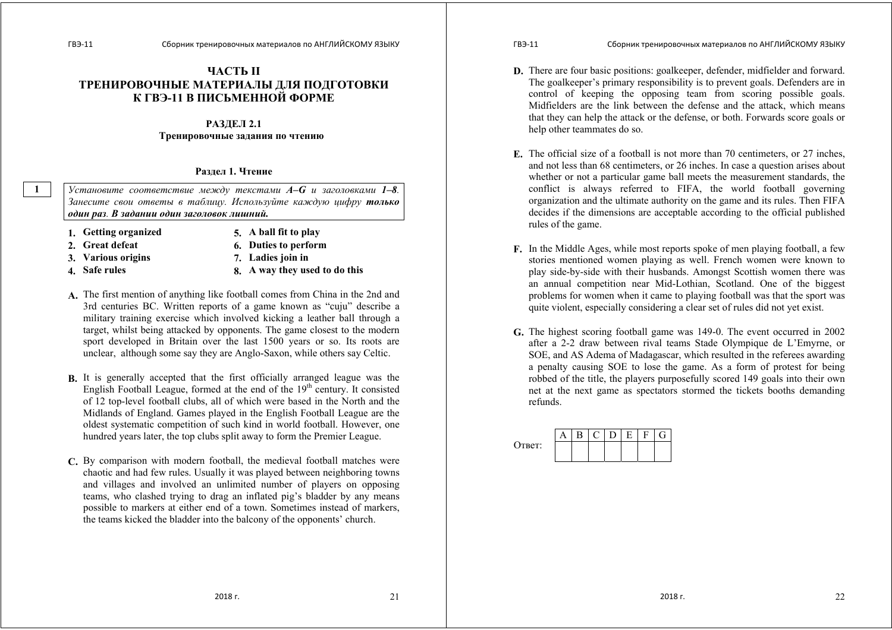# ЧАСТЬ II
# ТРЕНИРОВОЧНЫЕ МАТЕРИАЛЫ ДЛЯ ПОДГОТОВКИ К ГВЭ-11 В ПИСЬМЕННОЙ ФОРМЕ

## РАЗДЕЛ 2.1
### Тренировочные задания по чтению

### Раздел 1. Чтение

**1**

*Установите соответствие между текстами* ***A–G*** *и заголовками* ***1–8****. Занесите свои ответы в таблицу. Используйте каждую цифру* ***только один раз****.* ***В задании один заголовок лишний.***

1. **Getting organized**
2. **Great defeat**
3. **Various origins**
4. **Safe rules**
5. **A ball fit to play**
6. **Duties to perform**
7. **Ladies join in**
8. **A way they used to do this**

**A.** The first mention of anything like football comes from China in the 2nd and 3rd centuries BC. Written reports of a game known as "cuju" describe a military training exercise which involved kicking a leather ball through a target, whilst being attacked by opponents. The game closest to the modern sport developed in Britain over the last 1500 years or so. Its roots are unclear, although some say they are Anglo-Saxon, while others say Celtic.

**B.** It is generally accepted that the first officially arranged league was the English Football League, formed at the end of the 19th century. It consisted of 12 top-level football clubs, all of which were based in the North and the Midlands of England. Games played in the English Football League are the oldest systematic competition of such kind in world football. However, one hundred years later, the top clubs split away to form the Premier League.

**C.** By comparison with modern football, the medieval football matches were chaotic and had few rules. Usually it was played between neighboring towns and villages and involved an unlimited number of players on opposing teams, who clashed trying to drag an inflated pig's bladder by any means possible to markers at either end of a town. Sometimes instead of markers, the teams kicked the bladder into the balcony of the opponents' church.

**D.** There are four basic positions: goalkeeper, defender, midfielder and forward. The goalkeeper's primary responsibility is to prevent goals. Defenders are in control of keeping the opposing team from scoring possible goals. Midfielders are the link between the defense and the attack, which means that they can help the attack or the defense, or both. Forwards score goals or help other teammates do so.

**E.** The official size of a football is not more than 70 centimeters, or 27 inches, and not less than 68 centimeters, or 26 inches. In case a question arises about whether or not a particular game ball meets the measurement standards, the conflict is always referred to FIFA, the world football governing organization and the ultimate authority on the game and its rules. Then FIFA decides if the dimensions are acceptable according to the official published rules of the game.

**F.** In the Middle Ages, while most reports spoke of men playing football, a few stories mentioned women playing as well. French women were known to play side-by-side with their husbands. Amongst Scottish women there was an annual competition near Mid-Lothian, Scotland. One of the biggest problems for women when it came to playing football was that the sport was quite violent, especially considering a clear set of rules did not yet exist.

**G.** The highest scoring football game was 149-0. The event occurred in 2002 after a 2-2 draw between rival teams Stade Olympique de L'Emyrne, or SOE, and AS Adema of Madagascar, which resulted in the referees awarding a penalty causing SOE to lose the game. As a form of protest for being robbed of the title, the players purposefully scored 149 goals into their own net at the next game as spectators stormed the tickets booths demanding refunds.

Ответ:

| A | B | C | D | E | F | G |
|---|---|---|---|---|---|---|
| | | | | | | |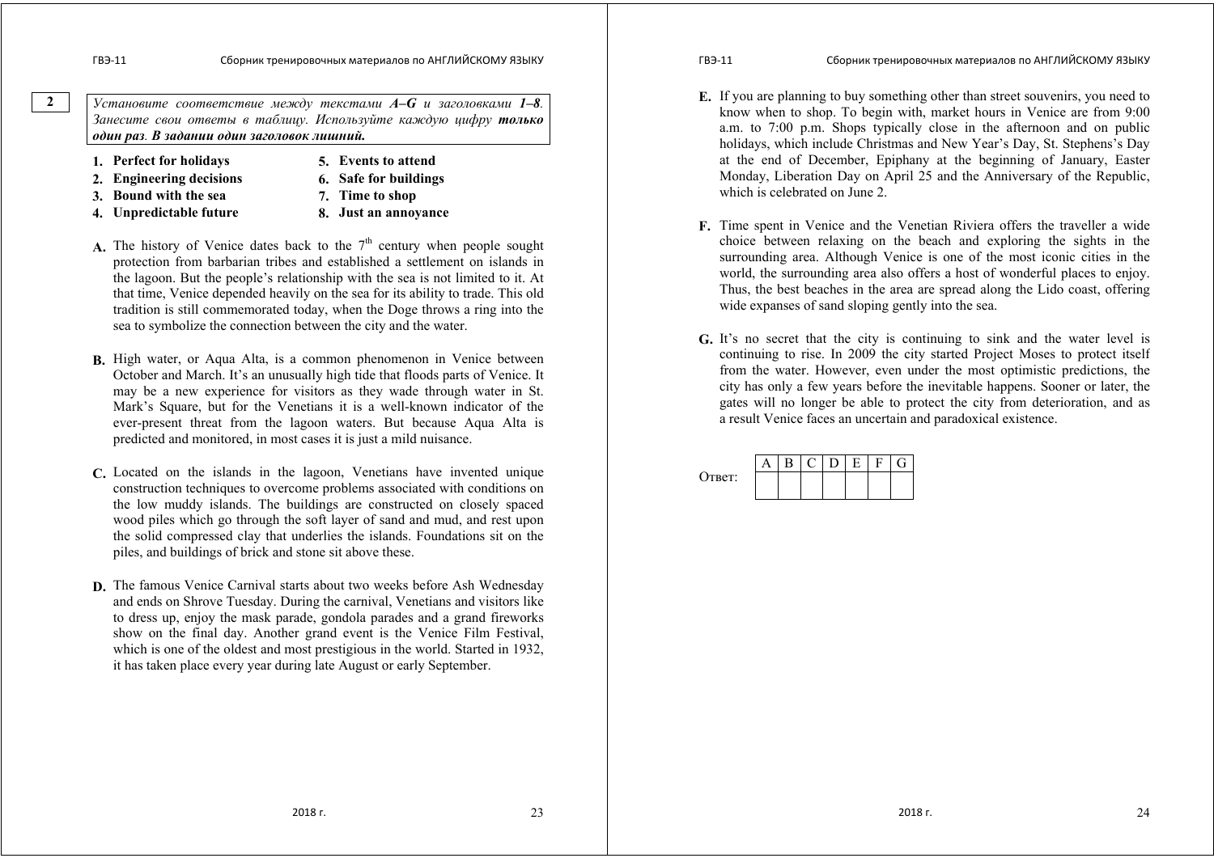**2**

*Установите соответствие между текстами **A–G** и заголовками **1–8**. Занесите свои ответы в таблицу. Используйте каждую цифру **только один раз**. **В задании один заголовок лишний.***

1. **Perfect for holidays**
2. **Engineering decisions**
3. **Bound with the sea**
4. **Unpredictable future**
5. **Events to attend**
6. **Safe for buildings**
7. **Time to shop**
8. **Just an annoyance**

**A.** The history of Venice dates back to the 7th century when people sought protection from barbarian tribes and established a settlement on islands in the lagoon. But the people's relationship with the sea is not limited to it. At that time, Venice depended heavily on the sea for its ability to trade. This old tradition is still commemorated today, when the Doge throws a ring into the sea to symbolize the connection between the city and the water.

**B.** High water, or Aqua Alta, is a common phenomenon in Venice between October and March. It's an unusually high tide that floods parts of Venice. It may be a new experience for visitors as they wade through water in St. Mark's Square, but for the Venetians it is a well-known indicator of the ever-present threat from the lagoon waters. But because Aqua Alta is predicted and monitored, in most cases it is just a mild nuisance.

**C.** Located on the islands in the lagoon, Venetians have invented unique construction techniques to overcome problems associated with conditions on the low muddy islands. The buildings are constructed on closely spaced wood piles which go through the soft layer of sand and mud, and rest upon the solid compressed clay that underlies the islands. Foundations sit on the piles, and buildings of brick and stone sit above these.

**D.** The famous Venice Carnival starts about two weeks before Ash Wednesday and ends on Shrove Tuesday. During the carnival, Venetians and visitors like to dress up, enjoy the mask parade, gondola parades and a grand fireworks show on the final day. Another grand event is the Venice Film Festival, which is one of the oldest and most prestigious in the world. Started in 1932, it has taken place every year during late August or early September.

**E.** If you are planning to buy something other than street souvenirs, you need to know when to shop. To begin with, market hours in Venice are from 9:00 a.m. to 7:00 p.m. Shops typically close in the afternoon and on public holidays, which include Christmas and New Year's Day, St. Stephens's Day at the end of December, Epiphany at the beginning of January, Easter Monday, Liberation Day on April 25 and the Anniversary of the Republic, which is celebrated on June 2.

**F.** Time spent in Venice and the Venetian Riviera offers the traveller a wide choice between relaxing on the beach and exploring the sights in the surrounding area. Although Venice is one of the most iconic cities in the world, the surrounding area also offers a host of wonderful places to enjoy. Thus, the best beaches in the area are spread along the Lido coast, offering wide expanses of sand sloping gently into the sea.

**G.** It's no secret that the city is continuing to sink and the water level is continuing to rise. In 2009 the city started Project Moses to protect itself from the water. However, even under the most optimistic predictions, the city has only a few years before the inevitable happens. Sooner or later, the gates will no longer be able to protect the city from deterioration, and as a result Venice faces an uncertain and paradoxical existence.

Ответ:

| A | B | C | D | E | F | G |
|---|---|---|---|---|---|---|
| | | | | | | |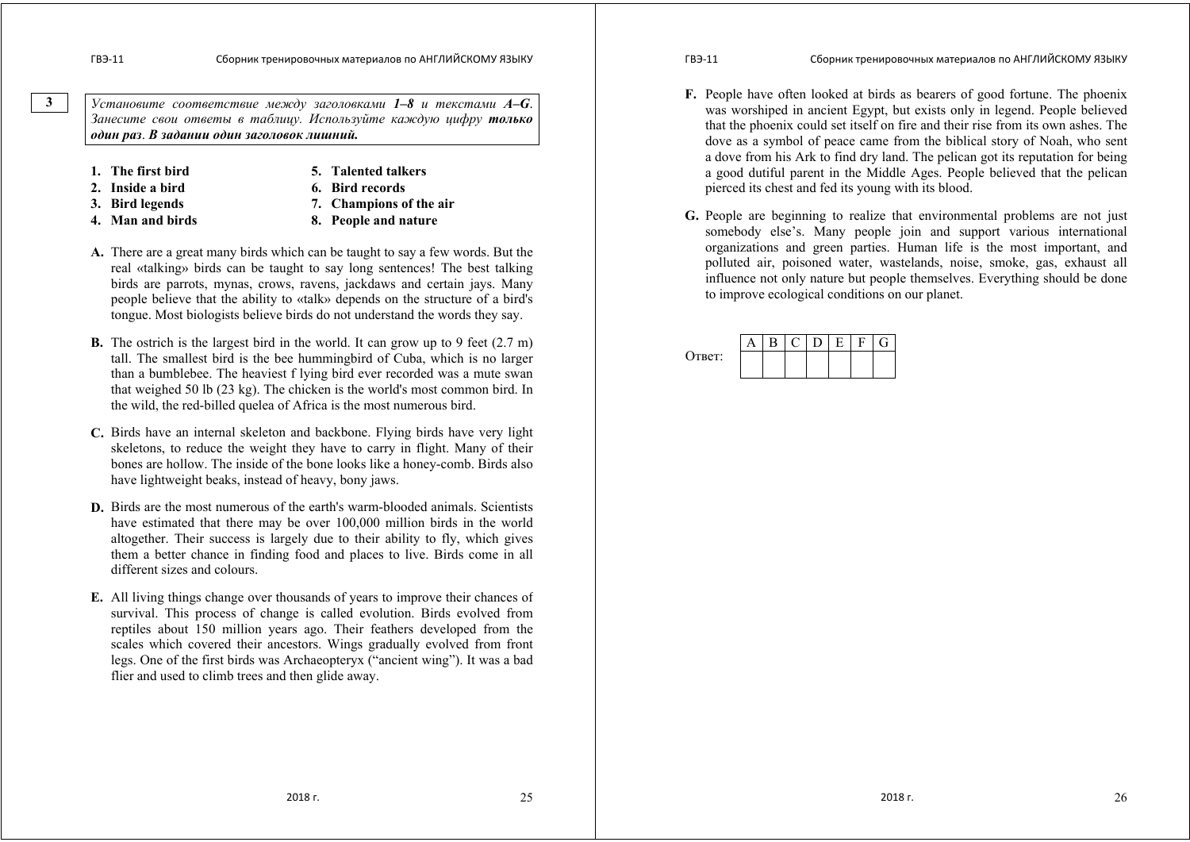**3**

*Установите соответствие между заголовками **1–8** и текстами **A–G**. Занесите свои ответы в таблицу. Используйте каждую цифру **только один раз**. **В задании один заголовок лишний.***

1. **The first bird**
2. **Inside a bird**
3. **Bird legends**
4. **Man and birds**
5. **Talented talkers**
6. **Bird records**
7. **Champions of the air**
8. **People and nature**

**A.** There are a great many birds which can be taught to say a few words. But the real «talking» birds can be taught to say long sentences! The best talking birds are parrots, mynas, crows, ravens, jackdaws and certain jays. Many people believe that the ability to «talk» depends on the structure of a bird's tongue. Most biologists believe birds do not understand the words they say.

**B.** The ostrich is the largest bird in the world. It can grow up to 9 feet (2.7 m) tall. The smallest bird is the bee hummingbird of Cuba, which is no larger than a bumblebee. The heaviest f lying bird ever recorded was a mute swan that weighed 50 lb (23 kg). The chicken is the world's most common bird. In the wild, the red-billed quelea of Africa is the most numerous bird.

**C.** Birds have an internal skeleton and backbone. Flying birds have very light skeletons, to reduce the weight they have to carry in flight. Many of their bones are hollow. The inside of the bone looks like a honey-comb. Birds also have lightweight beaks, instead of heavy, bony jaws.

**D.** Birds are the most numerous of the earth's warm-blooded animals. Scientists have estimated that there may be over 100,000 million birds in the world altogether. Their success is largely due to their ability to fly, which gives them a better chance in finding food and places to live. Birds come in all different sizes and colours.

**E.** All living things change over thousands of years to improve their chances of survival. This process of change is called evolution. Birds evolved from reptiles about 150 million years ago. Their feathers developed from the scales which covered their ancestors. Wings gradually evolved from front legs. One of the first birds was Archaeopteryx ("ancient wing"). It was a bad flier and used to climb trees and then glide away.

**F.** People have often looked at birds as bearers of good fortune. The phoenix was worshiped in ancient Egypt, but exists only in legend. People believed that the phoenix could set itself on fire and their rise from its own ashes. The dove as a symbol of peace came from the biblical story of Noah, who sent a dove from his Ark to find dry land. The pelican got its reputation for being a good dutiful parent in the Middle Ages. People believed that the pelican pierced its chest and fed its young with its blood.

**G.** People are beginning to realize that environmental problems are not just somebody else's. Many people join and support various international organizations and green parties. Human life is the most important, and polluted air, poisoned water, wastelands, noise, smoke, gas, exhaust all influence not only nature but people themselves. Everything should be done to improve ecological conditions on our planet.

Ответ:

| A | B | C | D | E | F | G |
|---|---|---|---|---|---|---|
| | | | | | | |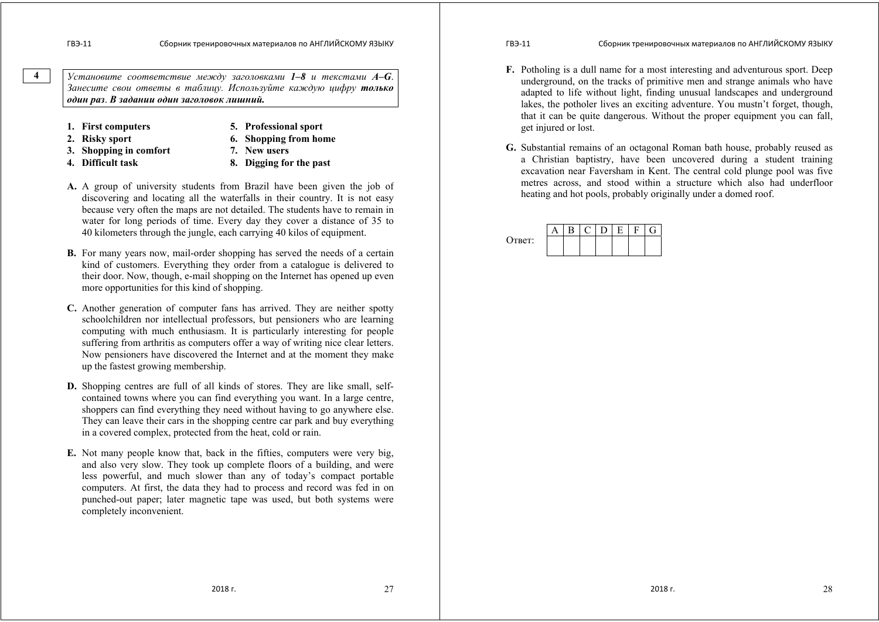**4**

*Установите соответствие между заголовками **1–8** и текстами **A–G**. Занесите свои ответы в таблицу. Используйте каждую цифру **только один раз**. **В задании один заголовок лишний.***

1. **First computers**
2. **Risky sport**
3. **Shopping in comfort**
4. **Difficult task**
5. **Professional sport**
6. **Shopping from home**
7. **New users**
8. **Digging for the past**

**A.** A group of university students from Brazil have been given the job of discovering and locating all the waterfalls in their country. It is not easy because very often the maps are not detailed. The students have to remain in water for long periods of time. Every day they cover a distance of 35 to 40 kilometers through the jungle, each carrying 40 kilos of equipment.

**B.** For many years now, mail-order shopping has served the needs of a certain kind of customers. Everything they order from a catalogue is delivered to their door. Now, though, e-mail shopping on the Internet has opened up even more opportunities for this kind of shopping.

**C.** Another generation of computer fans has arrived. They are neither spotty schoolchildren nor intellectual professors, but pensioners who are learning computing with much enthusiasm. It is particularly interesting for people suffering from arthritis as computers offer a way of writing nice clear letters. Now pensioners have discovered the Internet and at the moment they make up the fastest growing membership.

**D.** Shopping centres are full of all kinds of stores. They are like small, self-contained towns where you can find everything you want. In a large centre, shoppers can find everything they need without having to go anywhere else. They can leave their cars in the shopping centre car park and buy everything in a covered complex, protected from the heat, cold or rain.

**E.** Not many people know that, back in the fifties, computers were very big, and also very slow. They took up complete floors of a building, and were less powerful, and much slower than any of today's compact portable computers. At first, the data they had to process and record was fed in on punched-out paper; later magnetic tape was used, but both systems were completely inconvenient.

**F.** Potholing is a dull name for a most interesting and adventurous sport. Deep underground, on the tracks of primitive men and strange animals who have adapted to life without light, finding unusual landscapes and underground lakes, the potholer lives an exciting adventure. You mustn't forget, though, that it can be quite dangerous. Without the proper equipment you can fall, get injured or lost.

**G.** Substantial remains of an octagonal Roman bath house, probably reused as a Christian baptistry, have been uncovered during a student training excavation near Faversham in Kent. The central cold plunge pool was five metres across, and stood within a structure which also had underfloor heating and hot pools, probably originally under a domed roof.

Ответ:

| A | B | C | D | E | F | G |
|---|---|---|---|---|---|---|
| | | | | | | |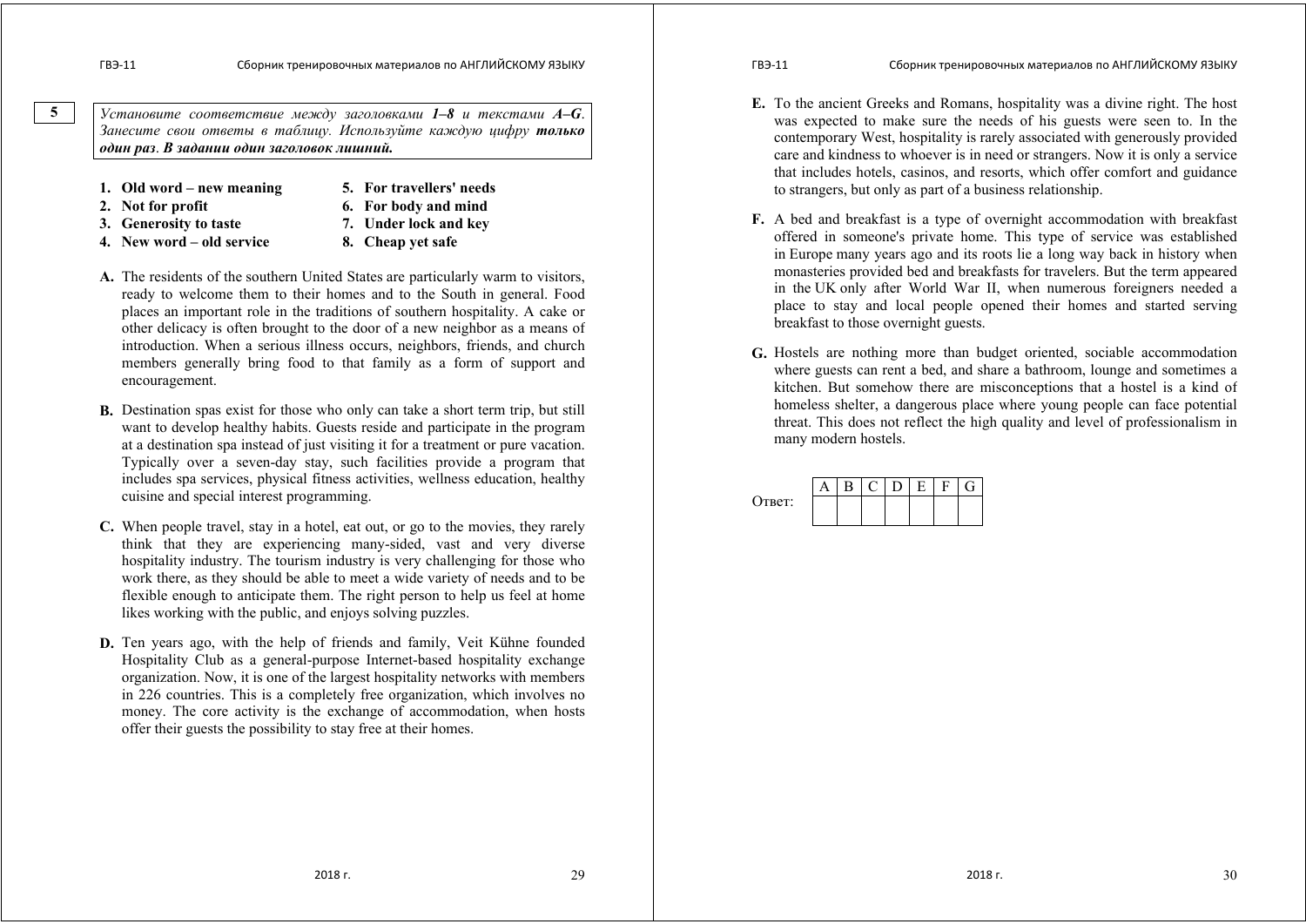**5**

*Установите соответствие между заголовками **1–8** и текстами **A–G**. Занесите свои ответы в таблицу. Используйте каждую цифру **только один раз**. **В задании один заголовок лишний.***

1. **Old word – new meaning**
2. **Not for profit**
3. **Generosity to taste**
4. **New word – old service**
5. **For travellers' needs**
6. **For body and mind**
7. **Under lock and key**
8. **Cheap yet safe**

**A.** The residents of the southern United States are particularly warm to visitors, ready to welcome them to their homes and to the South in general. Food places an important role in the traditions of southern hospitality. A cake or other delicacy is often brought to the door of a new neighbor as a means of introduction. When a serious illness occurs, neighbors, friends, and church members generally bring food to that family as a form of support and encouragement.

**B.** Destination spas exist for those who only can take a short term trip, but still want to develop healthy habits. Guests reside and participate in the program at a destination spa instead of just visiting it for a treatment or pure vacation. Typically over a seven-day stay, such facilities provide a program that includes spa services, physical fitness activities, wellness education, healthy cuisine and special interest programming.

**C.** When people travel, stay in a hotel, eat out, or go to the movies, they rarely think that they are experiencing many-sided, vast and very diverse hospitality industry. The tourism industry is very challenging for those who work there, as they should be able to meet a wide variety of needs and to be flexible enough to anticipate them. The right person to help us feel at home likes working with the public, and enjoys solving puzzles.

**D.** Ten years ago, with the help of friends and family, Veit Kühne founded Hospitality Club as a general-purpose Internet-based hospitality exchange organization. Now, it is one of the largest hospitality networks with members in 226 countries. This is a completely free organization, which involves no money. The core activity is the exchange of accommodation, when hosts offer their guests the possibility to stay free at their homes.

**E.** To the ancient Greeks and Romans, hospitality was a divine right. The host was expected to make sure the needs of his guests were seen to. In the contemporary West, hospitality is rarely associated with generously provided care and kindness to whoever is in need or strangers. Now it is only a service that includes hotels, casinos, and resorts, which offer comfort and guidance to strangers, but only as part of a business relationship.

**F.** A bed and breakfast is a type of overnight accommodation with breakfast offered in someone's private home. This type of service was established in Europe many years ago and its roots lie a long way back in history when monasteries provided bed and breakfasts for travelers. But the term appeared in the UK only after World War II, when numerous foreigners needed a place to stay and local people opened their homes and started serving breakfast to those overnight guests.

**G.** Hostels are nothing more than budget oriented, sociable accommodation where guests can rent a bed, and share a bathroom, lounge and sometimes a kitchen. But somehow there are misconceptions that a hostel is a kind of homeless shelter, a dangerous place where young people can face potential threat. This does not reflect the high quality and level of professionalism in many modern hostels.

Ответ:

| A | B | C | D | E | F | G |
|---|---|---|---|---|---|---|
| | | | | | | |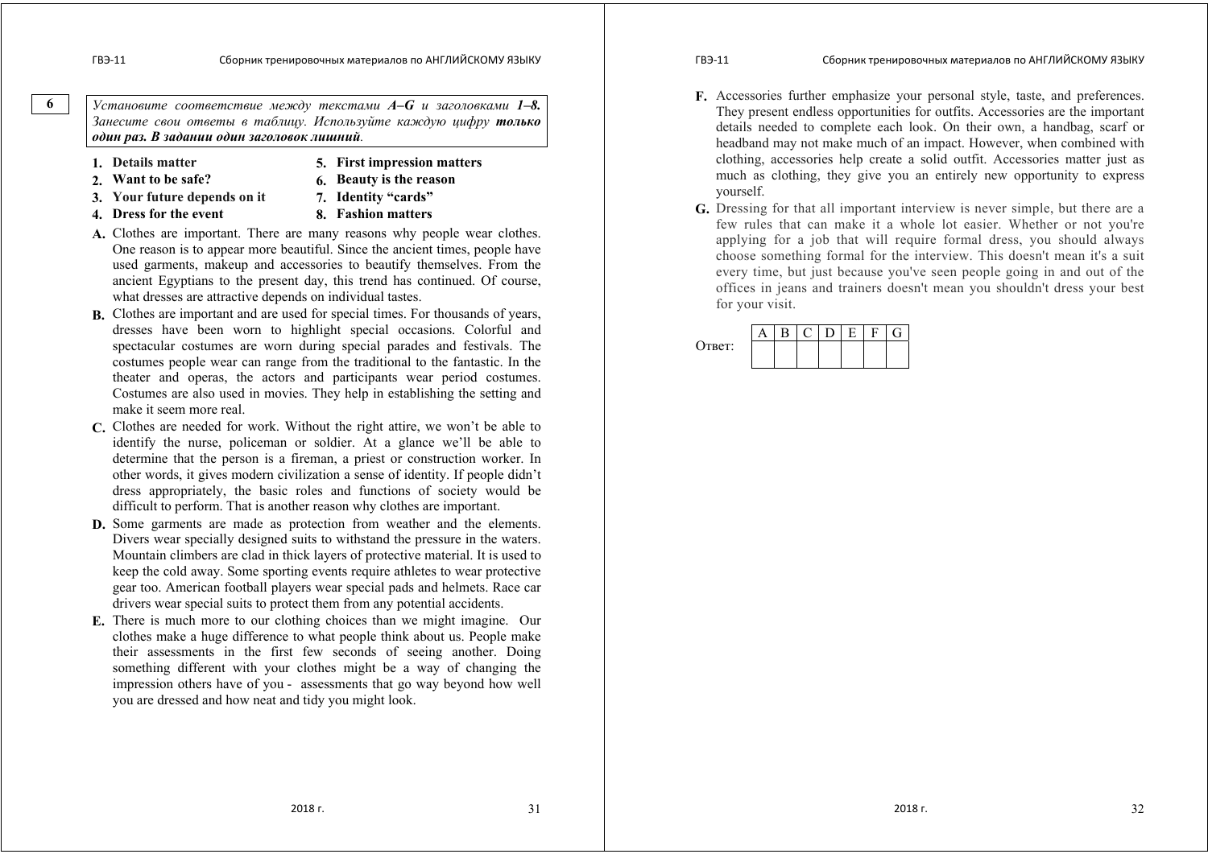**6**

*Установите соответствие между текстами **A–G** и заголовками **1–8.** Занесите свои ответы в таблицу. Используйте каждую цифру **только один раз. В задании один заголовок лишний**.*

1. **Details matter**
2. **Want to be safe?**
3. **Your future depends on it**
4. **Dress for the event**
5. **First impression matters**
6. **Beauty is the reason**
7. **Identity "cards"**
8. **Fashion matters**

**A.** Clothes are important. There are many reasons why people wear clothes. One reason is to appear more beautiful. Since the ancient times, people have used garments, makeup and accessories to beautify themselves. From the ancient Egyptians to the present day, this trend has continued. Of course, what dresses are attractive depends on individual tastes.

**B.** Clothes are important and are used for special times. For thousands of years, dresses have been worn to highlight special occasions. Colorful and spectacular costumes are worn during special parades and festivals. The costumes people wear can range from the traditional to the fantastic. In the theater and operas, the actors and participants wear period costumes. Costumes are also used in movies. They help in establishing the setting and make it seem more real.

**C.** Clothes are needed for work. Without the right attire, we won't be able to identify the nurse, policeman or soldier. At a glance we'll be able to determine that the person is a fireman, a priest or construction worker. In other words, it gives modern civilization a sense of identity. If people didn't dress appropriately, the basic roles and functions of society would be difficult to perform. That is another reason why clothes are important.

**D.** Some garments are made as protection from weather and the elements. Divers wear specially designed suits to withstand the pressure in the waters. Mountain climbers are clad in thick layers of protective material. It is used to keep the cold away. Some sporting events require athletes to wear protective gear too. American football players wear special pads and helmets. Race car drivers wear special suits to protect them from any potential accidents.

**E.** There is much more to our clothing choices than we might imagine. Our clothes make a huge difference to what people think about us. People make their assessments in the first few seconds of seeing another. Doing something different with your clothes might be a way of changing the impression others have of you - assessments that go way beyond how well you are dressed and how neat and tidy you might look.

**F.** Accessories further emphasize your personal style, taste, and preferences. They present endless opportunities for outfits. Accessories are the important details needed to complete each look. On their own, a handbag, scarf or headband may not make much of an impact. However, when combined with clothing, accessories help create a solid outfit. Accessories matter just as much as clothing, they give you an entirely new opportunity to express yourself.

**G.** Dressing for that all important interview is never simple, but there are a few rules that can make it a whole lot easier. Whether or not you're applying for a job that will require formal dress, you should always choose something formal for the interview. This doesn't mean it's a suit every time, but just because you've seen people going in and out of the offices in jeans and trainers doesn't mean you shouldn't dress your best for your visit.

Ответ:

| A | B | C | D | E | F | G |
|---|---|---|---|---|---|---|
| | | | | | | |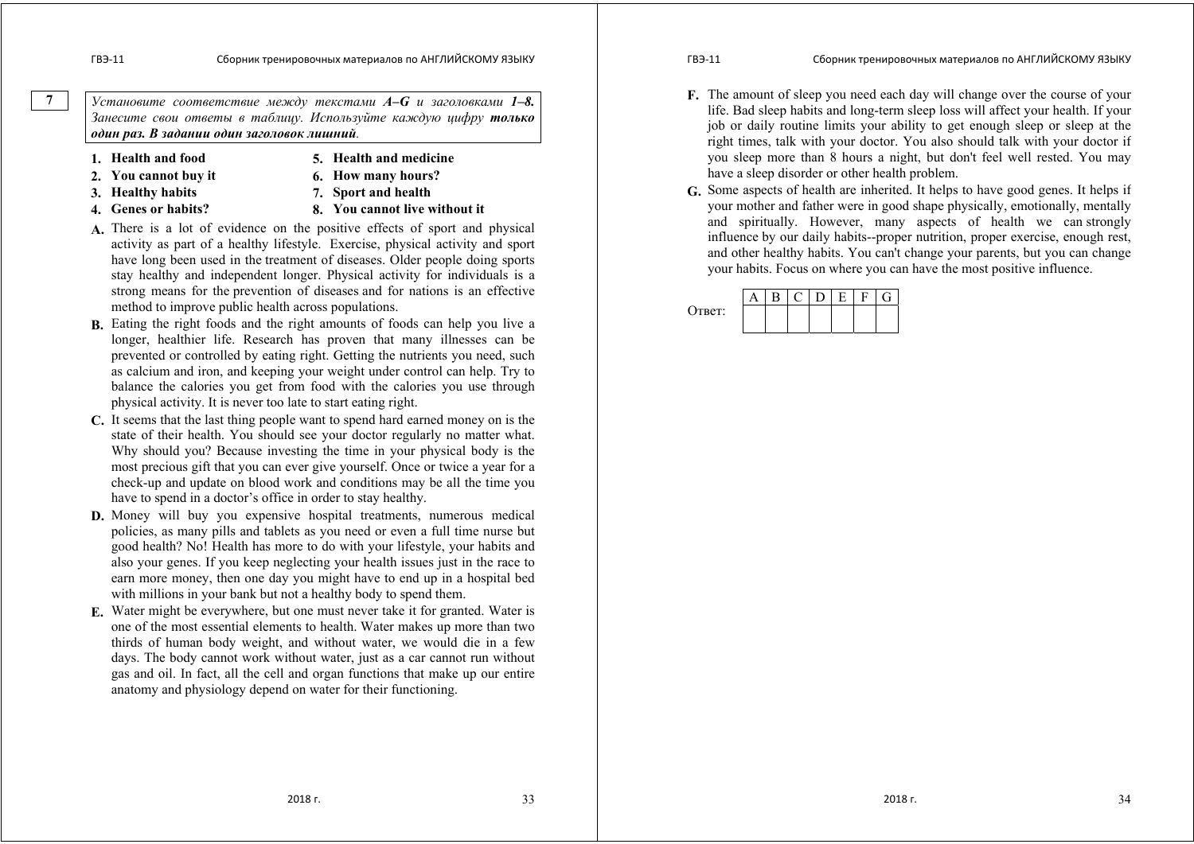**7**

*Установите соответствие между текстами **A–G** и заголовками **1–8.** Занесите свои ответы в таблицу. Используйте каждую цифру **только один раз. В задании один заголовок лишний**.*

1. **Health and food**
2. **You cannot buy it**
3. **Healthy habits**
4. **Genes or habits?**
5. **Health and medicine**
6. **How many hours?**
7. **Sport and health**
8. **You cannot live without it**

**A.** There is a lot of evidence on the positive effects of sport and physical activity as part of a healthy lifestyle. Exercise, physical activity and sport have long been used in the treatment of diseases. Older people doing sports stay healthy and independent longer. Physical activity for individuals is a strong means for the prevention of diseases and for nations is an effective method to improve public health across populations.

**B.** Eating the right foods and the right amounts of foods can help you live a longer, healthier life. Research has proven that many illnesses can be prevented or controlled by eating right. Getting the nutrients you need, such as calcium and iron, and keeping your weight under control can help. Try to balance the calories you get from food with the calories you use through physical activity. It is never too late to start eating right.

**C.** It seems that the last thing people want to spend hard earned money on is the state of their health. You should see your doctor regularly no matter what. Why should you? Because investing the time in your physical body is the most precious gift that you can ever give yourself. Once or twice a year for a check-up and update on blood work and conditions may be all the time you have to spend in a doctor's office in order to stay healthy.

**D.** Money will buy you expensive hospital treatments, numerous medical policies, as many pills and tablets as you need or even a full time nurse but good health? No! Health has more to do with your lifestyle, your habits and also your genes. If you keep neglecting your health issues just in the race to earn more money, then one day you might have to end up in a hospital bed with millions in your bank but not a healthy body to spend them.

**E.** Water might be everywhere, but one must never take it for granted. Water is one of the most essential elements to health. Water makes up more than two thirds of human body weight, and without water, we would die in a few days. The body cannot work without water, just as a car cannot run without gas and oil. In fact, all the cell and organ functions that make up our entire anatomy and physiology depend on water for their functioning.

**F.** The amount of sleep you need each day will change over the course of your life. Bad sleep habits and long-term sleep loss will affect your health. If your job or daily routine limits your ability to get enough sleep or sleep at the right times, talk with your doctor. You also should talk with your doctor if you sleep more than 8 hours a night, but don't feel well rested. You may have a sleep disorder or other health problem.

**G.** Some aspects of health are inherited. It helps to have good genes. It helps if your mother and father were in good shape physically, emotionally, mentally and spiritually. However, many aspects of health we can strongly influence by our daily habits--proper nutrition, proper exercise, enough rest, and other healthy habits. You can't change your parents, but you can change your habits. Focus on where you can have the most positive influence.

Ответ:

| A | B | C | D | E | F | G |
|---|---|---|---|---|---|---|
| | | | | | | |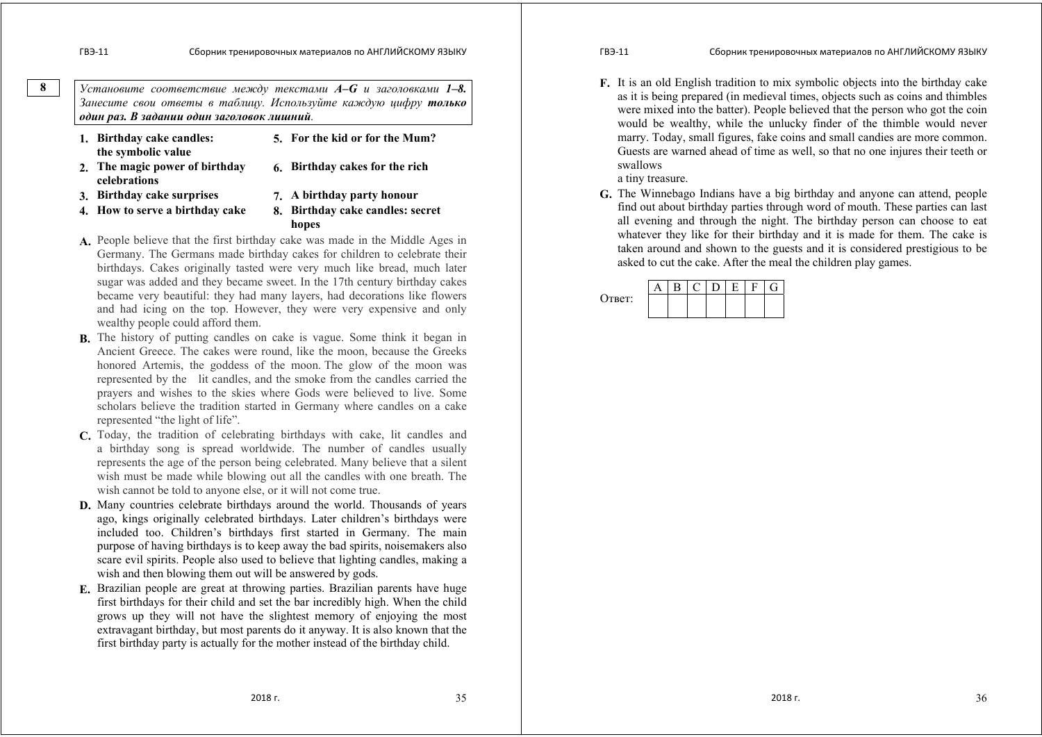**8**

*Установите соответствие между текстами **A–G** и заголовками **1–8.** Занесите свои ответы в таблицу. Используйте каждую цифру **только один раз. В задании один заголовок лишний**.*

1. **Birthday cake candles: the symbolic value**
2. **The magic power of birthday celebrations**
3. **Birthday cake surprises**
4. **How to serve a birthday cake**
5. **For the kid or for the Mum?**
6. **Birthday cakes for the rich**
7. **A birthday party honour**
8. **Birthday cake candles: secret hopes**

**A.** People believe that the first birthday cake was made in the Middle Ages in Germany. The Germans made birthday cakes for children to celebrate their birthdays. Cakes originally tasted were very much like bread, much later sugar was added and they became sweet. In the 17th century birthday cakes became very beautiful: they had many layers, had decorations like flowers and had icing on the top. However, they were very expensive and only wealthy people could afford them.

**B.** The history of putting candles on cake is vague. Some think it began in Ancient Greece. The cakes were round, like the moon, because the Greeks honored Artemis, the goddess of the moon. The glow of the moon was represented by the lit candles, and the smoke from the candles carried the prayers and wishes to the skies where Gods were believed to live. Some scholars believe the tradition started in Germany where candles on a cake represented "the light of life".

**C.** Today, the tradition of celebrating birthdays with cake, lit candles and a birthday song is spread worldwide. The number of candles usually represents the age of the person being celebrated. Many believe that a silent wish must be made while blowing out all the candles with one breath. The wish cannot be told to anyone else, or it will not come true.

**D.** Many countries celebrate birthdays around the world. Thousands of years ago, kings originally celebrated birthdays. Later children's birthdays were included too. Children's birthdays first started in Germany. The main purpose of having birthdays is to keep away the bad spirits, noisemakers also scare evil spirits. People also used to believe that lighting candles, making a wish and then blowing them out will be answered by gods.

**E.** Brazilian people are great at throwing parties. Brazilian parents have huge first birthdays for their child and set the bar incredibly high. When the child grows up they will not have the slightest memory of enjoying the most extravagant birthday, but most parents do it anyway. It is also known that the first birthday party is actually for the mother instead of the birthday child.

**F.** It is an old English tradition to mix symbolic objects into the birthday cake as it is being prepared (in medieval times, objects such as coins and thimbles were mixed into the batter). People believed that the person who got the coin would be wealthy, while the unlucky finder of the thimble would never marry. Today, small figures, fake coins and small candies are more common. Guests are warned ahead of time as well, so that no one injures their teeth or swallows
a tiny treasure.

**G.** The Winnebago Indians have a big birthday and anyone can attend, people find out about birthday parties through word of mouth. These parties can last all evening and through the night. The birthday person can choose to eat whatever they like for their birthday and it is made for them. The cake is taken around and shown to the guests and it is considered prestigious to be asked to cut the cake. After the meal the children play games.

Ответ:

| A | B | C | D | E | F | G |
|---|---|---|---|---|---|---|
| | | | | | | |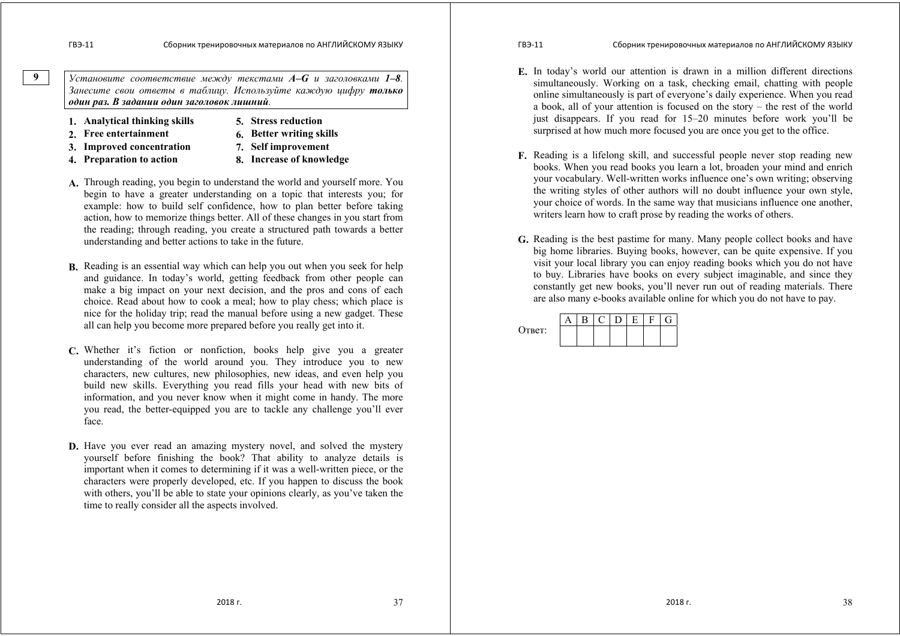**9**

*Установите соответствие между текстами **A–G** и заголовками **1–8**. Занесите свои ответы в таблицу. Используйте каждую цифру **только один раз. В задании один заголовок лишний**.*

1. **Analytical thinking skills**
2. **Free entertainment**
3. **Improved concentration**
4. **Preparation to action**
5. **Stress reduction**
6. **Better writing skills**
7. **Self improvement**
8. **Increase of knowledge**

**A.** Through reading, you begin to understand the world and yourself more. You begin to have a greater understanding on a topic that interests you; for example: how to build self confidence, how to plan better before taking action, how to memorize things better. All of these changes in you start from the reading; through reading, you create a structured path towards a better understanding and better actions to take in the future.

**B.** Reading is an essential way which can help you out when you seek for help and guidance. In today's world, getting feedback from other people can make a big impact on your next decision, and the pros and cons of each choice. Read about how to cook a meal; how to play chess; which place is nice for the holiday trip; read the manual before using a new gadget. These all can help you become more prepared before you really get into it.

**C.** Whether it's fiction or nonfiction, books help give you a greater understanding of the world around you. They introduce you to new characters, new cultures, new philosophies, new ideas, and even help you build new skills. Everything you read fills your head with new bits of information, and you never know when it might come in handy. The more you read, the better-equipped you are to tackle any challenge you'll ever face.

**D.** Have you ever read an amazing mystery novel, and solved the mystery yourself before finishing the book? That ability to analyze details is important when it comes to determining if it was a well-written piece, or the characters were properly developed, etc. If you happen to discuss the book with others, you'll be able to state your opinions clearly, as you've taken the time to really consider all the aspects involved.

**E.** In today's world our attention is drawn in a million different directions simultaneously. Working on a task, checking email, chatting with people online simultaneously is part of everyone's daily experience. When you read a book, all of your attention is focused on the story – the rest of the world just disappears. If you read for 15–20 minutes before work you'll be surprised at how much more focused you are once you get to the office.

**F.** Reading is a lifelong skill, and successful people never stop reading new books. When you read books you learn a lot, broaden your mind and enrich your vocabulary. Well-written works influence one's own writing; observing the writing styles of other authors will no doubt influence your own style, your choice of words. In the same way that musicians influence one another, writers learn how to craft prose by reading the works of others.

**G.** Reading is the best pastime for many. Many people collect books and have big home libraries. Buying books, however, can be quite expensive. If you visit your local library you can enjoy reading books which you do not have to buy. Libraries have books on every subject imaginable, and since they constantly get new books, you'll never run out of reading materials. There are also many e-books available online for which you do not have to pay.

Ответ:

| A | B | C | D | E | F | G |
|---|---|---|---|---|---|---|
|   |   |   |   |   |   |   |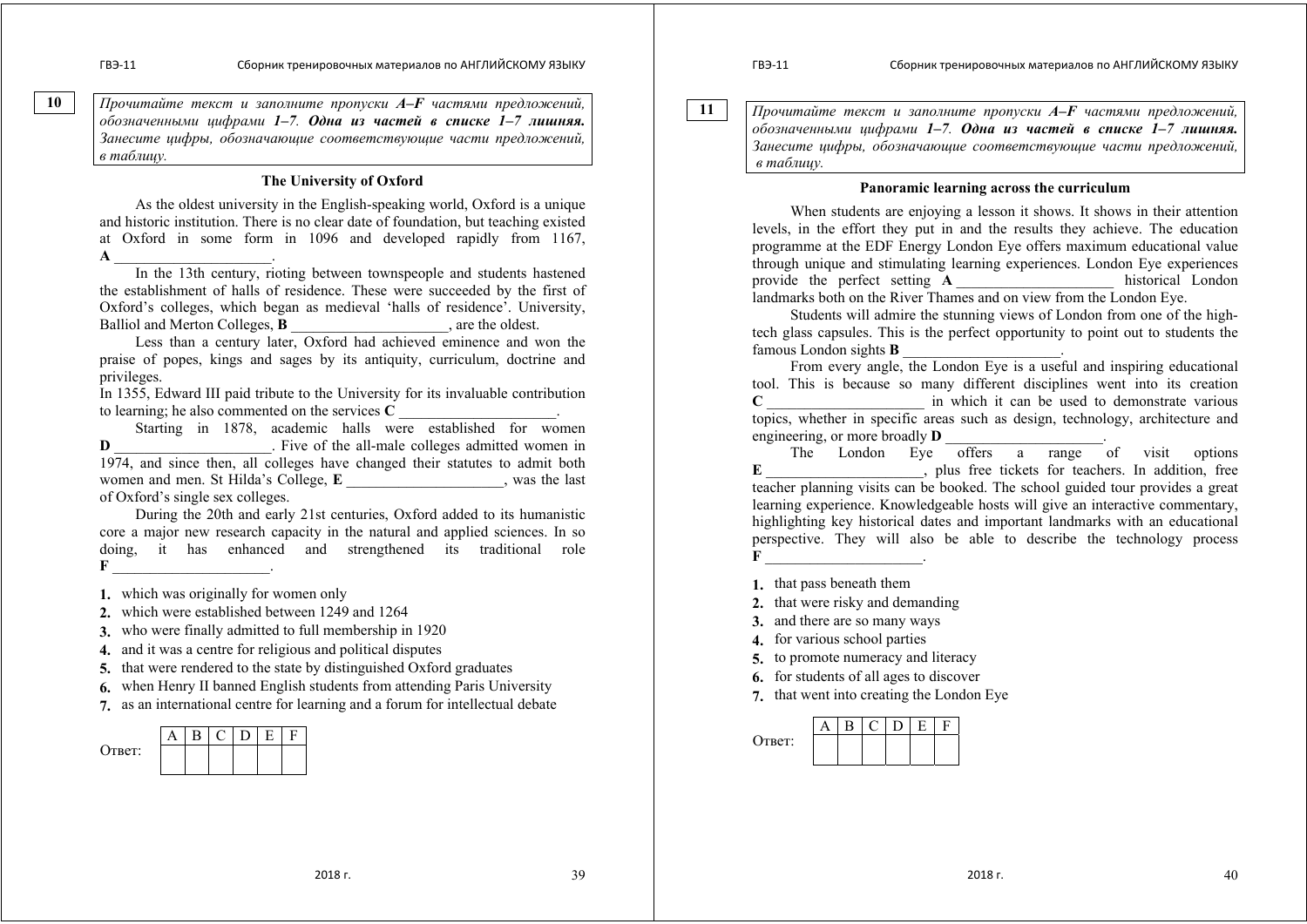**10**

*Прочитайте текст и заполните пропуски A–F частями предложений, обозначенными цифрами 1–7.* ***Одна из частей в списке 1–7 лишняя.*** *Занесите цифры, обозначающие соответствующие части предложений, в таблицу.*

### The University of Oxford

As the oldest university in the English-speaking world, Oxford is a unique and historic institution. There is no clear date of foundation, but teaching existed at Oxford in some form in 1096 and developed rapidly from 1167, **A** _____________________.

In the 13th century, rioting between townspeople and students hastened the establishment of halls of residence. These were succeeded by the first of Oxford's colleges, which began as medieval 'halls of residence'. University, Balliol and Merton Colleges, **B** _____________________, are the oldest.

Less than a century later, Oxford had achieved eminence and won the praise of popes, kings and sages by its antiquity, curriculum, doctrine and privileges.

In 1355, Edward III paid tribute to the University for its invaluable contribution to learning; he also commented on the services **C** _____________________.

Starting in 1878, academic halls were established for women **D** _____________________. Five of the all-male colleges admitted women in 1974, and since then, all colleges have changed their statutes to admit both women and men. St Hilda's College, **E** _____________________, was the last of Oxford's single sex colleges.

During the 20th and early 21st centuries, Oxford added to its humanistic core a major new research capacity in the natural and applied sciences. In so doing, it has enhanced and strengthened its traditional role **F** _____________________.

1. which was originally for women only
2. which were established between 1249 and 1264
3. who were finally admitted to full membership in 1920
4. and it was a centre for religious and political disputes
5. that were rendered to the state by distinguished Oxford graduates
6. when Henry II banned English students from attending Paris University
7. as an international centre for learning and a forum for intellectual debate

Ответ:

| A | B | C | D | E | F |
|---|---|---|---|---|---|
| | | | | | |

**11**

*Прочитайте текст и заполните пропуски A–F частями предложений, обозначенными цифрами 1–7.* ***Одна из частей в списке 1–7 лишняя.*** *Занесите цифры, обозначающие соответствующие части предложений, в таблицу.*

### Panoramic learning across the curriculum

When students are enjoying a lesson it shows. It shows in their attention levels, in the effort they put in and the results they achieve. The education programme at the EDF Energy London Eye offers maximum educational value through unique and stimulating learning experiences. London Eye experiences provide the perfect setting **A** _____________________ historical London landmarks both on the River Thames and on view from the London Eye.

Students will admire the stunning views of London from one of the high-tech glass capsules. This is the perfect opportunity to point out to students the famous London sights **B** _____________________.

From every angle, the London Eye is a useful and inspiring educational tool. This is because so many different disciplines went into its creation **C** _____________________ in which it can be used to demonstrate various topics, whether in specific areas such as design, technology, architecture and engineering, or more broadly **D** _____________________.

The London Eye offers a range of visit options **E** _____________________, plus free tickets for teachers. In addition, free teacher planning visits can be booked. The school guided tour provides a great learning experience. Knowledgeable hosts will give an interactive commentary, highlighting key historical dates and important landmarks with an educational perspective. They will also be able to describe the technology process **F** _____________________.

1. that pass beneath them
2. that were risky and demanding
3. and there are so many ways
4. for various school parties
5. to promote numeracy and literacy
6. for students of all ages to discover
7. that went into creating the London Eye

Ответ:

| A | B | C | D | E | F |
|---|---|---|---|---|---|
| | | | | | |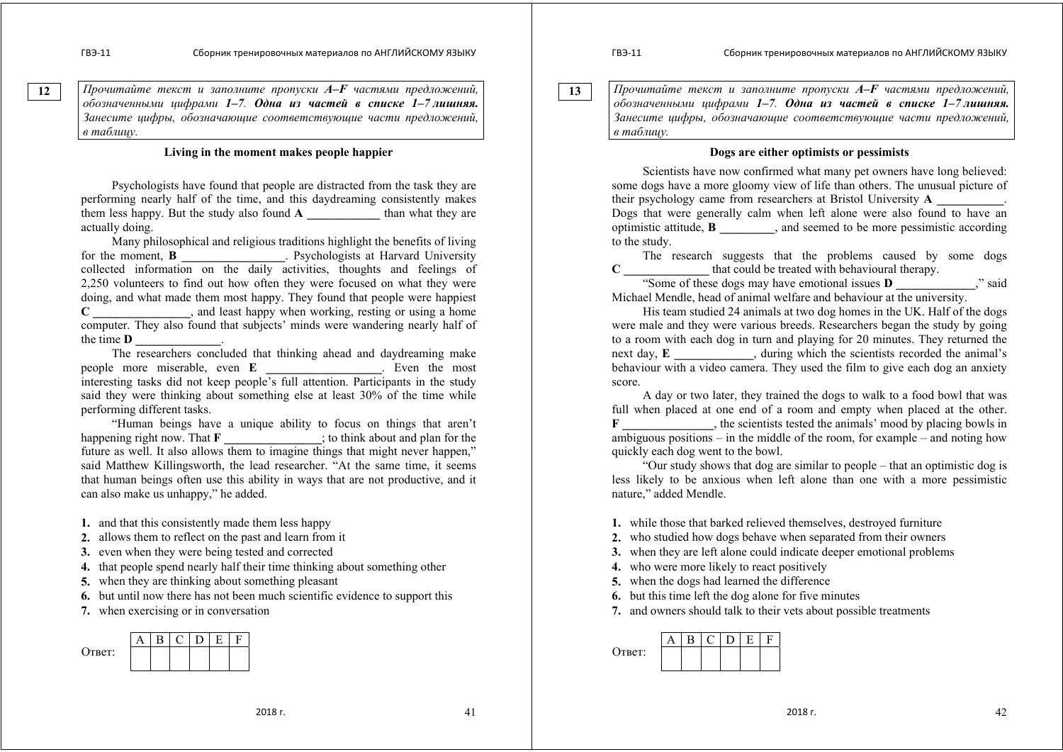**12**

*Прочитайте текст и заполните пропуски **A–F** частями предложений, обозначенными цифрами **1–7**. **Одна из частей в списке 1–7 лишняя.** Занесите цифры, обозначающие соответствующие части предложений, в таблицу.*

### Living in the moment makes people happier

Psychologists have found that people are distracted from the task they are performing nearly half of the time, and this daydreaming consistently makes them less happy. But the study also found **A** ____________ than what they are actually doing.

Many philosophical and religious traditions highlight the benefits of living for the moment, **B** ________________. Psychologists at Harvard University collected information on the daily activities, thoughts and feelings of 2,250 volunteers to find out how often they were focused on what they were doing, and what made them most happy. They found that people were happiest **C** ________________, and least happy when working, resting or using a home computer. They also found that subjects' minds were wandering nearly half of the time **D** ______________.

The researchers concluded that thinking ahead and daydreaming make people more miserable, even **E** ___________________. Even the most interesting tasks did not keep people's full attention. Participants in the study said they were thinking about something else at least 30% of the time while performing different tasks.

"Human beings have a unique ability to focus on things that aren't happening right now. That **F** ________________; to think about and plan for the future as well. It also allows them to imagine things that might never happen," said Matthew Killingsworth, the lead researcher. "At the same time, it seems that human beings often use this ability in ways that are not productive, and it can also make us unhappy," he added.

1. and that this consistently made them less happy
2. allows them to reflect on the past and learn from it
3. even when they were being tested and corrected
4. that people spend nearly half their time thinking about something other
5. when they are thinking about something pleasant
6. but until now there has not been much scientific evidence to support this
7. when exercising or in conversation

Ответ:

| A | B | C | D | E | F |
|---|---|---|---|---|---|
| | | | | | |

**13**

*Прочитайте текст и заполните пропуски **A–F** частями предложений, обозначенными цифрами **1–7**. **Одна из частей в списке 1–7 лишняя.** Занесите цифры, обозначающие соответствующие части предложений, в таблицу.*

### Dogs are either optimists or pessimists

Scientists have now confirmed what many pet owners have long believed: some dogs have a more gloomy view of life than others. The unusual picture of their psychology came from researchers at Bristol University **A** ___________. Dogs that were generally calm when left alone were also found to have an optimistic attitude, **B** _________, and seemed to be more pessimistic according to the study.

The research suggests that the problems caused by some dogs **C** ______________ that could be treated with behavioural therapy.

"Some of these dogs may have emotional issues **D** _____________," said Michael Mendle, head of animal welfare and behaviour at the university.

His team studied 24 animals at two dog homes in the UK. Half of the dogs were male and they were various breeds. Researchers began the study by going to a room with each dog in turn and playing for 20 minutes. They returned the next day, **E** _____________, during which the scientists recorded the animal's behaviour with a video camera. They used the film to give each dog an anxiety score.

A day or two later, they trained the dogs to walk to a food bowl that was full when placed at one end of a room and empty when placed at the other. **F** _______________, the scientists tested the animals' mood by placing bowls in ambiguous positions – in the middle of the room, for example – and noting how quickly each dog went to the bowl.

"Our study shows that dog are similar to people – that an optimistic dog is less likely to be anxious when left alone than one with a more pessimistic nature," added Mendle.

1. while those that barked relieved themselves, destroyed furniture
2. who studied how dogs behave when separated from their owners
3. when they are left alone could indicate deeper emotional problems
4. who were more likely to react positively
5. when the dogs had learned the difference
6. but this time left the dog alone for five minutes
7. and owners should talk to their vets about possible treatments

Ответ:

| A | B | C | D | E | F |
|---|---|---|---|---|---|
| | | | | | |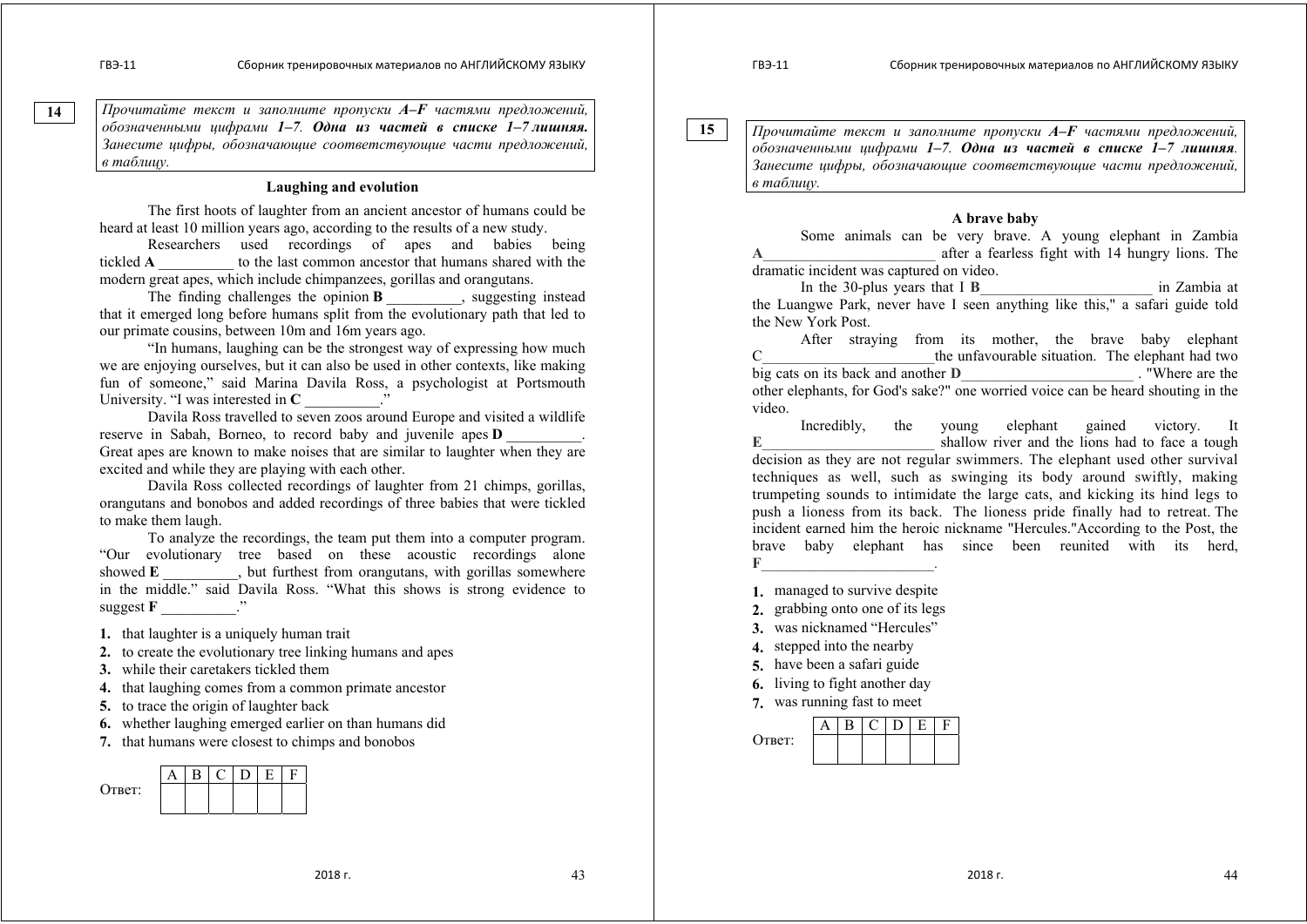**14**

*Прочитайте текст и заполните пропуски A–F частями предложений, обозначенными цифрами 1–7. **Одна из частей в списке 1–7 лишняя.** Занесите цифры, обозначающие соответствующие части предложений, в таблицу.*

### Laughing and evolution

The first hoots of laughter from an ancient ancestor of humans could be heard at least 10 million years ago, according to the results of a new study.

Researchers used recordings of apes and babies being tickled **A** __________ to the last common ancestor that humans shared with the modern great apes, which include chimpanzees, gorillas and orangutans.

The finding challenges the opinion **B** __________, suggesting instead that it emerged long before humans split from the evolutionary path that led to our primate cousins, between 10m and 16m years ago.

"In humans, laughing can be the strongest way of expressing how much we are enjoying ourselves, but it can also be used in other contexts, like making fun of someone," said Marina Davila Ross, a psychologist at Portsmouth University. "I was interested in **C** __________."

Davila Ross travelled to seven zoos around Europe and visited a wildlife reserve in Sabah, Borneo, to record baby and juvenile apes **D** __________. Great apes are known to make noises that are similar to laughter when they are excited and while they are playing with each other.

Davila Ross collected recordings of laughter from 21 chimps, gorillas, orangutans and bonobos and added recordings of three babies that were tickled to make them laugh.

To analyze the recordings, the team put them into a computer program. "Our evolutionary tree based on these acoustic recordings alone showed **E** __________, but furthest from orangutans, with gorillas somewhere in the middle." said Davila Ross. "What this shows is strong evidence to suggest **F** __________."

1. that laughter is a uniquely human trait
2. to create the evolutionary tree linking humans and apes
3. while their caretakers tickled them
4. that laughing comes from a common primate ancestor
5. to trace the origin of laughter back
6. whether laughing emerged earlier on than humans did
7. that humans were closest to chimps and bonobos

Ответ:

| A | B | C | D | E | F |
|---|---|---|---|---|---|
|   |   |   |   |   |   |

**15**

*Прочитайте текст и заполните пропуски A–F частями предложений, обозначенными цифрами 1–7. **Одна из частей в списке 1–7 лишняя.** Занесите цифры, обозначающие соответствующие части предложений, в таблицу.*

### A brave baby

Some animals can be very brave. A young elephant in Zambia **A**______________________ after a fearless fight with 14 hungry lions. The dramatic incident was captured on video.

In the 30-plus years that I **B**______________________ in Zambia at the Luangwe Park, never have I seen anything like this," a safari guide told the New York Post.

After straying from its mother, the brave baby elephant C______________________the unfavourable situation. The elephant had two big cats on its back and another **D**______________________ . "Where are the other elephants, for God's sake?" one worried voice can be heard shouting in the video.

Incredibly, the young elephant gained victory. It **E**______________________ shallow river and the lions had to face a tough decision as they are not regular swimmers. The elephant used other survival techniques as well, such as swinging its body around swiftly, making trumpeting sounds to intimidate the large cats, and kicking its hind legs to push a lioness from its back. The lioness pride finally had to retreat. The incident earned him the heroic nickname "Hercules."According to the Post, the brave baby elephant has since been reunited with its herd, **F**______________________.

1. managed to survive despite
2. grabbing onto one of its legs
3. was nicknamed "Hercules"
4. stepped into the nearby
5. have been a safari guide
6. living to fight another day
7. was running fast to meet

Ответ:

| A | B | C | D | E | F |
|---|---|---|---|---|---|
|   |   |   |   |   |   |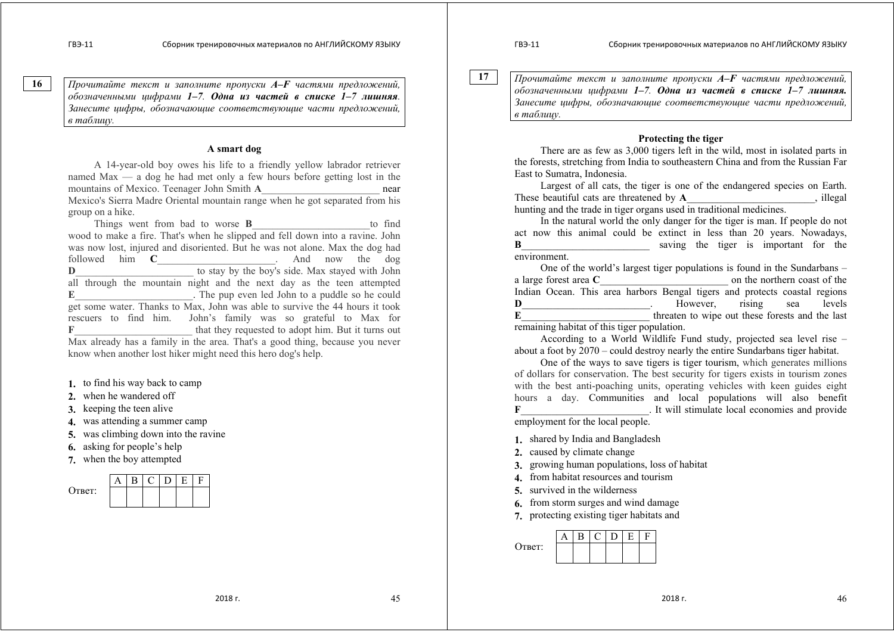**16**

*Прочитайте текст и заполните пропуски A–F частями предложений, обозначенными цифрами 1–7. **Одна из частей в списке 1–7 лишняя**. Занесите цифры, обозначающие соответствующие части предложений, в таблицу.*

### A smart dog

A 14-year-old boy owes his life to a friendly yellow labrador retriever named Max — a dog he had met only a few hours before getting lost in the mountains of Mexico. Teenager John Smith **A**______________________ near Mexico's Sierra Madre Oriental mountain range when he got separated from his group on a hike.

Things went from bad to worse **B**______________________to find wood to make a fire. That's when he slipped and fell down into a ravine. John was now lost, injured and disoriented. But he was not alone. Max the dog had followed him **C**______________________. And now the dog **D**______________________ to stay by the boy's side. Max stayed with John all through the mountain night and the next day as the teen attempted **E**______________________. The pup even led John to a puddle so he could get some water. Thanks to Max, John was able to survive the 44 hours it took rescuers to find him. John's family was so grateful to Max for **F**______________________ that they requested to adopt him. But it turns out Max already has a family in the area. That's a good thing, because you never know when another lost hiker might need this hero dog's help.

1. to find his way back to camp
2. when he wandered off
3. keeping the teen alive
4. was attending a summer camp
5. was climbing down into the ravine
6. asking for people's help
7. when the boy attempted

Ответ:

| A | B | C | D | E | F |
|---|---|---|---|---|---|
| | | | | | |

**17**

*Прочитайте текст и заполните пропуски A–F частями предложений, обозначенными цифрами 1–7. **Одна из частей в списке 1–7 лишняя.** Занесите цифры, обозначающие соответствующие части предложений, в таблицу.*

### Protecting the tiger

There are as few as 3,000 tigers left in the wild, most in isolated parts in the forests, stretching from India to southeastern China and from the Russian Far East to Sumatra, Indonesia.

Largest of all cats, the tiger is one of the endangered species on Earth. These beautiful cats are threatened by **A**________________________, illegal hunting and the trade in tiger organs used in traditional medicines.

In the natural world the only danger for the tiger is man. If people do not act now this animal could be extinct in less than 20 years. Nowadays, **B**________________________ saving the tiger is important for the environment.

One of the world's largest tiger populations is found in the Sundarbans – a large forest area **C**________________________ on the northern coast of the Indian Ocean. This area harbors Bengal tigers and protects coastal regions **D**________________________. However, rising sea levels **E**________________________ threaten to wipe out these forests and the last remaining habitat of this tiger population.

According to a World Wildlife Fund study, projected sea level rise – about a foot by 2070 – could destroy nearly the entire Sundarbans tiger habitat.

One of the ways to save tigers is tiger tourism, which generates millions of dollars for conservation. The best security for tigers exists in tourism zones with the best anti-poaching units, operating vehicles with keen guides eight hours a day. Communities and local populations will also benefit **F**________________________. It will stimulate local economies and provide employment for the local people.

1. shared by India and Bangladesh
2. caused by climate change
3. growing human populations, loss of habitat
4. from habitat resources and tourism
5. survived in the wilderness
6. from storm surges and wind damage
7. protecting existing tiger habitats and

Ответ:

| A | B | C | D | E | F |
|---|---|---|---|---|---|
| | | | | | |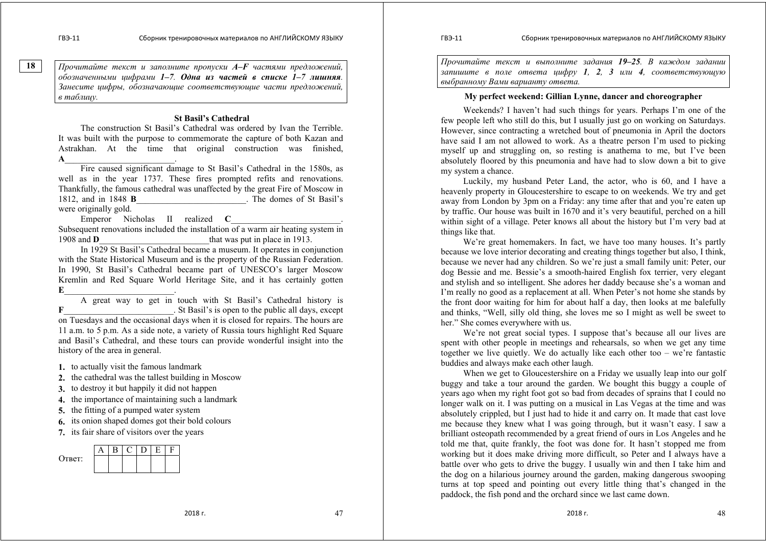**18**

*Прочитайте текст и заполните пропуски **A–F** частями предложений, обозначенными цифрами **1–7**. **Одна из частей в списке 1–7 лишняя**. Занесите цифры, обозначающие соответствующие части предложений, в таблицу.*

### St Basil's Cathedral

The construction St Basil's Cathedral was ordered by Ivan the Terrible. It was built with the purpose to commemorate the capture of both Kazan and Astrakhan. At the time that original construction was finished, **A**________________________.

Fire caused significant damage to St Basil's Cathedral in the 1580s, as well as in the year 1737. These fires prompted refits and renovations. Thankfully, the famous cathedral was unaffected by the great Fire of Moscow in 1812, and in 1848 **B**________________________. The domes of St Basil's were originally gold.

Emperor Nicholas II realized **C**________________________. Subsequent renovations included the installation of a warm air heating system in 1908 and **D**________________________that was put in place in 1913.

In 1929 St Basil's Cathedral became a museum. It operates in conjunction with the State Historical Museum and is the property of the Russian Federation. In 1990, St Basil's Cathedral became part of UNESCO's larger Moscow Kremlin and Red Square World Heritage Site, and it has certainly gotten **E**________________________.

A great way to get in touch with St Basil's Cathedral history is **F**________________________. St Basil's is open to the public all days, except on Tuesdays and the occasional days when it is closed for repairs. The hours are 11 a.m. to 5 p.m. As a side note, a variety of Russia tours highlight Red Square and Basil's Cathedral, and these tours can provide wonderful insight into the history of the area in general.

1. to actually visit the famous landmark
2. the cathedral was the tallest building in Moscow
3. to destroy it but happily it did not happen
4. the importance of maintaining such a landmark
5. the fitting of a pumped water system
6. its onion shaped domes got their bold colours
7. its fair share of visitors over the years

Ответ:

| A | B | C | D | E | F |
|---|---|---|---|---|---|
| | | | | | |

*Прочитайте текст и выполните задания **19–25**. В каждом задании запишите в поле ответа цифру **1**, **2**, **3** или **4**, соответствующую выбранному Вами варианту ответа.*

### My perfect weekend: Gillian Lynne, dancer and choreographer

Weekends? I haven't had such things for years. Perhaps I'm one of the few people left who still do this, but I usually just go on working on Saturdays. However, since contracting a wretched bout of pneumonia in April the doctors have said I am not allowed to work. As a theatre person I'm used to picking myself up and struggling on, so resting is anathema to me, but I've been absolutely floored by this pneumonia and have had to slow down a bit to give my system a chance.

Luckily, my husband Peter Land, the actor, who is 60, and I have a heavenly property in Gloucestershire to escape to on weekends. We try and get away from London by 3pm on a Friday: any time after that and you're eaten up by traffic. Our house was built in 1670 and it's very beautiful, perched on a hill within sight of a village. Peter knows all about the history but I'm very bad at things like that.

We're great homemakers. In fact, we have too many houses. It's partly because we love interior decorating and creating things together but also, I think, because we never had any children. So we're just a small family unit: Peter, our dog Bessie and me. Bessie's a smooth-haired English fox terrier, very elegant and stylish and so intelligent. She adores her daddy because she's a woman and I'm really no good as a replacement at all. When Peter's not home she stands by the front door waiting for him for about half a day, then looks at me balefully and thinks, "Well, silly old thing, she loves me so I might as well be sweet to her." She comes everywhere with us.

We're not great social types. I suppose that's because all our lives are spent with other people in meetings and rehearsals, so when we get any time together we live quietly. We do actually like each other too – we're fantastic buddies and always make each other laugh.

When we get to Gloucestershire on a Friday we usually leap into our golf buggy and take a tour around the garden. We bought this buggy a couple of years ago when my right foot got so bad from decades of sprains that I could no longer walk on it. I was putting on a musical in Las Vegas at the time and was absolutely crippled, but I just had to hide it and carry on. It made that cast love me because they knew what I was going through, but it wasn't easy. I saw a brilliant osteopath recommended by a great friend of ours in Los Angeles and he told me that, quite frankly, the foot was done for. It hasn't stopped me from working but it does make driving more difficult, so Peter and I always have a battle over who gets to drive the buggy. I usually win and then I take him and the dog on a hilarious journey around the garden, making dangerous swooping turns at top speed and pointing out every little thing that's changed in the paddock, the fish pond and the orchard since we last came down.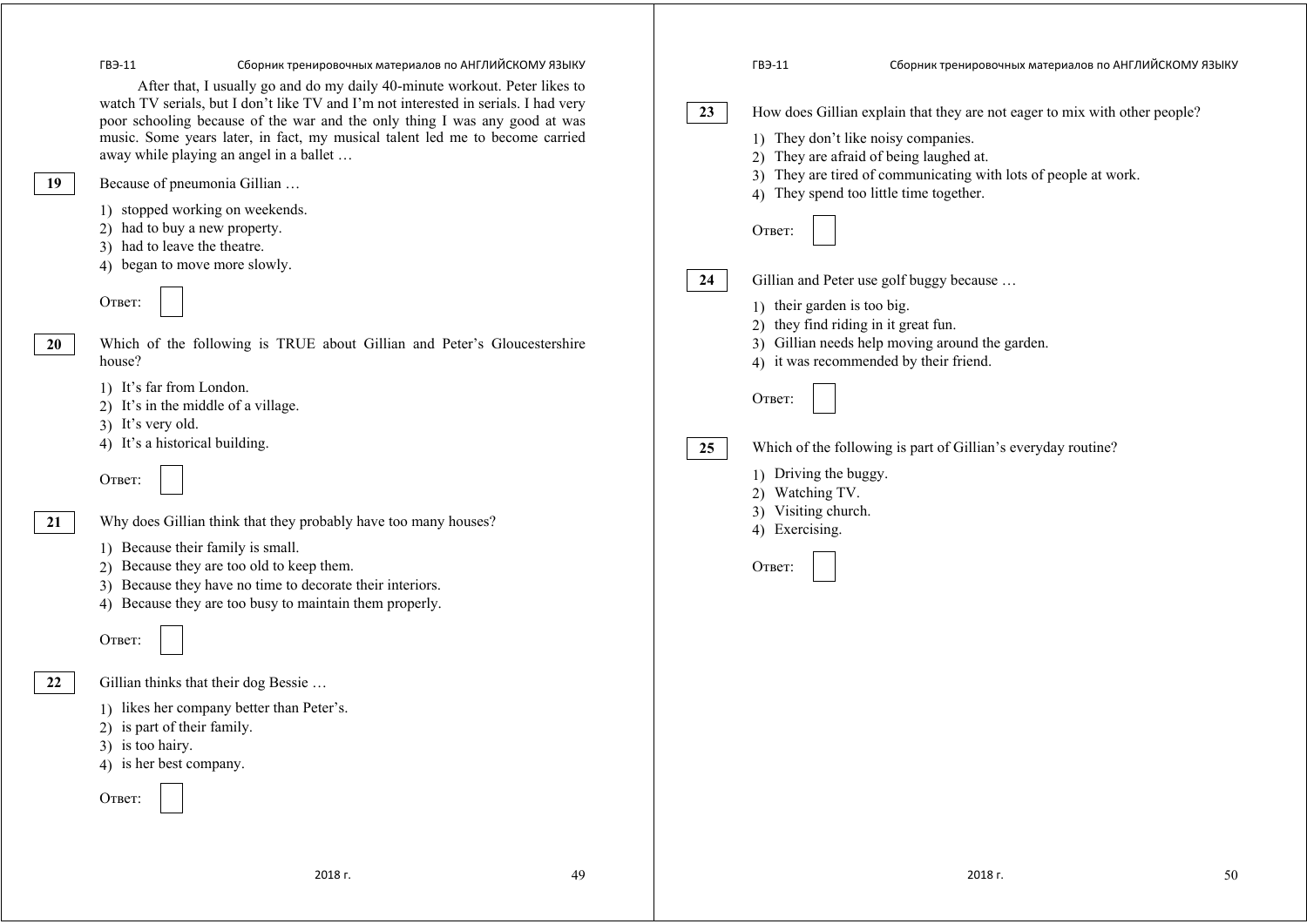After that, I usually go and do my daily 40-minute workout. Peter likes to watch TV serials, but I don't like TV and I'm not interested in serials. I had very poor schooling because of the war and the only thing I was any good at was music. Some years later, in fact, my musical talent led me to become carried away while playing an angel in a ballet …

**19** Because of pneumonia Gillian …

1) stopped working on weekends.
2) had to buy a new property.
3) had to leave the theatre.
4) began to move more slowly.

Ответ: ☐

**20** Which of the following is TRUE about Gillian and Peter's Gloucestershire house?

1) It's far from London.
2) It's in the middle of a village.
3) It's very old.
4) It's a historical building.

Ответ: ☐

**21** Why does Gillian think that they probably have too many houses?

1) Because their family is small.
2) Because they are too old to keep them.
3) Because they have no time to decorate their interiors.
4) Because they are too busy to maintain them properly.

Ответ: ☐

**22** Gillian thinks that their dog Bessie …

1) likes her company better than Peter's.
2) is part of their family.
3) is too hairy.
4) is her best company.

Ответ: ☐

**23** How does Gillian explain that they are not eager to mix with other people?

1) They don't like noisy companies.
2) They are afraid of being laughed at.
3) They are tired of communicating with lots of people at work.
4) They spend too little time together.

Ответ: ☐

**24** Gillian and Peter use golf buggy because …

1) their garden is too big.
2) they find riding in it great fun.
3) Gillian needs help moving around the garden.
4) it was recommended by their friend.

Ответ: ☐

**25** Which of the following is part of Gillian's everyday routine?

1) Driving the buggy.
2) Watching TV.
3) Visiting church.
4) Exercising.

Ответ: ☐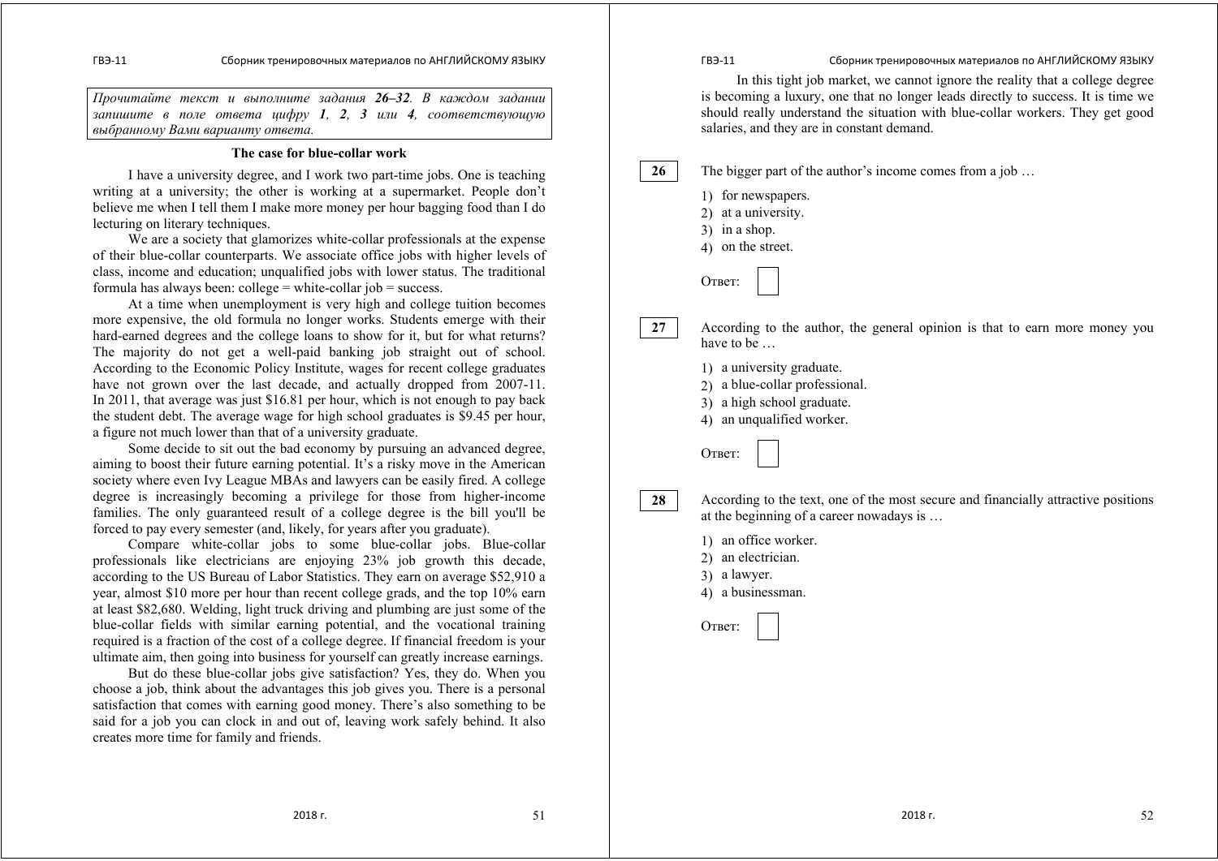*Прочитайте текст и выполните задания **26–32**. В каждом задании запишите в поле ответа цифру **1**, **2**, **3** или **4**, соответствующую выбранному Вами варианту ответа.*

## The case for blue-collar work

I have a university degree, and I work two part-time jobs. One is teaching writing at a university; the other is working at a supermarket. People don't believe me when I tell them I make more money per hour bagging food than I do lecturing on literary techniques.

We are a society that glamorizes white-collar professionals at the expense of their blue-collar counterparts. We associate office jobs with higher levels of class, income and education; unqualified jobs with lower status. The traditional formula has always been: college = white-collar job = success.

At a time when unemployment is very high and college tuition becomes more expensive, the old formula no longer works. Students emerge with their hard-earned degrees and the college loans to show for it, but for what returns? The majority do not get a well-paid banking job straight out of school. According to the Economic Policy Institute, wages for recent college graduates have not grown over the last decade, and actually dropped from 2007-11. In 2011, that average was just $16.81 per hour, which is not enough to pay back the student debt. The average wage for high school graduates is $9.45 per hour, a figure not much lower than that of a university graduate.

Some decide to sit out the bad economy by pursuing an advanced degree, aiming to boost their future earning potential. It's a risky move in the American society where even Ivy League MBAs and lawyers can be easily fired. A college degree is increasingly becoming a privilege for those from higher-income families. The only guaranteed result of a college degree is the bill you'll be forced to pay every semester (and, likely, for years after you graduate).

Compare white-collar jobs to some blue-collar jobs. Blue-collar professionals like electricians are enjoying 23% job growth this decade, according to the US Bureau of Labor Statistics. They earn on average $52,910 a year, almost $10 more per hour than recent college grads, and the top 10% earn at least $82,680. Welding, light truck driving and plumbing are just some of the blue-collar fields with similar earning potential, and the vocational training required is a fraction of the cost of a college degree. If financial freedom is your ultimate aim, then going into business for yourself can greatly increase earnings.

But do these blue-collar jobs give satisfaction? Yes, they do. When you choose a job, think about the advantages this job gives you. There is a personal satisfaction that comes with earning good money. There's also something to be said for a job you can clock in and out of, leaving work safely behind. It also creates more time for family and friends.

In this tight job market, we cannot ignore the reality that a college degree is becoming a luxury, one that no longer leads directly to success. It is time we should really understand the situation with blue-collar workers. They get good salaries, and they are in constant demand.

**26** The bigger part of the author's income comes from a job …

1) for newspapers.
2) at a university.
3) in a shop.
4) on the street.

Ответ:

**27** According to the author, the general opinion is that to earn more money you have to be …

1) a university graduate.
2) a blue-collar professional.
3) a high school graduate.
4) an unqualified worker.

Ответ:

**28** According to the text, one of the most secure and financially attractive positions at the beginning of a career nowadays is …

1) an office worker.
2) an electrician.
3) a lawyer.
4) a businessman.

Ответ: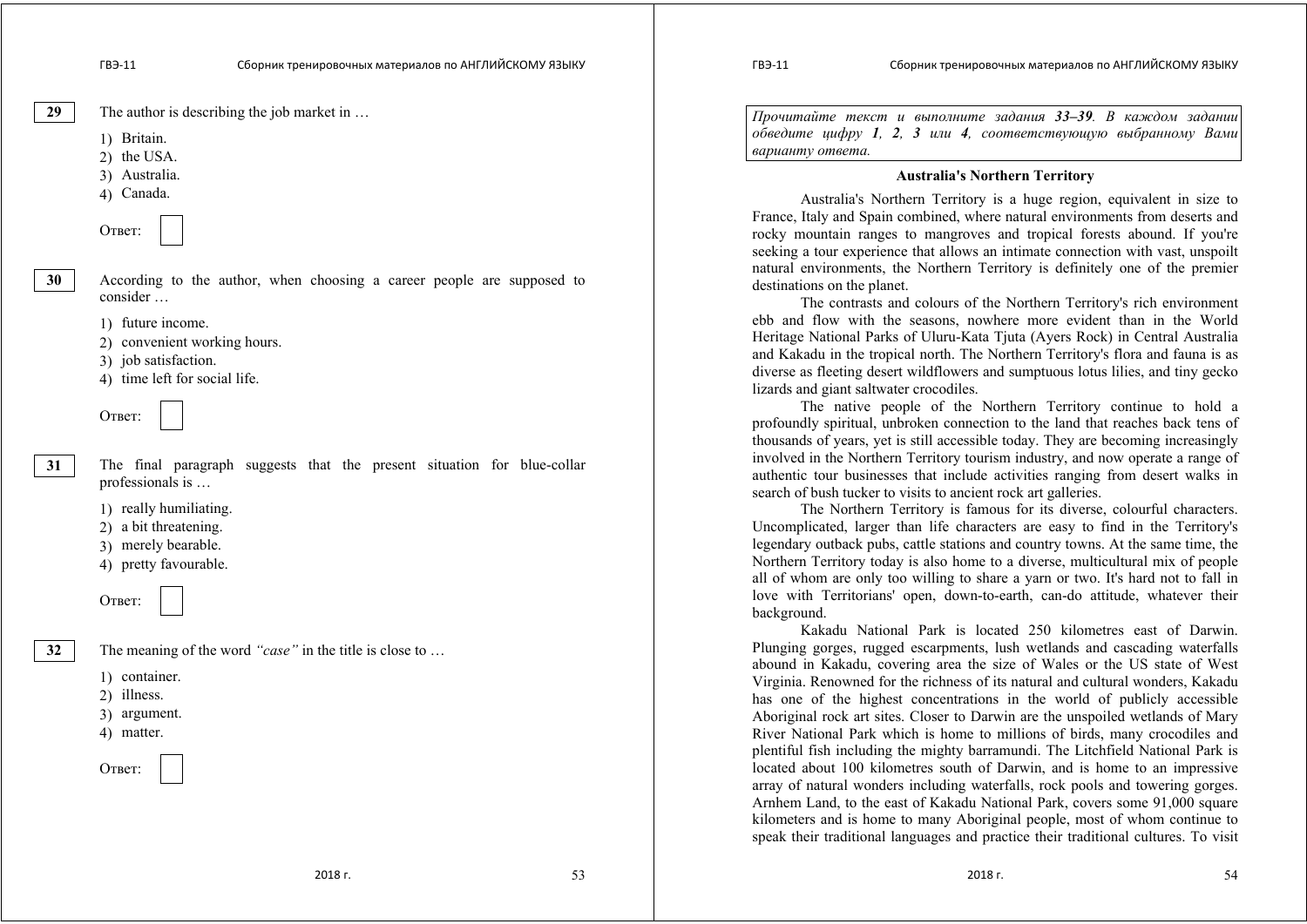**29** The author is describing the job market in …

1) Britain.
2) the USA.
3) Australia.
4) Canada.

Ответ:

**30** According to the author, when choosing a career people are supposed to consider …

1) future income.
2) convenient working hours.
3) job satisfaction.
4) time left for social life.

Ответ:

**31** The final paragraph suggests that the present situation for blue-collar professionals is …

1) really humiliating.
2) a bit threatening.
3) merely bearable.
4) pretty favourable.

Ответ:

**32** The meaning of the word *"case"* in the title is close to …

1) container.
2) illness.
3) argument.
4) matter.

Ответ:

*Прочитайте текст и выполните задания **33–39**. В каждом задании обведите цифру **1**, **2**, **3** или **4**, соответствующую выбранному Вами варианту ответа.*

### Australia's Northern Territory

Australia's Northern Territory is a huge region, equivalent in size to France, Italy and Spain combined, where natural environments from deserts and rocky mountain ranges to mangroves and tropical forests abound. If you're seeking a tour experience that allows an intimate connection with vast, unspoilt natural environments, the Northern Territory is definitely one of the premier destinations on the planet.

The contrasts and colours of the Northern Territory's rich environment ebb and flow with the seasons, nowhere more evident than in the World Heritage National Parks of Uluru-Kata Tjuta (Ayers Rock) in Central Australia and Kakadu in the tropical north. The Northern Territory's flora and fauna is as diverse as fleeting desert wildflowers and sumptuous lotus lilies, and tiny gecko lizards and giant saltwater crocodiles.

The native people of the Northern Territory continue to hold a profoundly spiritual, unbroken connection to the land that reaches back tens of thousands of years, yet is still accessible today. They are becoming increasingly involved in the Northern Territory tourism industry, and now operate a range of authentic tour businesses that include activities ranging from desert walks in search of bush tucker to visits to ancient rock art galleries.

The Northern Territory is famous for its diverse, colourful characters. Uncomplicated, larger than life characters are easy to find in the Territory's legendary outback pubs, cattle stations and country towns. At the same time, the Northern Territory today is also home to a diverse, multicultural mix of people all of whom are only too willing to share a yarn or two. It's hard not to fall in love with Territorians' open, down-to-earth, can-do attitude, whatever their background.

Kakadu National Park is located 250 kilometres east of Darwin. Plunging gorges, rugged escarpments, lush wetlands and cascading waterfalls abound in Kakadu, covering area the size of Wales or the US state of West Virginia. Renowned for the richness of its natural and cultural wonders, Kakadu has one of the highest concentrations in the world of publicly accessible Aboriginal rock art sites. Closer to Darwin are the unspoiled wetlands of Mary River National Park which is home to millions of birds, many crocodiles and plentiful fish including the mighty barramundi. The Litchfield National Park is located about 100 kilometres south of Darwin, and is home to an impressive array of natural wonders including waterfalls, rock pools and towering gorges. Arnhem Land, to the east of Kakadu National Park, covers some 91,000 square kilometers and is home to many Aboriginal people, most of whom continue to speak their traditional languages and practice their traditional cultures. To visit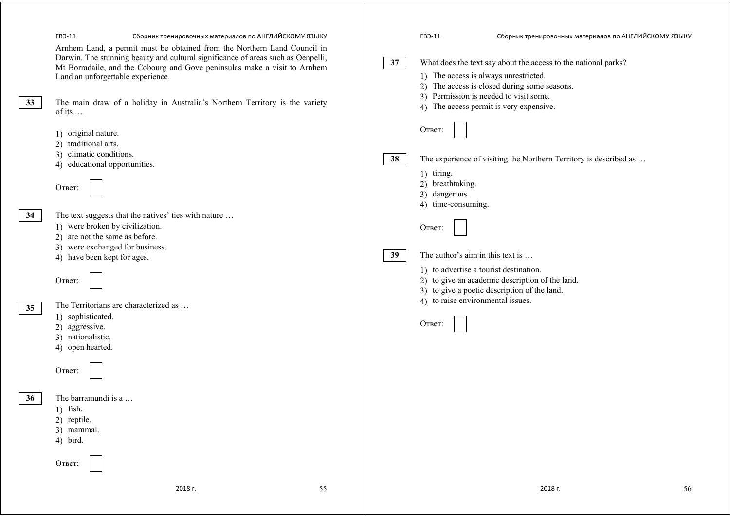Arnhem Land, a permit must be obtained from the Northern Land Council in Darwin. The stunning beauty and cultural significance of areas such as Oenpelli, Mt Borradaile, and the Cobourg and Gove peninsulas make a visit to Arnhem Land an unforgettable experience.

**33** The main draw of a holiday in Australia's Northern Territory is the variety of its …

1) original nature.
2) traditional arts.
3) climatic conditions.
4) educational opportunities.

Ответ: ☐

**34** The text suggests that the natives' ties with nature …

1) were broken by civilization.
2) are not the same as before.
3) were exchanged for business.
4) have been kept for ages.

Ответ: ☐

**35** The Territorians are characterized as …

1) sophisticated.
2) aggressive.
3) nationalistic.
4) open hearted.

Ответ: ☐

**36** The barramundi is a …

1) fish.
2) reptile.
3) mammal.
4) bird.

Ответ: ☐

**37** What does the text say about the access to the national parks?

1) The access is always unrestricted.
2) The access is closed during some seasons.
3) Permission is needed to visit some.
4) The access permit is very expensive.

Ответ: ☐

**38** The experience of visiting the Northern Territory is described as …

1) tiring.
2) breathtaking.
3) dangerous.
4) time-consuming.

Ответ: ☐

**39** The author's aim in this text is …

1) to advertise a tourist destination.
2) to give an academic description of the land.
3) to give a poetic description of the land.
4) to raise environmental issues.

Ответ: ☐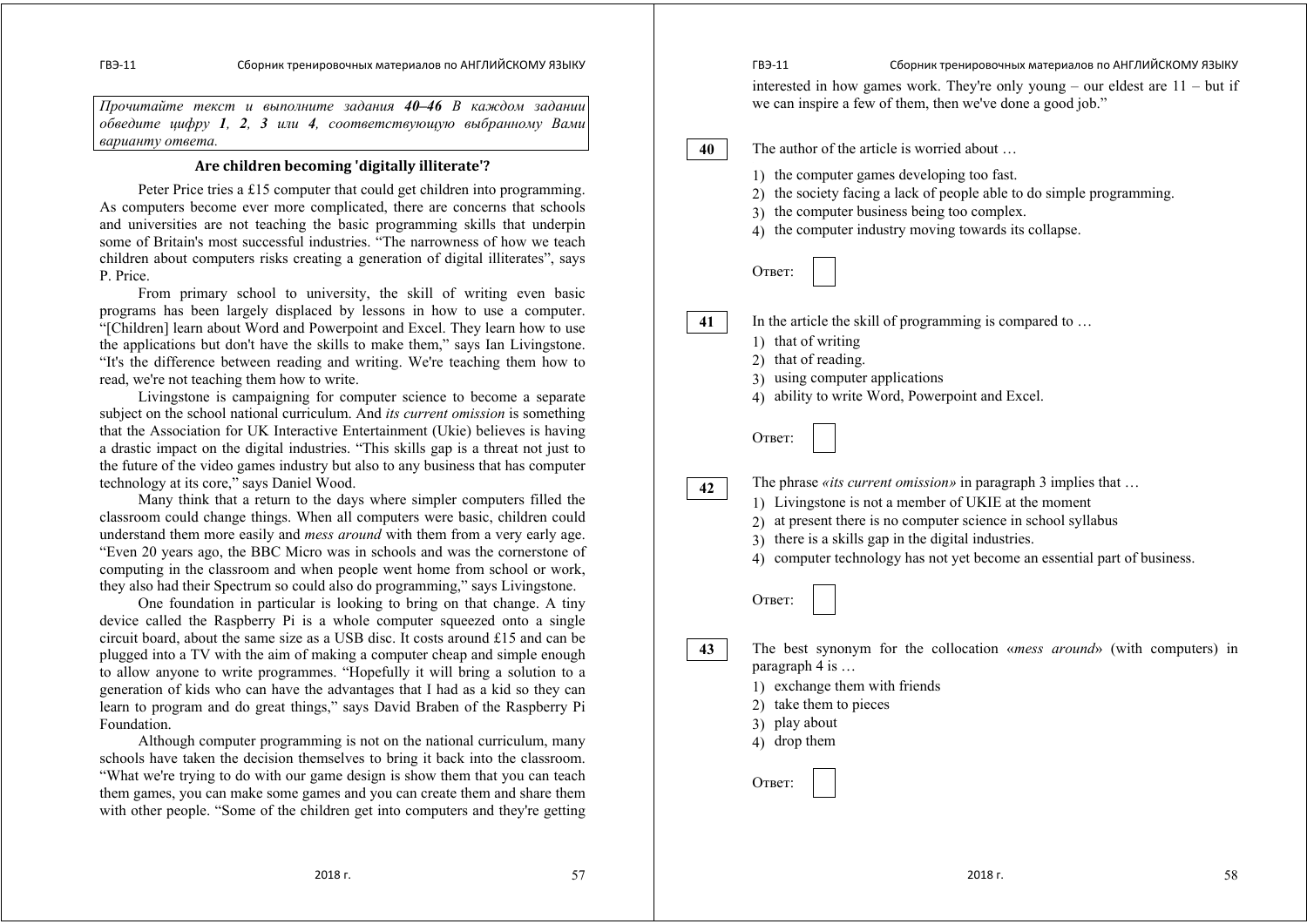*Прочитайте текст и выполните задания **40–46** В каждом задании обведите цифру **1**, **2**, **3** или **4**, соответствующую выбранному Вами варианту ответа.*

## Are children becoming 'digitally illiterate'?

Peter Price tries a £15 computer that could get children into programming. As computers become ever more complicated, there are concerns that schools and universities are not teaching the basic programming skills that underpin some of Britain's most successful industries. "The narrowness of how we teach children about computers risks creating a generation of digital illiterates", says P. Price.

From primary school to university, the skill of writing even basic programs has been largely displaced by lessons in how to use a computer. "[Children] learn about Word and Powerpoint and Excel. They learn how to use the applications but don't have the skills to make them," says Ian Livingstone. "It's the difference between reading and writing. We're teaching them how to read, we're not teaching them how to write.

Livingstone is campaigning for computer science to become a separate subject on the school national curriculum. And *its current omission* is something that the Association for UK Interactive Entertainment (Ukie) believes is having a drastic impact on the digital industries. "This skills gap is a threat not just to the future of the video games industry but also to any business that has computer technology at its core," says Daniel Wood.

Many think that a return to the days where simpler computers filled the classroom could change things. When all computers were basic, children could understand them more easily and *mess around* with them from a very early age. "Even 20 years ago, the BBC Micro was in schools and was the cornerstone of computing in the classroom and when people went home from school or work, they also had their Spectrum so could also do programming," says Livingstone.

One foundation in particular is looking to bring on that change. A tiny device called the Raspberry Pi is a whole computer squeezed onto a single circuit board, about the same size as a USB disc. It costs around £15 and can be plugged into a TV with the aim of making a computer cheap and simple enough to allow anyone to write programmes. "Hopefully it will bring a solution to a generation of kids who can have the advantages that I had as a kid so they can learn to program and do great things," says David Braben of the Raspberry Pi Foundation.

Although computer programming is not on the national curriculum, many schools have taken the decision themselves to bring it back into the classroom. "What we're trying to do with our game design is show them that you can teach them games, you can make some games and you can create them and share them with other people. "Some of the children get into computers and they're getting interested in how games work. They're only young – our eldest are 11 – but if we can inspire a few of them, then we've done a good job."

**40** The author of the article is worried about …

1) the computer games developing too fast.
2) the society facing a lack of people able to do simple programming.
3) the computer business being too complex.
4) the computer industry moving towards its collapse.

Ответ:

**41** In the article the skill of programming is compared to …

1) that of writing
2) that of reading.
3) using computer applications
4) ability to write Word, Powerpoint and Excel.

Ответ:

**42** The phrase *«its current omission»* in paragraph 3 implies that …

1) Livingstone is not a member of UKIE at the moment
2) at present there is no computer science in school syllabus
3) there is a skills gap in the digital industries.
4) computer technology has not yet become an essential part of business.

Ответ:

**43** The best synonym for the collocation «*mess around*» (with computers) in paragraph 4 is …

1) exchange them with friends
2) take them to pieces
3) play about
4) drop them

Ответ: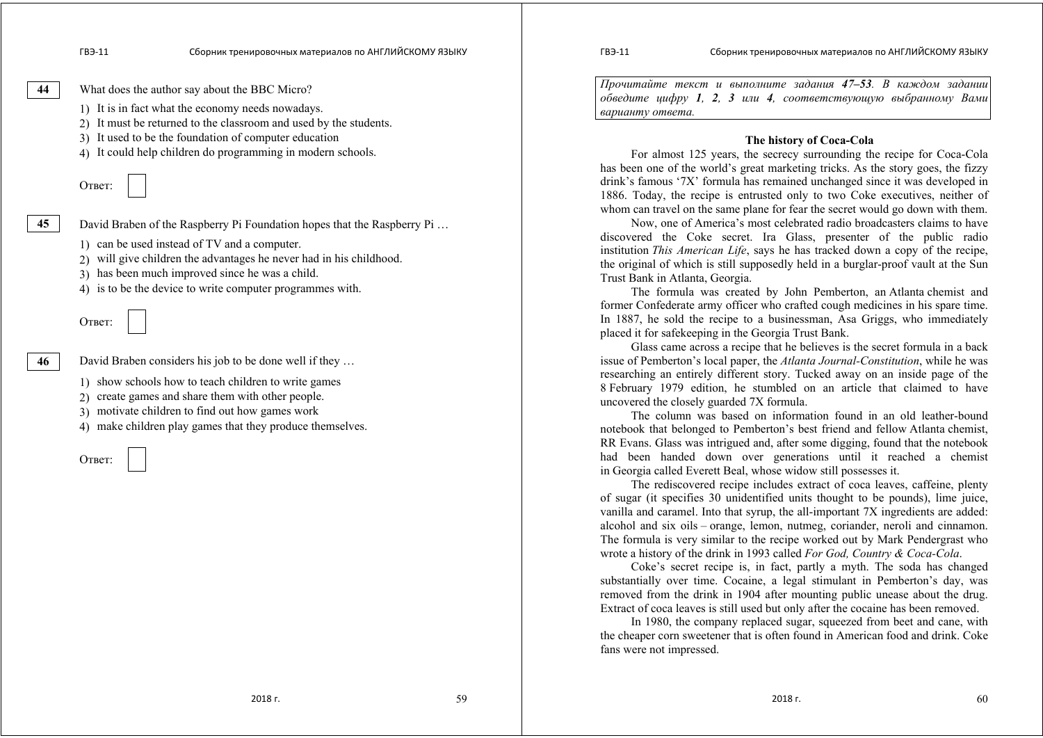**44** What does the author say about the BBC Micro?

1) It is in fact what the economy needs nowadays.
2) It must be returned to the classroom and used by the students.
3) It used to be the foundation of computer education
4) It could help children do programming in modern schools.

Ответ:

**45** David Braben of the Raspberry Pi Foundation hopes that the Raspberry Pi …

1) can be used instead of TV and a computer.
2) will give children the advantages he never had in his childhood.
3) has been much improved since he was a child.
4) is to be the device to write computer programmes with.

Ответ:

**46** David Braben considers his job to be done well if they …

1) show schools how to teach children to write games
2) create games and share them with other people.
3) motivate children to find out how games work
4) make children play games that they produce themselves.

Ответ:

*Прочитайте текст и выполните задания **47–53**. В каждом задании обведите цифру **1**, **2**, **3** или **4**, соответствующую выбранному Вами варианту ответа.*

### The history of Coca-Cola

For almost 125 years, the secrecy surrounding the recipe for Coca-Cola has been one of the world's great marketing tricks. As the story goes, the fizzy drink's famous '7X' formula has remained unchanged since it was developed in 1886. Today, the recipe is entrusted only to two Coke executives, neither of whom can travel on the same plane for fear the secret would go down with them.

Now, one of America's most celebrated radio broadcasters claims to have discovered the Coke secret. Ira Glass, presenter of the public radio institution *This American Life*, says he has tracked down a copy of the recipe, the original of which is still supposedly held in a burglar-proof vault at the Sun Trust Bank in Atlanta, Georgia.

The formula was created by John Pemberton, an Atlanta chemist and former Confederate army officer who crafted cough medicines in his spare time. In 1887, he sold the recipe to a businessman, Asa Griggs, who immediately placed it for safekeeping in the Georgia Trust Bank.

Glass came across a recipe that he believes is the secret formula in a back issue of Pemberton's local paper, the *Atlanta Journal-Constitution*, while he was researching an entirely different story. Tucked away on an inside page of the 8 February 1979 edition, he stumbled on an article that claimed to have uncovered the closely guarded 7X formula.

The column was based on information found in an old leather-bound notebook that belonged to Pemberton's best friend and fellow Atlanta chemist, RR Evans. Glass was intrigued and, after some digging, found that the notebook had been handed down over generations until it reached a chemist in Georgia called Everett Beal, whose widow still possesses it.

The rediscovered recipe includes extract of coca leaves, caffeine, plenty of sugar (it specifies 30 unidentified units thought to be pounds), lime juice, vanilla and caramel. Into that syrup, the all-important 7X ingredients are added: alcohol and six oils – orange, lemon, nutmeg, coriander, neroli and cinnamon. The formula is very similar to the recipe worked out by Mark Pendergrast who wrote a history of the drink in 1993 called *For God, Country & Coca-Cola*.

Coke's secret recipe is, in fact, partly a myth. The soda has changed substantially over time. Cocaine, a legal stimulant in Pemberton's day, was removed from the drink in 1904 after mounting public unease about the drug. Extract of coca leaves is still used but only after the cocaine has been removed.

In 1980, the company replaced sugar, squeezed from beet and cane, with the cheaper corn sweetener that is often found in American food and drink. Coke fans were not impressed.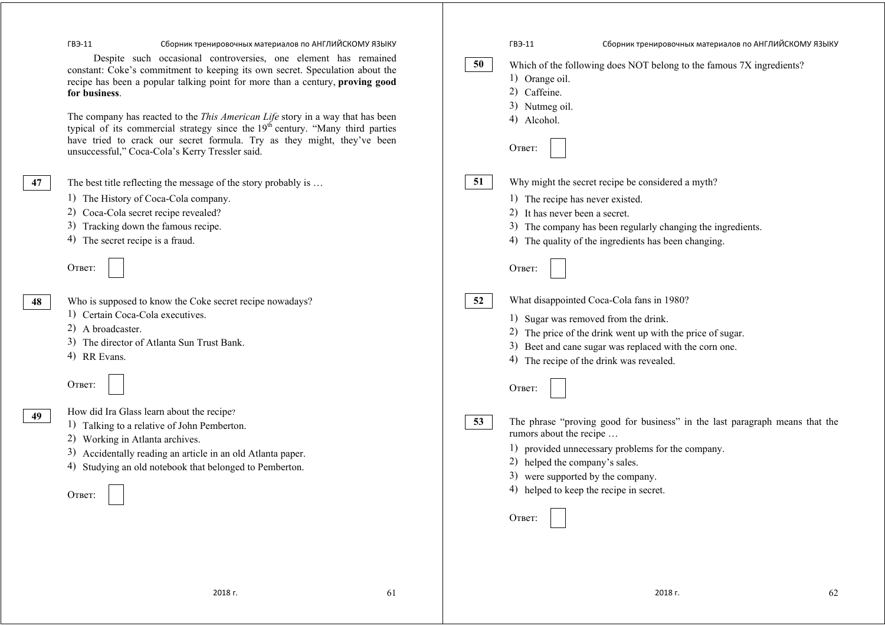Despite such occasional controversies, one element has remained constant: Coke's commitment to keeping its own secret. Speculation about the recipe has been a popular talking point for more than a century, **proving good for business**.

The company has reacted to the *This American Life* story in a way that has been typical of its commercial strategy since the $19^{th}$ century. "Many third parties have tried to crack our secret formula. Try as they might, they've been unsuccessful," Coca-Cola's Kerry Tressler said.

**47** The best title reflecting the message of the story probably is …

1) The History of Coca-Cola company.
2) Coca-Cola secret recipe revealed?
3) Tracking down the famous recipe.
4) The secret recipe is a fraud.

Ответ: ☐

**48** Who is supposed to know the Coke secret recipe nowadays?

1) Certain Coca-Cola executives.
2) A broadcaster.
3) The director of Atlanta Sun Trust Bank.
4) RR Evans.

Ответ: ☐

**49** How did Ira Glass learn about the recipe?

1) Talking to a relative of John Pemberton.
2) Working in Atlanta archives.
3) Accidentally reading an article in an old Atlanta paper.
4) Studying an old notebook that belonged to Pemberton.

Ответ: ☐

**50** Which of the following does NOT belong to the famous 7X ingredients?

1) Orange oil.
2) Caffeine.
3) Nutmeg oil.
4) Alcohol.

Ответ: ☐

**51** Why might the secret recipe be considered a myth?

1) The recipe has never existed.
2) It has never been a secret.
3) The company has been regularly changing the ingredients.
4) The quality of the ingredients has been changing.

Ответ: ☐

**52** What disappointed Coca-Cola fans in 1980?

1) Sugar was removed from the drink.
2) The price of the drink went up with the price of sugar.
3) Beet and cane sugar was replaced with the corn one.
4) The recipe of the drink was revealed.

Ответ: ☐

**53** The phrase "proving good for business" in the last paragraph means that the rumors about the recipe …

1) provided unnecessary problems for the company.
2) helped the company's sales.
3) were supported by the company.
4) helped to keep the recipe in secret.

Ответ: ☐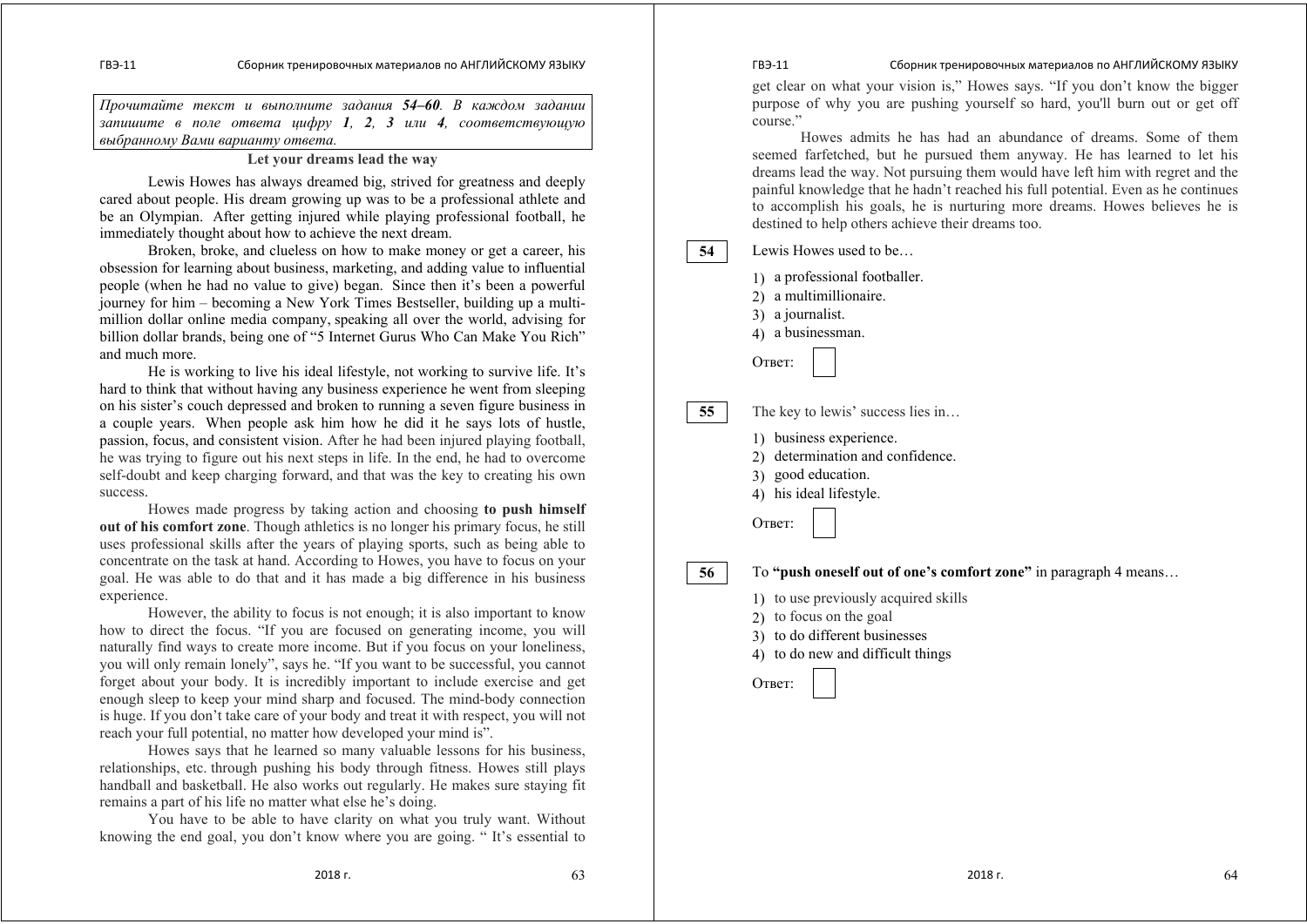*Прочитайте текст и выполните задания **54–60**. В каждом задании запишите в поле ответа цифру **1**, **2**, **3** или **4**, соответствующую выбранному Вами варианту ответа.*

## Let your dreams lead the way

Lewis Howes has always dreamed big, strived for greatness and deeply cared about people. His dream growing up was to be a professional athlete and be an Olympian. After getting injured while playing professional football, he immediately thought about how to achieve the next dream.

Broken, broke, and clueless on how to make money or get a career, his obsession for learning about business, marketing, and adding value to influential people (when he had no value to give) began. Since then it's been a powerful journey for him – becoming a New York Times Bestseller, building up a multi-million dollar online media company, speaking all over the world, advising for billion dollar brands, being one of "5 Internet Gurus Who Can Make You Rich" and much more.

He is working to live his ideal lifestyle, not working to survive life. It's hard to think that without having any business experience he went from sleeping on his sister's couch depressed and broken to running a seven figure business in a couple years. When people ask him how he did it he says lots of hustle, passion, focus, and consistent vision. After he had been injured playing football, he was trying to figure out his next steps in life. In the end, he had to overcome self-doubt and keep charging forward, and that was the key to creating his own success.

Howes made progress by taking action and choosing **to push himself out of his comfort zone**. Though athletics is no longer his primary focus, he still uses professional skills after the years of playing sports, such as being able to concentrate on the task at hand. According to Howes, you have to focus on your goal. He was able to do that and it has made a big difference in his business experience.

However, the ability to focus is not enough; it is also important to know how to direct the focus. "If you are focused on generating income, you will naturally find ways to create more income. But if you focus on your loneliness, you will only remain lonely", says he. "If you want to be successful, you cannot forget about your body. It is incredibly important to include exercise and get enough sleep to keep your mind sharp and focused. The mind-body connection is huge. If you don't take care of your body and treat it with respect, you will not reach your full potential, no matter how developed your mind is".

Howes says that he learned so many valuable lessons for his business, relationships, etc. through pushing his body through fitness. Howes still plays handball and basketball. He also works out regularly. He makes sure staying fit remains a part of his life no matter what else he's doing.

You have to be able to have clarity on what you truly want. Without knowing the end goal, you don't know where you are going. " It's essential to get clear on what your vision is," Howes says. "If you don't know the bigger purpose of why you are pushing yourself so hard, you'll burn out or get off course."

Howes admits he has had an abundance of dreams. Some of them seemed farfetched, but he pursued them anyway. He has learned to let his dreams lead the way. Not pursuing them would have left him with regret and the painful knowledge that he hadn't reached his full potential. Even as he continues to accomplish his goals, he is nurturing more dreams. Howes believes he is destined to help others achieve their dreams too.

**54** Lewis Howes used to be…

1) a professional footballer.
2) a multimillionaire.
3) a journalist.
4) a businessman.

Ответ:

**55** The key to lewis' success lies in…

1) business experience.
2) determination and confidence.
3) good education.
4) his ideal lifestyle.

Ответ:

**56** To **"push oneself out of one's comfort zone"** in paragraph 4 means…

1) to use previously acquired skills
2) to focus on the goal
3) to do different businesses
4) to do new and difficult things

Ответ: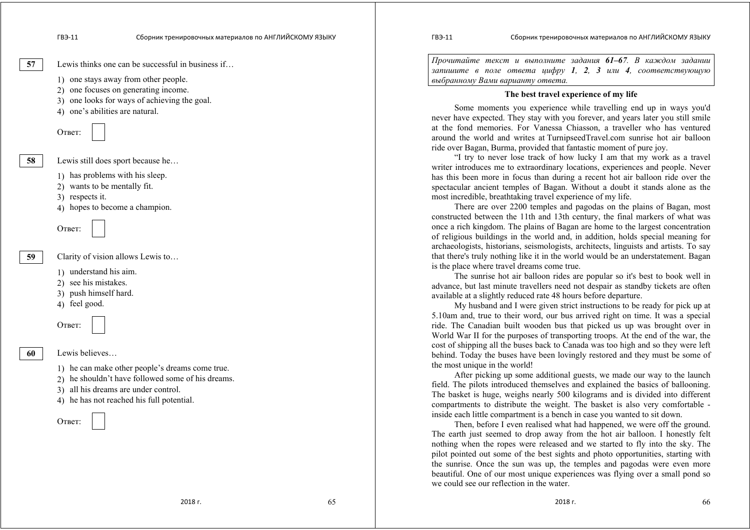**57** Lewis thinks one can be successful in business if…

1) one stays away from other people.
2) one focuses on generating income.
3) one looks for ways of achieving the goal.
4) one's abilities are natural.

Ответ:

**58** Lewis still does sport because he…

1) has problems with his sleep.
2) wants to be mentally fit.
3) respects it.
4) hopes to become a champion.

Ответ:

**59** Clarity of vision allows Lewis to…

1) understand his aim.
2) see his mistakes.
3) push himself hard.
4) feel good.

Ответ:

**60** Lewis believes…

1) he can make other people's dreams come true.
2) he shouldn't have followed some of his dreams.
3) all his dreams are under control.
4) he has not reached his full potential.

Ответ:

*Прочитайте текст и выполните задания **61–67**. В каждом задании запишите в поле ответа цифру **1**, **2**, **3** или **4**, соответствующую выбранному Вами варианту ответа.*

**The best travel experience of my life**

Some moments you experience while travelling end up in ways you'd never have expected. They stay with you forever, and years later you still smile at the fond memories. For Vanessa Chiasson, a traveller who has ventured around the world and writes at TurnipseedTravel.com sunrise hot air balloon ride over Bagan, Burma, provided that fantastic moment of pure joy.

"I try to never lose track of how lucky I am that my work as a travel writer introduces me to extraordinary locations, experiences and people. Never has this been more in focus than during a recent hot air balloon ride over the spectacular ancient temples of Bagan. Without a doubt it stands alone as the most incredible, breathtaking travel experience of my life.

There are over 2200 temples and pagodas on the plains of Bagan, most constructed between the 11th and 13th century, the final markers of what was once a rich kingdom. The plains of Bagan are home to the largest concentration of religious buildings in the world and, in addition, holds special meaning for archaeologists, historians, seismologists, architects, linguists and artists. To say that there's truly nothing like it in the world would be an understatement. Bagan is the place where travel dreams come true.

The sunrise hot air balloon rides are popular so it's best to book well in advance, but last minute travellers need not despair as standby tickets are often available at a slightly reduced rate 48 hours before departure.

My husband and I were given strict instructions to be ready for pick up at 5.10am and, true to their word, our bus arrived right on time. It was a special ride. The Canadian built wooden bus that picked us up was brought over in World War II for the purposes of transporting troops. At the end of the war, the cost of shipping all the buses back to Canada was too high and so they were left behind. Today the buses have been lovingly restored and they must be some of the most unique in the world!

After picking up some additional guests, we made our way to the launch field. The pilots introduced themselves and explained the basics of ballooning. The basket is huge, weighs nearly 500 kilograms and is divided into different compartments to distribute the weight. The basket is also very comfortable - inside each little compartment is a bench in case you wanted to sit down.

Then, before I even realised what had happened, we were off the ground. The earth just seemed to drop away from the hot air balloon. I honestly felt nothing when the ropes were released and we started to fly into the sky. The pilot pointed out some of the best sights and photo opportunities, starting with the sunrise. Once the sun was up, the temples and pagodas were even more beautiful. One of our most unique experiences was flying over a small pond so we could see our reflection in the water.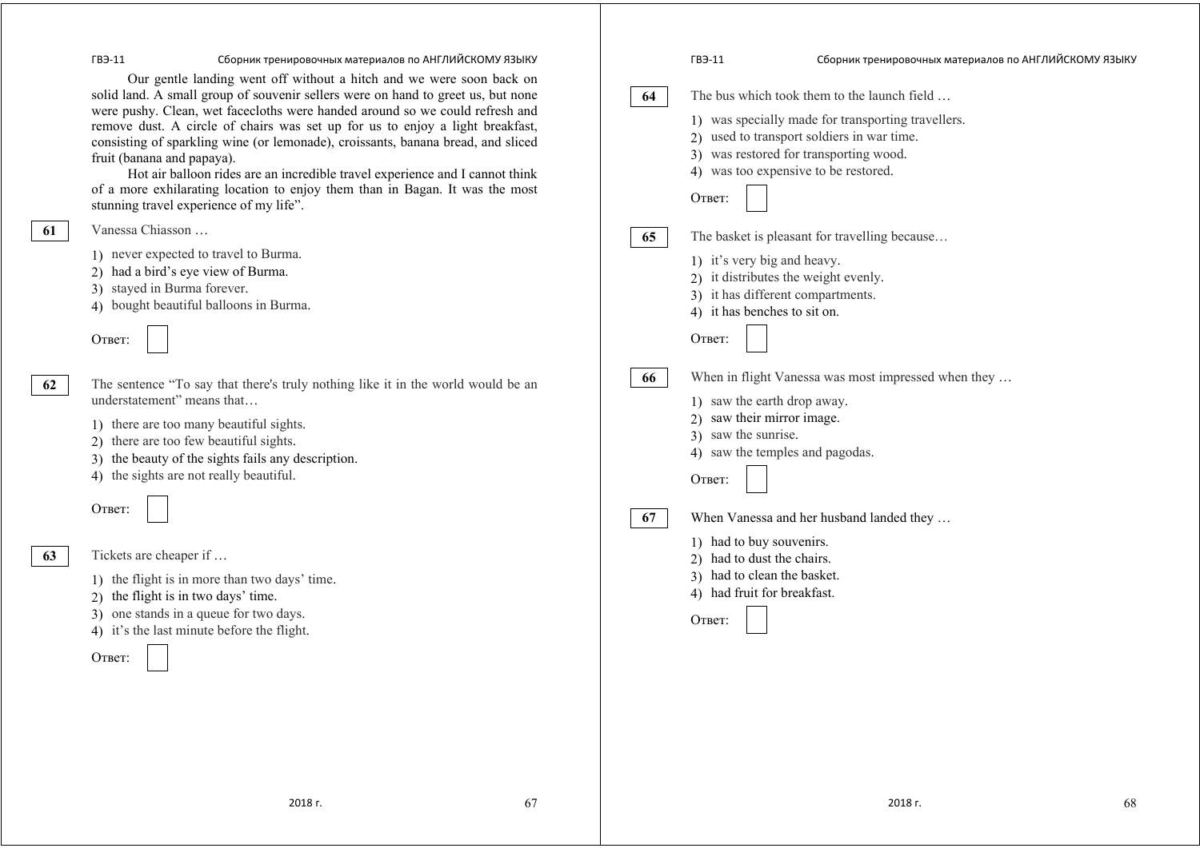Our gentle landing went off without a hitch and we were soon back on solid land. A small group of souvenir sellers were on hand to greet us, but none were pushy. Clean, wet facecloths were handed around so we could refresh and remove dust. A circle of chairs was set up for us to enjoy a light breakfast, consisting of sparkling wine (or lemonade), croissants, banana bread, and sliced fruit (banana and papaya).

Hot air balloon rides are an incredible travel experience and I cannot think of a more exhilarating location to enjoy them than in Bagan. It was the most stunning travel experience of my life".

**61** Vanessa Chiasson …

1) never expected to travel to Burma.
2) had a bird's eye view of Burma.
3) stayed in Burma forever.
4) bought beautiful balloons in Burma.

Ответ:

**62** The sentence "To say that there's truly nothing like it in the world would be an understatement" means that…

1) there are too many beautiful sights.
2) there are too few beautiful sights.
3) the beauty of the sights fails any description.
4) the sights are not really beautiful.

Ответ:

**63** Tickets are cheaper if …

1) the flight is in more than two days' time.
2) the flight is in two days' time.
3) one stands in a queue for two days.
4) it's the last minute before the flight.

Ответ:

**64** The bus which took them to the launch field …

1) was specially made for transporting travellers.
2) used to transport soldiers in war time.
3) was restored for transporting wood.
4) was too expensive to be restored.

Ответ:

**65** The basket is pleasant for travelling because…

1) it's very big and heavy.
2) it distributes the weight evenly.
3) it has different compartments.
4) it has benches to sit on.

Ответ:

**66** When in flight Vanessa was most impressed when they …

1) saw the earth drop away.
2) saw their mirror image.
3) saw the sunrise.
4) saw the temples and pagodas.

Ответ:

**67** When Vanessa and her husband landed they …

1) had to buy souvenirs.
2) had to dust the chairs.
3) had to clean the basket.
4) had fruit for breakfast.

Ответ: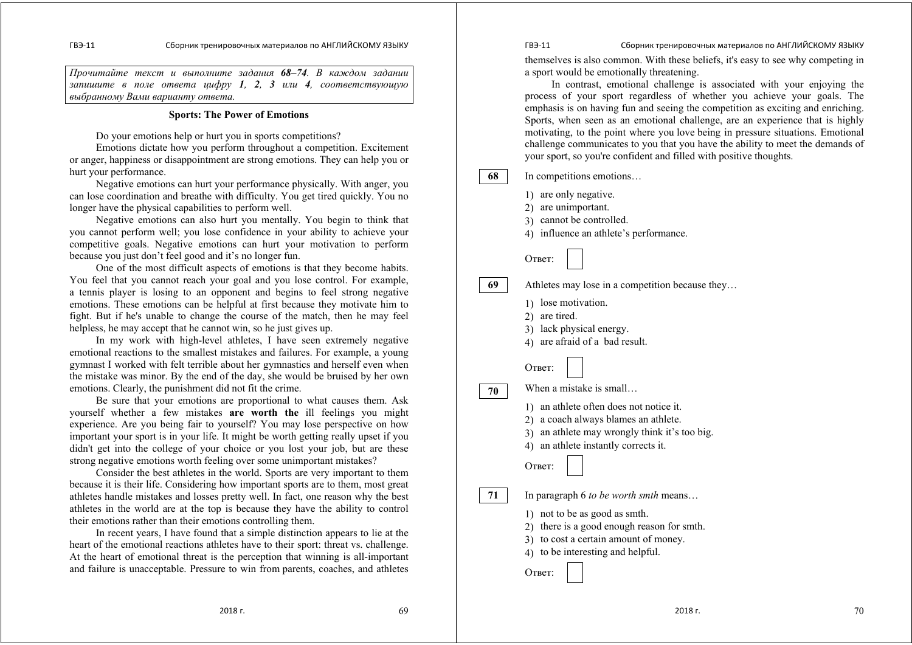*Прочитайте текст и выполните задания **68–74**. В каждом задании запишите в поле ответа цифру **1**, **2**, **3** или **4**, соответствующую выбранному Вами варианту ответа.*

**Sports: The Power of Emotions**

Do your emotions help or hurt you in sports competitions?

Emotions dictate how you perform throughout a competition. Excitement or anger, happiness or disappointment are strong emotions. They can help you or hurt your performance.

Negative emotions can hurt your performance physically. With anger, you can lose coordination and breathe with difficulty. You get tired quickly. You no longer have the physical capabilities to perform well.

Negative emotions can also hurt you mentally. You begin to think that you cannot perform well; you lose confidence in your ability to achieve your competitive goals. Negative emotions can hurt your motivation to perform because you just don't feel good and it's no longer fun.

One of the most difficult aspects of emotions is that they become habits. You feel that you cannot reach your goal and you lose control. For example, a tennis player is losing to an opponent and begins to feel strong negative emotions. These emotions can be helpful at first because they motivate him to fight. But if he's unable to change the course of the match, then he may feel helpless, he may accept that he cannot win, so he just gives up.

In my work with high-level athletes, I have seen extremely negative emotional reactions to the smallest mistakes and failures. For example, a young gymnast I worked with felt terrible about her gymnastics and herself even when the mistake was minor. By the end of the day, she would be bruised by her own emotions. Clearly, the punishment did not fit the crime.

Be sure that your emotions are proportional to what causes them. Ask yourself whether a few mistakes **are worth the** ill feelings you might experience. Are you being fair to yourself? You may lose perspective on how important your sport is in your life. It might be worth getting really upset if you didn't get into the college of your choice or you lost your job, but are these strong negative emotions worth feeling over some unimportant mistakes?

Consider the best athletes in the world. Sports are very important to them because it is their life. Considering how important sports are to them, most great athletes handle mistakes and losses pretty well. In fact, one reason why the best athletes in the world are at the top is because they have the ability to control their emotions rather than their emotions controlling them.

In recent years, I have found that a simple distinction appears to lie at the heart of the emotional reactions athletes have to their sport: threat vs. challenge. At the heart of emotional threat is the perception that winning is all-important and failure is unacceptable. Pressure to win from parents, coaches, and athletes themselves is also common. With these beliefs, it's easy to see why competing in a sport would be emotionally threatening.

In contrast, emotional challenge is associated with your enjoying the process of your sport regardless of whether you achieve your goals. The emphasis is on having fun and seeing the competition as exciting and enriching. Sports, when seen as an emotional challenge, are an experience that is highly motivating, to the point where you love being in pressure situations. Emotional challenge communicates to you that you have the ability to meet the demands of your sport, so you're confident and filled with positive thoughts.

**68** In competitions emotions…

1) are only negative.
2) are unimportant.
3) cannot be controlled.
4) influence an athlete's performance.

Ответ:

**69** Athletes may lose in a competition because they…

1) lose motivation.
2) are tired.
3) lack physical energy.
4) are afraid of a bad result.

Ответ:

**70** When a mistake is small…

1) an athlete often does not notice it.
2) a coach always blames an athlete.
3) an athlete may wrongly think it's too big.
4) an athlete instantly corrects it.

Ответ:

**71** In paragraph 6 *to be worth smth* means…

1) not to be as good as smth.
2) there is a good enough reason for smth.
3) to cost a certain amount of money.
4) to be interesting and helpful.

Ответ: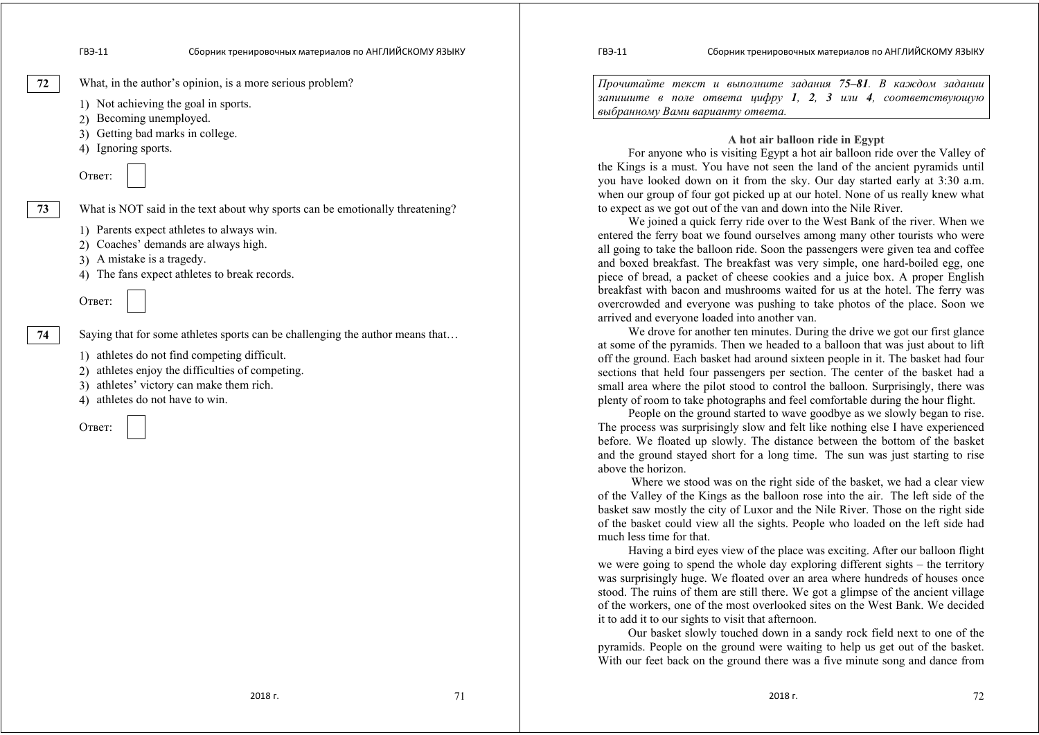**72** What, in the author's opinion, is a more serious problem?

1) Not achieving the goal in sports.
2) Becoming unemployed.
3) Getting bad marks in college.
4) Ignoring sports.

Ответ:

**73** What is NOT said in the text about why sports can be emotionally threatening?

1) Parents expect athletes to always win.
2) Coaches' demands are always high.
3) A mistake is a tragedy.
4) The fans expect athletes to break records.

Ответ:

**74** Saying that for some athletes sports can be challenging the author means that…

1) athletes do not find competing difficult.
2) athletes enjoy the difficulties of competing.
3) athletes' victory can make them rich.
4) athletes do not have to win.

Ответ:

*Прочитайте текст и выполните задания **75–81**. В каждом задании запишите в поле ответа цифру **1**, **2**, **3** или **4**, соответствующую выбранному Вами варианту ответа.*

**A hot air balloon ride in Egypt**

For anyone who is visiting Egypt a hot air balloon ride over the Valley of the Kings is a must. You have not seen the land of the ancient pyramids until you have looked down on it from the sky. Our day started early at 3:30 a.m. when our group of four got picked up at our hotel. None of us really knew what to expect as we got out of the van and down into the Nile River.

We joined a quick ferry ride over to the West Bank of the river. When we entered the ferry boat we found ourselves among many other tourists who were all going to take the balloon ride. Soon the passengers were given tea and coffee and boxed breakfast. The breakfast was very simple, one hard-boiled egg, one piece of bread, a packet of cheese cookies and a juice box. A proper English breakfast with bacon and mushrooms waited for us at the hotel. The ferry was overcrowded and everyone was pushing to take photos of the place. Soon we arrived and everyone loaded into another van.

We drove for another ten minutes. During the drive we got our first glance at some of the pyramids. Then we headed to a balloon that was just about to lift off the ground. Each basket had around sixteen people in it. The basket had four sections that held four passengers per section. The center of the basket had a small area where the pilot stood to control the balloon. Surprisingly, there was plenty of room to take photographs and feel comfortable during the hour flight.

People on the ground started to wave goodbye as we slowly began to rise. The process was surprisingly slow and felt like nothing else I have experienced before. We floated up slowly. The distance between the bottom of the basket and the ground stayed short for a long time. The sun was just starting to rise above the horizon.

Where we stood was on the right side of the basket, we had a clear view of the Valley of the Kings as the balloon rose into the air. The left side of the basket saw mostly the city of Luxor and the Nile River. Those on the right side of the basket could view all the sights. People who loaded on the left side had much less time for that.

Having a bird eyes view of the place was exciting. After our balloon flight we were going to spend the whole day exploring different sights – the territory was surprisingly huge. We floated over an area where hundreds of houses once stood. The ruins of them are still there. We got a glimpse of the ancient village of the workers, one of the most overlooked sites on the West Bank. We decided it to add it to our sights to visit that afternoon.

Our basket slowly touched down in a sandy rock field next to one of the pyramids. People on the ground were waiting to help us get out of the basket. With our feet back on the ground there was a five minute song and dance from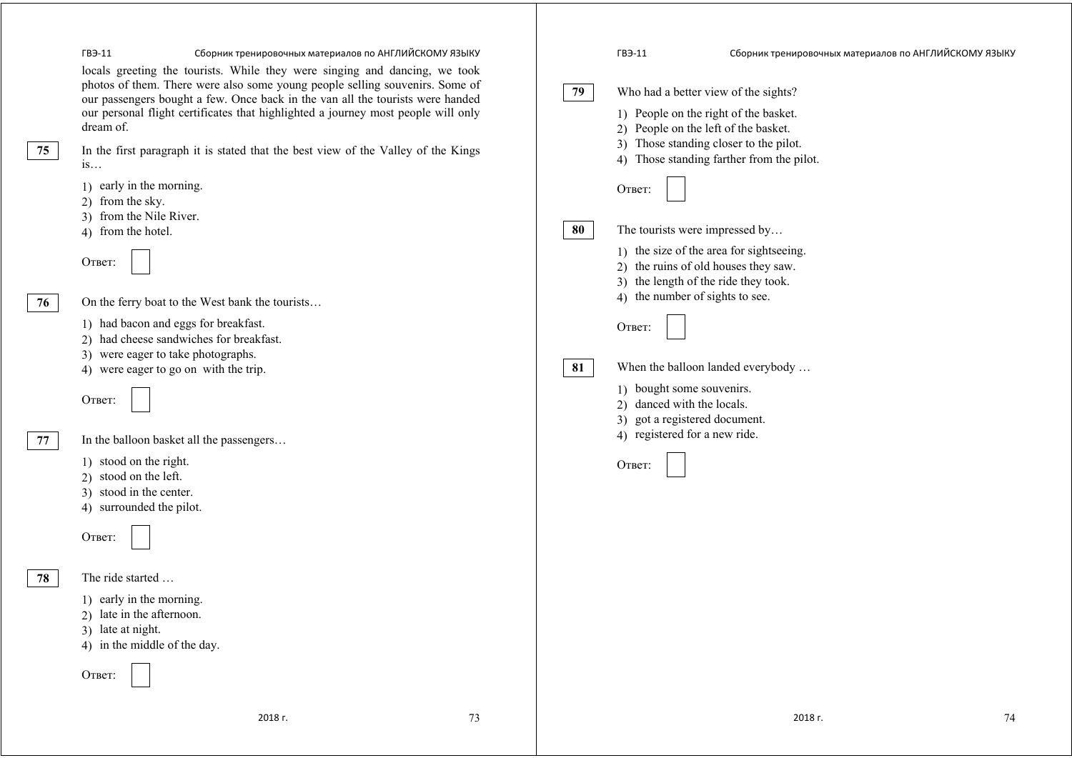locals greeting the tourists. While they were singing and dancing, we took photos of them. There were also some young people selling souvenirs. Some of our passengers bought a few. Once back in the van all the tourists were handed our personal flight certificates that highlighted a journey most people will only dream of.

**75** In the first paragraph it is stated that the best view of the Valley of the Kings is…

1) early in the morning.
2) from the sky.
3) from the Nile River.
4) from the hotel.

Ответ:

**76** On the ferry boat to the West bank the tourists…

1) had bacon and eggs for breakfast.
2) had cheese sandwiches for breakfast.
3) were eager to take photographs.
4) were eager to go on with the trip.

Ответ:

**77** In the balloon basket all the passengers…

1) stood on the right.
2) stood on the left.
3) stood in the center.
4) surrounded the pilot.

Ответ:

**78** The ride started …

1) early in the morning.
2) late in the afternoon.
3) late at night.
4) in the middle of the day.

Ответ:

**79** Who had a better view of the sights?

1) People on the right of the basket.
2) People on the left of the basket.
3) Those standing closer to the pilot.
4) Those standing farther from the pilot.

Ответ:

**80** The tourists were impressed by…

1) the size of the area for sightseeing.
2) the ruins of old houses they saw.
3) the length of the ride they took.
4) the number of sights to see.

Ответ:

**81** When the balloon landed everybody …

1) bought some souvenirs.
2) danced with the locals.
3) got a registered document.
4) registered for a new ride.

Ответ: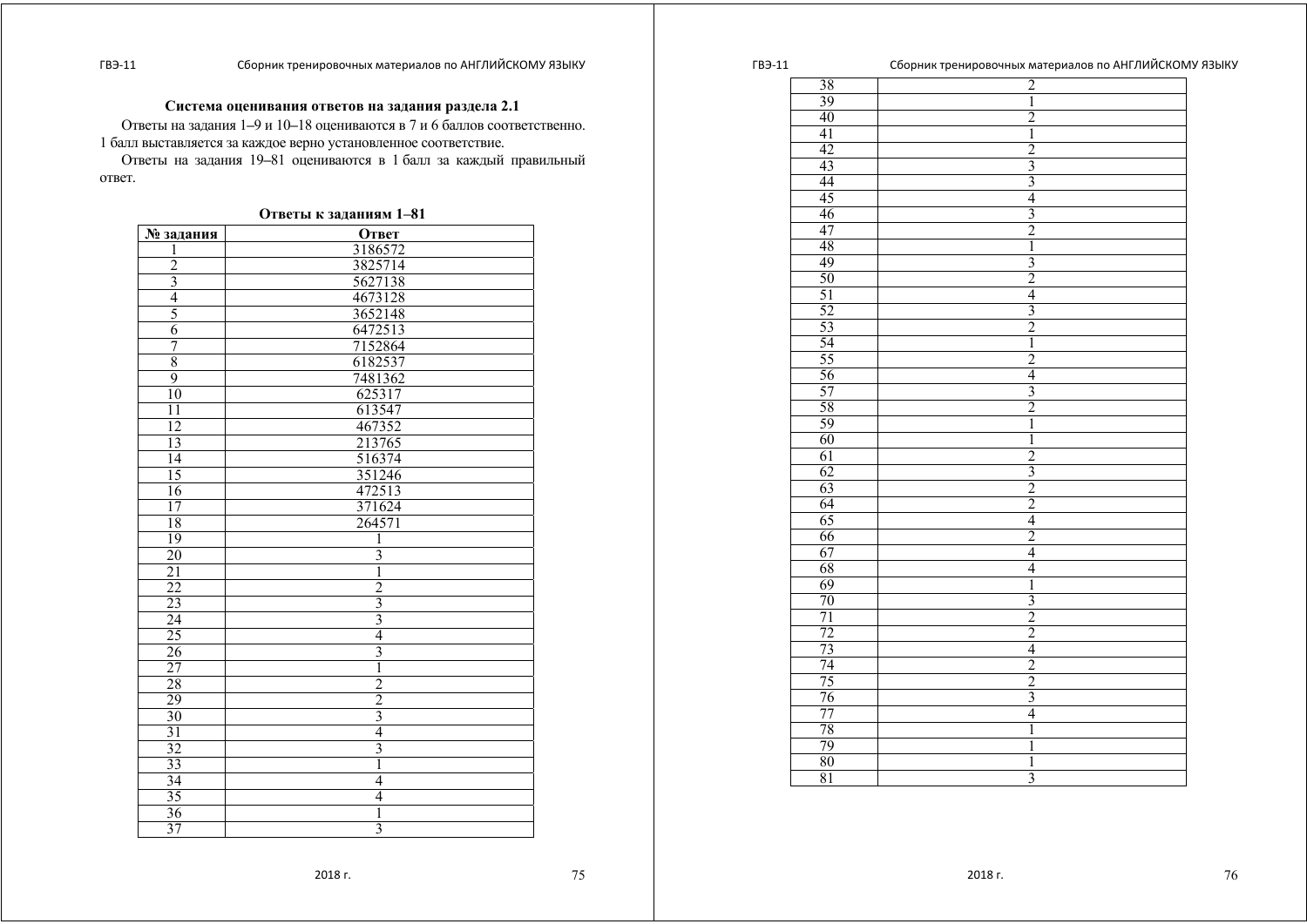### Система оценивания ответов на задания раздела 2.1

Ответы на задания 1–9 и 10–18 оцениваются в 7 и 6 баллов соответственно. 1 балл выставляется за каждое верно установленное соответствие.

Ответы на задания 19–81 оцениваются в 1 балл за каждый правильный ответ.

**Ответы к заданиям 1–81**

| № задания | Ответ |
|---|---|
| 1 | 3186572 |
| 2 | 3825714 |
| 3 | 5627138 |
| 4 | 4673128 |
| 5 | 3652148 |
| 6 | 6472513 |
| 7 | 7152864 |
| 8 | 6182537 |
| 9 | 7481362 |
| 10 | 625317 |
| 11 | 613547 |
| 12 | 467352 |
| 13 | 213765 |
| 14 | 516374 |
| 15 | 351246 |
| 16 | 472513 |
| 17 | 371624 |
| 18 | 264571 |
| 19 | 1 |
| 20 | 3 |
| 21 | 1 |
| 22 | 2 |
| 23 | 3 |
| 24 | 3 |
| 25 | 4 |
| 26 | 3 |
| 27 | 1 |
| 28 | 2 |
| 29 | 2 |
| 30 | 3 |
| 31 | 4 |
| 32 | 3 |
| 33 | 1 |
| 34 | 4 |
| 35 | 4 |
| 36 | 1 |
| 37 | 3 |
| 38 | 2 |
| 39 | 1 |
| 40 | 2 |
| 41 | 1 |
| 42 | 2 |
| 43 | 3 |
| 44 | 3 |
| 45 | 4 |
| 46 | 3 |
| 47 | 2 |
| 48 | 1 |
| 49 | 3 |
| 50 | 2 |
| 51 | 4 |
| 52 | 3 |
| 53 | 2 |
| 54 | 1 |
| 55 | 2 |
| 56 | 4 |
| 57 | 3 |
| 58 | 2 |
| 59 | 1 |
| 60 | 1 |
| 61 | 2 |
| 62 | 3 |
| 63 | 2 |
| 64 | 2 |
| 65 | 4 |
| 66 | 2 |
| 67 | 4 |
| 68 | 4 |
| 69 | 1 |
| 70 | 3 |
| 71 | 2 |
| 72 | 2 |
| 73 | 4 |
| 74 | 2 |
| 75 | 2 |
| 76 | 3 |
| 77 | 4 |
| 78 | 1 |
| 79 | 1 |
| 80 | 1 |
| 81 | 3 |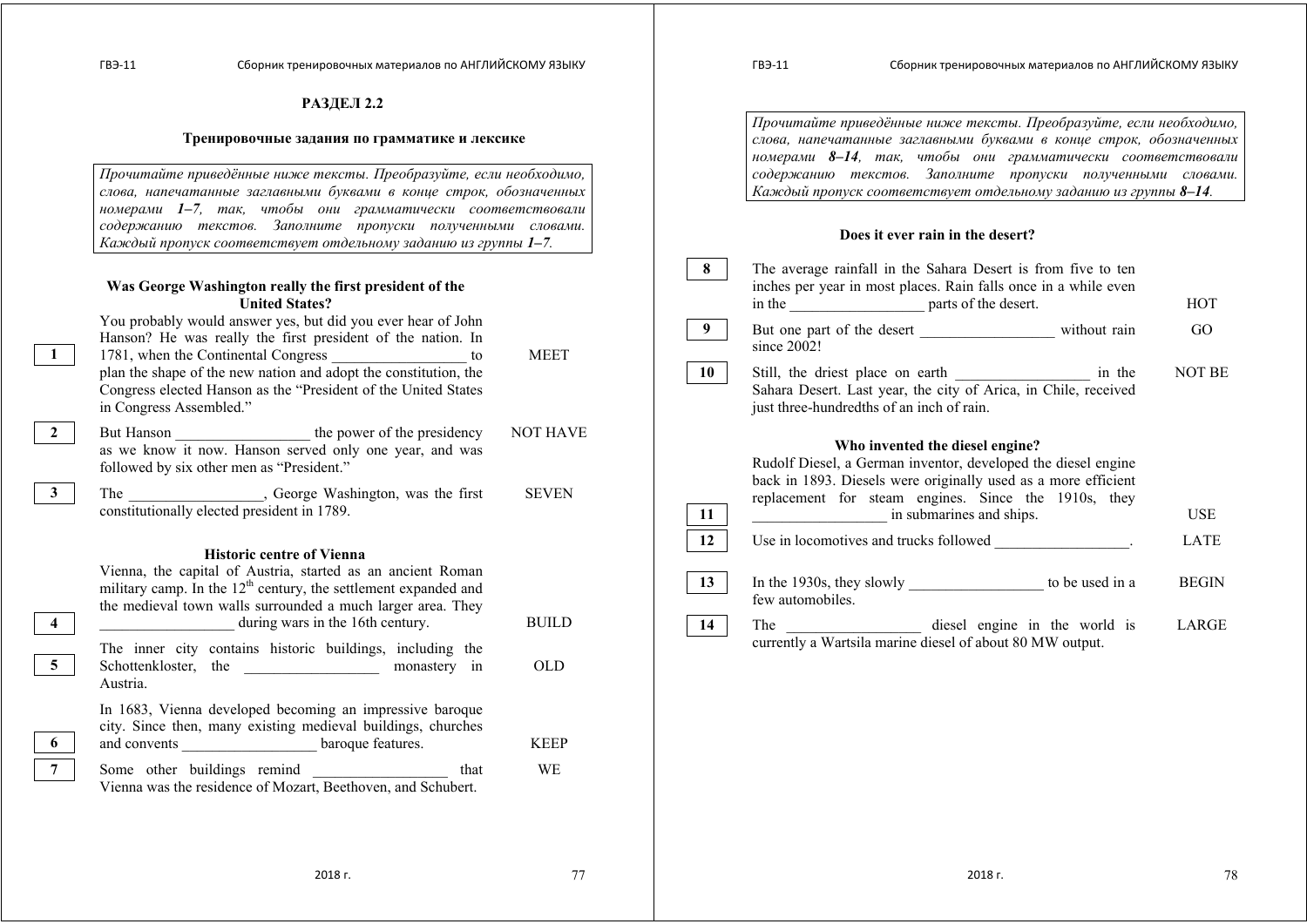## РАЗДЕЛ 2.2

### Тренировочные задания по грамматике и лексике

*Прочитайте приведённые ниже тексты. Преобразуйте, если необходимо, слова, напечатанные заглавными буквами в конце строк, обозначенных номерами **1–7**, так, чтобы они грамматически соответствовали содержанию текстов. Заполните пропуски полученными словами. Каждый пропуск соответствует отдельному заданию из группы **1–7**.*

**Was George Washington really the first president of the United States?**

You probably would answer yes, but did you ever hear of John Hanson? He was really the first president of the nation. In

| | | |
|---|---|---|
| 1 | 1781, when the Continental Congress _________________ to plan the shape of the new nation and adopt the constitution, the Congress elected Hanson as the "President of the United States in Congress Assembled." | MEET |
| 2 | But Hanson _________________ the power of the presidency as we know it now. Hanson served only one year, and was followed by six other men as "President." | NOT HAVE |
| 3 | The _________________, George Washington, was the first constitutionally elected president in 1789. | SEVEN |

**Historic centre of Vienna**

Vienna, the capital of Austria, started as an ancient Roman military camp. In the 12th century, the settlement expanded and the medieval town walls surrounded a much larger area. They

| | | |
|---|---|---|
| 4 | _________________ during wars in the 16th century. | BUILD |
| 5 | The inner city contains historic buildings, including the Schottenkloster, the _________________ monastery in Austria. | OLD |
| 6 | In 1683, Vienna developed becoming an impressive baroque city. Since then, many existing medieval buildings, churches and convents _________________ baroque features. | KEEP |
| 7 | Some other buildings remind _________________ that Vienna was the residence of Mozart, Beethoven, and Schubert. | WE |

*Прочитайте приведённые ниже тексты. Преобразуйте, если необходимо, слова, напечатанные заглавными буквами в конце строк, обозначенных номерами **8–14**, так, чтобы они грамматически соответствовали содержанию текстов. Заполните пропуски полученными словами. Каждый пропуск соответствует отдельному заданию из группы **8–14**.*

**Does it ever rain in the desert?**

| | | |
|---|---|---|
| 8 | The average rainfall in the Sahara Desert is from five to ten inches per year in most places. Rain falls once in a while even in the _________________ parts of the desert. | HOT |
| 9 | But one part of the desert _________________ without rain since 2002! | GO |
| 10 | Still, the driest place on earth _________________ in the Sahara Desert. Last year, the city of Arica, in Chile, received just three-hundredths of an inch of rain. | NOT BE |

**Who invented the diesel engine?**

Rudolf Diesel, a German inventor, developed the diesel engine back in 1893. Diesels were originally used as a more efficient replacement for steam engines. Since the 1910s, they

| | | |
|---|---|---|
| 11 | _________________ in submarines and ships. | USE |
| 12 | Use in locomotives and trucks followed _________________. | LATE |
| 13 | In the 1930s, they slowly _________________ to be used in a few automobiles. | BEGIN |
| 14 | The _________________ diesel engine in the world is currently a Wartsila marine diesel of about 80 MW output. | LARGE |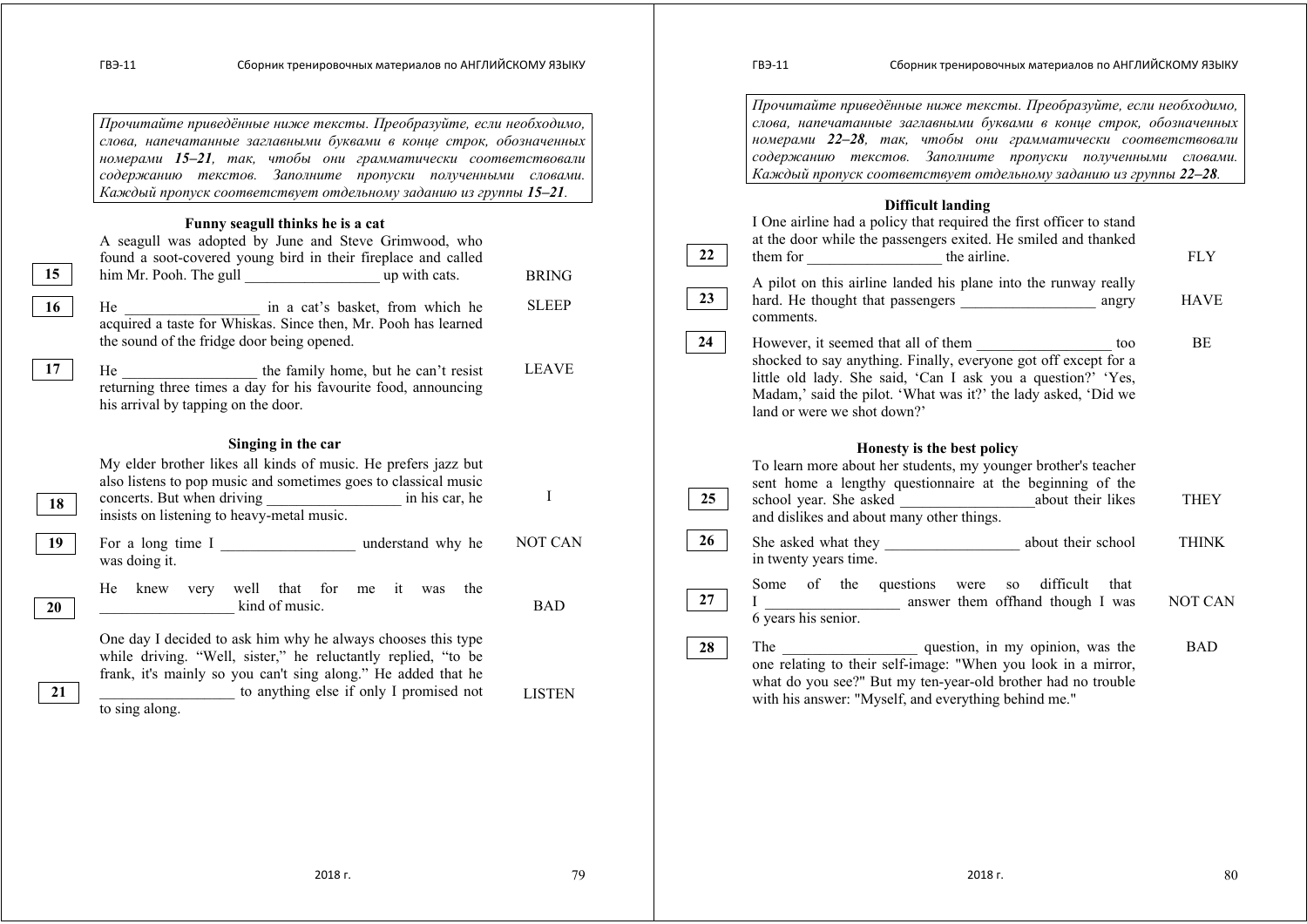*Прочитайте приведённые ниже тексты. Преобразуйте, если необходимо, слова, напечатанные заглавными буквами в конце строк, обозначенных номерами **15–21**, так, чтобы они грамматически соответствовали содержанию текстов. Заполните пропуски полученными словами. Каждый пропуск соответствует отдельному заданию из группы **15–21**.*

### Funny seagull thinks he is a cat

A seagull was adopted by June and Steve Grimwood, who found a soot-covered young bird in their fireplace and called him Mr. Pooh. The gull _________________ up with cats.

| | | |
|---|---|---|
| **15** | A seagull was adopted by June and Steve Grimwood, who found a soot-covered young bird in their fireplace and called him Mr. Pooh. The gull _________________ up with cats. | BRING |
| **16** | He _________________ in a cat's basket, from which he acquired a taste for Whiskas. Since then, Mr. Pooh has learned the sound of the fridge door being opened. | SLEEP |
| **17** | He _________________ the family home, but he can't resist returning three times a day for his favourite food, announcing his arrival by tapping on the door. | LEAVE |

### Singing in the car

| | | |
|---|---|---|
| **18** | My elder brother likes all kinds of music. He prefers jazz but also listens to pop music and sometimes goes to classical music concerts. But when driving _________________ in his car, he insists on listening to heavy-metal music. | I |
| **19** | For a long time I _________________ understand why he was doing it. | NOT CAN |
| **20** | He knew very well that for me it was the _________________ kind of music. | BAD |
| **21** | One day I decided to ask him why he always chooses this type while driving. "Well, sister," he reluctantly replied, "to be frank, it's mainly so you can't sing along." He added that he _________________ to anything else if only I promised not to sing along. | LISTEN |

*Прочитайте приведённые ниже тексты. Преобразуйте, если необходимо, слова, напечатанные заглавными буквами в конце строк, обозначенных номерами **22–28**, так, чтобы они грамматически соответствовали содержанию текстов. Заполните пропуски полученными словами. Каждый пропуск соответствует отдельному заданию из группы **22–28**.*

### Difficult landing

| | | |
|---|---|---|
| **22** | I One airline had a policy that required the first officer to stand at the door while the passengers exited. He smiled and thanked them for _________________ the airline. | FLY |
| **23** | A pilot on this airline landed his plane into the runway really hard. He thought that passengers _________________ angry comments. | HAVE |
| **24** | However, it seemed that all of them _________________ too shocked to say anything. Finally, everyone got off except for a little old lady. She said, 'Can I ask you a question?' 'Yes, Madam,' said the pilot. 'What was it?' the lady asked, 'Did we land or were we shot down?' | BE |

### Honesty is the best policy

| | | |
|---|---|---|
| **25** | To learn more about her students, my younger brother's teacher sent home a lengthy questionnaire at the beginning of the school year. She asked _________________about their likes and dislikes and about many other things. | THEY |
| **26** | She asked what they _________________ about their school in twenty years time. | THINK |
| **27** | Some of the questions were so difficult that I _________________ answer them offhand though I was 6 years his senior. | NOT CAN |
| **28** | The _________________ question, in my opinion, was the one relating to their self-image: "When you look in a mirror, what do you see?" But my ten-year-old brother had no trouble with his answer: "Myself, and everything behind me." | BAD |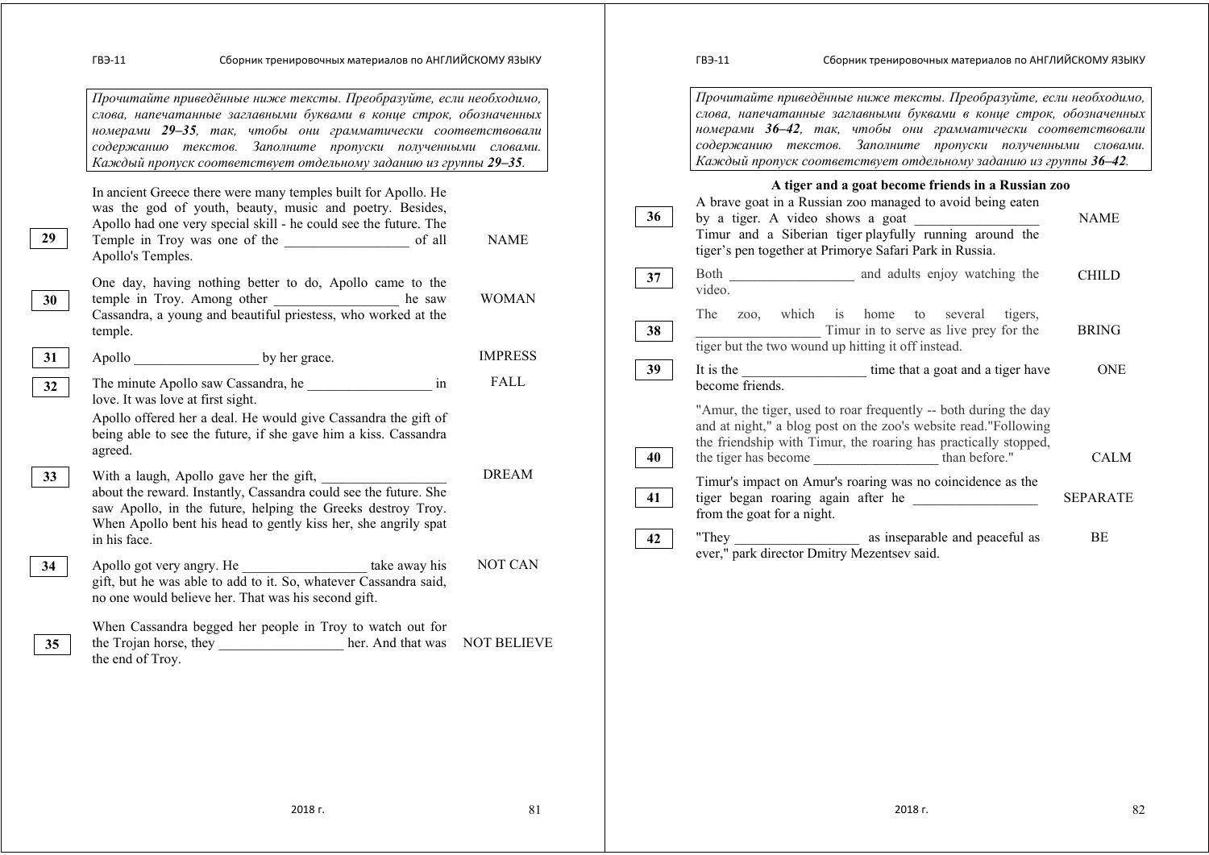*Прочитайте приведённые ниже тексты. Преобразуйте, если необходимо, слова, напечатанные заглавными буквами в конце строк, обозначенных номерами **29–35**, так, чтобы они грамматически соответствовали содержанию текстов. Заполните пропуски полученными словами. Каждый пропуск соответствует отдельному заданию из группы **29–35**.*

In ancient Greece there were many temples built for Apollo. He was the god of youth, beauty, music and poetry. Besides, Apollo had one very special skill - he could see the future. The

| | | |
|---|---|---|
| **29** | Temple in Troy was one of the _________________ of all Apollo's Temples. | NAME |

One day, having nothing better to do, Apollo came to the

| | | |
|---|---|---|
| **30** | temple in Troy. Among other _________________ he saw Cassandra, a young and beautiful priestess, who worked at the temple. | WOMAN |
| **31** | Apollo _________________ by her grace. | IMPRESS |
| **32** | The minute Apollo saw Cassandra, he _________________ in love. It was love at first sight. | FALL |

Apollo offered her a deal. He would give Cassandra the gift of being able to see the future, if she gave him a kiss. Cassandra agreed.

| | | |
|---|---|---|
| **33** | With a laugh, Apollo gave her the gift, _________________ about the reward. Instantly, Cassandra could see the future. She saw Apollo, in the future, helping the Greeks destroy Troy. When Apollo bent his head to gently kiss her, she angrily spat in his face. | DREAM |
| **34** | Apollo got very angry. He _________________ take away his gift, but he was able to add to it. So, whatever Cassandra said, no one would believe her. That was his second gift. | NOT CAN |

When Cassandra begged her people in Troy to watch out for

| | | |
|---|---|---|
| **35** | the Trojan horse, they _________________ her. And that was the end of Troy. | NOT BELIEVE |

*Прочитайте приведённые ниже тексты. Преобразуйте, если необходимо, слова, напечатанные заглавными буквами в конце строк, обозначенных номерами **36–42**, так, чтобы они грамматически соответствовали содержанию текстов. Заполните пропуски полученными словами. Каждый пропуск соответствует отдельному заданию из группы **36–42**.*

**A tiger and a goat become friends in a Russian zoo**

| | | |
|---|---|---|
| **36** | A brave goat in a Russian zoo managed to avoid being eaten by a tiger. A video shows a goat _________________ Timur and a Siberian tiger playfully running around the tiger's pen together at Primorye Safari Park in Russia. | NAME |
| **37** | Both _________________ and adults enjoy watching the video. | CHILD |
| **38** | The zoo, which is home to several tigers, _________________ Timur in to serve as live prey for the tiger but the two wound up hitting it off instead. | BRING |
| **39** | It is the _________________ time that a goat and a tiger have become friends. | ONE |

"Amur, the tiger, used to roar frequently -- both during the day and at night," a blog post on the zoo's website read."Following the friendship with Timur, the roaring has practically stopped,

| | | |
|---|---|---|
| **40** | the tiger has become _________________ than before." | CALM |

Timur's impact on Amur's roaring was no coincidence as the

| | | |
|---|---|---|
| **41** | tiger began roaring again after he _________________ from the goat for a night. | SEPARATE |
| **42** | "They _________________ as inseparable and peaceful as ever," park director Dmitry Mezentsev said. | BE |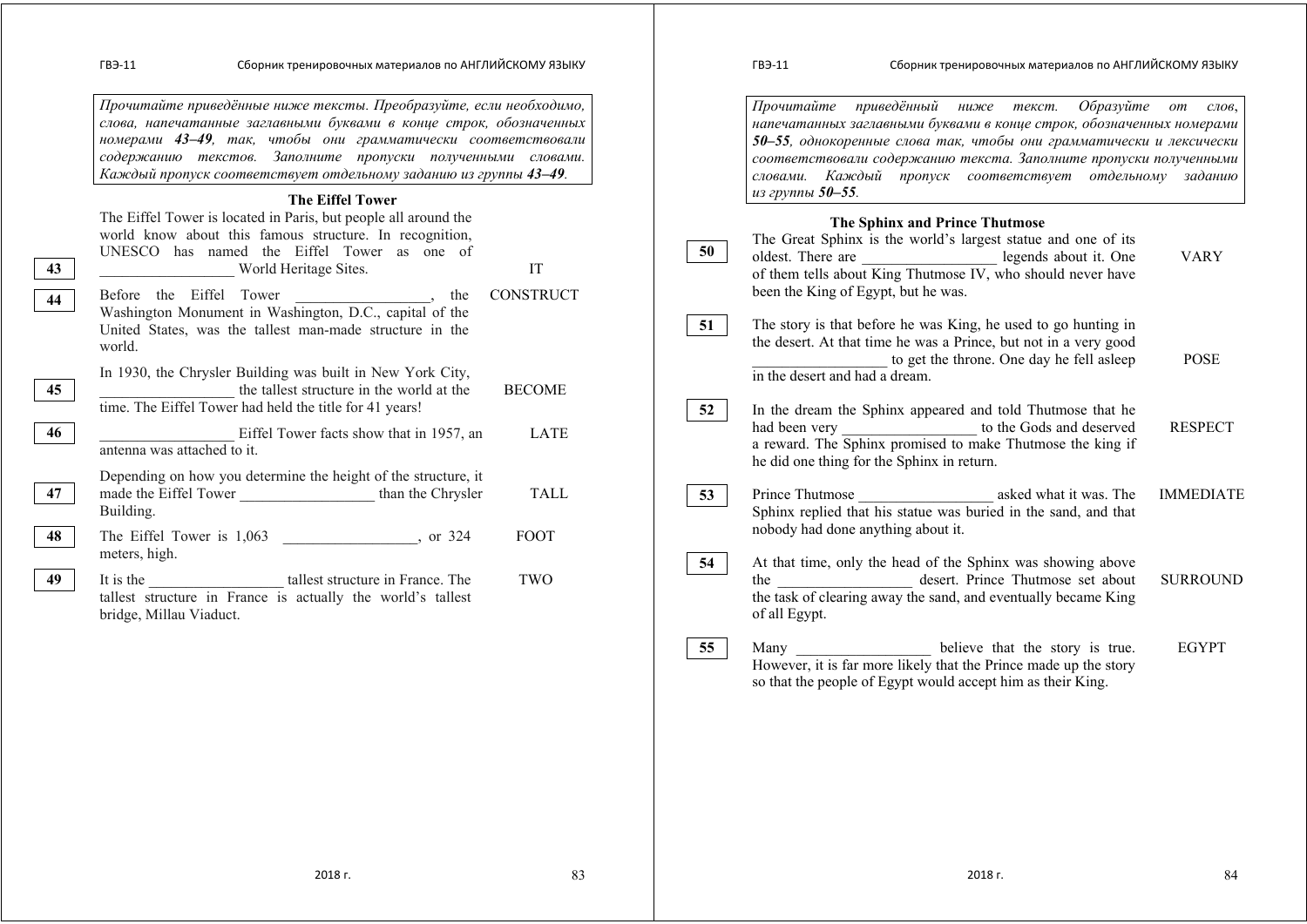*Прочитайте приведённые ниже тексты. Преобразуйте, если необходимо, слова, напечатанные заглавными буквами в конце строк, обозначенных номерами **43–49**, так, чтобы они грамматически соответствовали содержанию текстов. Заполните пропуски полученными словами. Каждый пропуск соответствует отдельному заданию из группы **43–49**.*

### The Eiffel Tower

The Eiffel Tower is located in Paris, but people all around the world know about this famous structure. In recognition, UNESCO has named the Eiffel Tower as one of

| | | |
|---|---|---|
| **43** | _________________ World Heritage Sites. | IT |
| **44** | Before the Eiffel Tower _________________, the Washington Monument in Washington, D.C., capital of the United States, was the tallest man-made structure in the world. | CONSTRUCT |
| **45** | In 1930, the Chrysler Building was built in New York City, _________________ the tallest structure in the world at the time. The Eiffel Tower had held the title for 41 years! | BECOME |
| **46** | _________________ Eiffel Tower facts show that in 1957, an antenna was attached to it. | LATE |
| **47** | Depending on how you determine the height of the structure, it made the Eiffel Tower _________________ than the Chrysler Building. | TALL |
| **48** | The Eiffel Tower is 1,063 _________________, or 324 meters, high. | FOOT |
| **49** | It is the _________________ tallest structure in France. The tallest structure in France is actually the world's tallest bridge, Millau Viaduct. | TWO |

*Прочитайте приведённый ниже текст. Образуйте от слов, напечатанных заглавными буквами в конце строк, обозначенных номерами **50–55**, однокоренные слова так, чтобы они грамматически и лексически соответствовали содержанию текста. Заполните пропуски полученными словами. Каждый пропуск соответствует отдельному заданию из группы **50–55**.*

### The Sphinx and Prince Thutmose

| | | |
|---|---|---|
| **50** | The Great Sphinx is the world's largest statue and one of its oldest. There are _________________ legends about it. One of them tells about King Thutmose IV, who should never have been the King of Egypt, but he was. | VARY |
| **51** | The story is that before he was King, he used to go hunting in the desert. At that time he was a Prince, but not in a very good _________________ to get the throne. One day he fell asleep in the desert and had a dream. | POSE |
| **52** | In the dream the Sphinx appeared and told Thutmose that he had been very _________________ to the Gods and deserved a reward. The Sphinx promised to make Thutmose the king if he did one thing for the Sphinx in return. | RESPECT |
| **53** | Prince Thutmose _________________ asked what it was. The Sphinx replied that his statue was buried in the sand, and that nobody had done anything about it. | IMMEDIATE |
| **54** | At that time, only the head of the Sphinx was showing above the _________________ desert. Prince Thutmose set about the task of clearing away the sand, and eventually became King of all Egypt. | SURROUND |
| **55** | Many _________________ believe that the story is true. However, it is far more likely that the Prince made up the story so that the people of Egypt would accept him as their King. | EGYPT |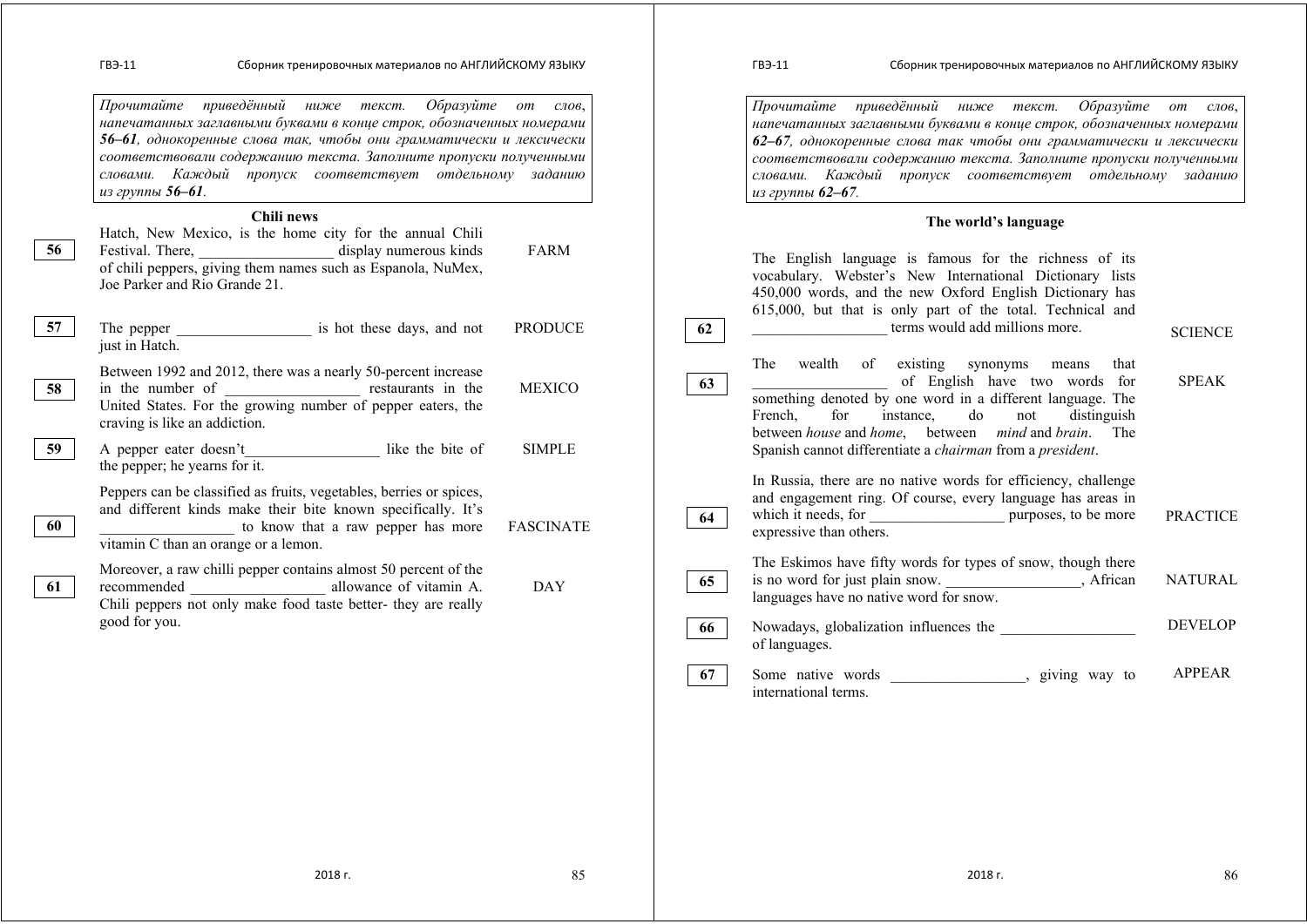*Прочитайте приведённый ниже текст. Образуйте от слов, напечатанных заглавными буквами в конце строк, обозначенных номерами **56–61**, однокоренные слова так, чтобы они грамматически и лексически соответствовали содержанию текста. Заполните пропуски полученными словами. Каждый пропуск соответствует отдельному заданию из группы **56–61**.*

### Chili news

| | | |
|---|---|---|
| **56** | Hatch, New Mexico, is the home city for the annual Chili Festival. There, _________________ display numerous kinds of chili peppers, giving them names such as Espanola, NuMex, Joe Parker and Rio Grande 21. | FARM |
| **57** | The pepper _________________ is hot these days, and not just in Hatch. | PRODUCE |
| **58** | Between 1992 and 2012, there was a nearly 50-percent increase in the number of _________________ restaurants in the United States. For the growing number of pepper eaters, the craving is like an addiction. | MEXICO |
| **59** | A pepper eater doesn't_________________ like the bite of the pepper; he yearns for it. | SIMPLE |
| **60** | Peppers can be classified as fruits, vegetables, berries or spices, and different kinds make their bite known specifically. It's _________________ to know that a raw pepper has more vitamin C than an orange or a lemon. | FASCINATE |
| **61** | Moreover, a raw chilli pepper contains almost 50 percent of the recommended _________________ allowance of vitamin A. Chili peppers not only make food taste better- they are really good for you. | DAY |

*Прочитайте приведённый ниже текст. Образуйте от слов, напечатанных заглавными буквами в конце строк, обозначенных номерами **62–67**, однокоренные слова так чтобы они грамматически и лексически соответствовали содержанию текста. Заполните пропуски полученными словами. Каждый пропуск соответствует отдельному заданию из группы **62–67**.*

### The world's language

| | | |
|---|---|---|
| **62** | The English language is famous for the richness of its vocabulary. Webster's New International Dictionary lists 450,000 words, and the new Oxford English Dictionary has 615,000, but that is only part of the total. Technical and _________________ terms would add millions more. | SCIENCE |
| **63** | The wealth of existing synonyms means that _________________ of English have two words for something denoted by one word in a different language. The French, for instance, do not distinguish between *house* and *home*, between *mind* and *brain*. The Spanish cannot differentiate a *chairman* from a *president*. | SPEAK |
| **64** | In Russia, there are no native words for efficiency, challenge and engagement ring. Of course, every language has areas in which it needs, for _________________ purposes, to be more expressive than others. | PRACTICE |
| **65** | The Eskimos have fifty words for types of snow, though there is no word for just plain snow. _________________, African languages have no native word for snow. | NATURAL |
| **66** | Nowadays, globalization influences the _________________ of languages. | DEVELOP |
| **67** | Some native words _________________, giving way to international terms. | APPEAR |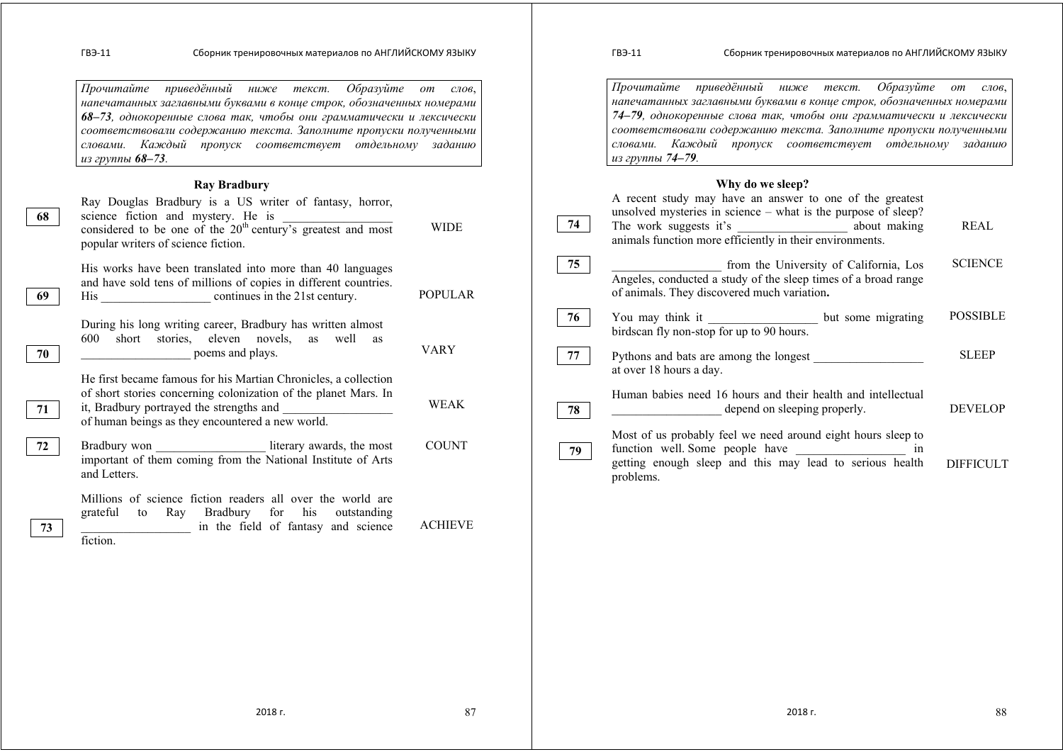*Прочитайте приведённый ниже текст. Образуйте от слов, напечатанных заглавными буквами в конце строк, обозначенных номерами **68–73**, однокоренные слова так, чтобы они грамматически и лексически соответствовали содержанию текста. Заполните пропуски полученными словами. Каждый пропуск соответствует отдельному заданию из группы **68–73**.*

### Ray Bradbury

| | | |
|---|---|---|
| | Ray Douglas Bradbury is a US writer of fantasy, horror, | |
| **68** | science fiction and mystery. He is _________________ considered to be one of the 20th century's greatest and most popular writers of science fiction. | WIDE |
| | His works have been translated into more than 40 languages and have sold tens of millions of copies in different countries. | |
| **69** | His _________________ continues in the 21st century. | POPULAR |
| | During his long writing career, Bradbury has written almost 600 short stories, eleven novels, as well as | |
| **70** | _________________ poems and plays. | VARY |
| | He first became famous for his Martian Chronicles, a collection of short stories concerning colonization of the planet Mars. In | |
| **71** | it, Bradbury portrayed the strengths and _________________ of human beings as they encountered a new world. | WEAK |
| **72** | Bradbury won _________________ literary awards, the most important of them coming from the National Institute of Arts and Letters. | COUNT |
| | Millions of science fiction readers all over the world are grateful to Ray Bradbury for his outstanding | |
| **73** | _________________ in the field of fantasy and science fiction. | ACHIEVE |

*Прочитайте приведённый ниже текст. Образуйте от слов, напечатанных заглавными буквами в конце строк, обозначенных номерами **74–79**, однокоренные слова так, чтобы они грамматически и лексически соответствовали содержанию текста. Заполните пропуски полученными словами. Каждый пропуск соответствует отдельному заданию из группы **74–79**.*

### Why do we sleep?

| | | |
|---|---|---|
| | A recent study may have an answer to one of the greatest unsolved mysteries in science – what is the purpose of sleep? | |
| **74** | The work suggests it's _________________ about making animals function more efficiently in their environments. | REAL |
| **75** | _________________ from the University of California, Los Angeles, conducted a study of the sleep times of a broad range of animals. They discovered much variation. | SCIENCE |
| **76** | You may think it _________________ but some migrating birdscan fly non-stop for up to 90 hours. | POSSIBLE |
| **77** | Pythons and bats are among the longest _________________ at over 18 hours a day. | SLEEP |
| | Human babies need 16 hours and their health and intellectual | |
| **78** | _________________ depend on sleeping properly. | DEVELOP |
| | Most of us probably feel we need around eight hours sleep to | |
| **79** | function well. Some people have _________________ in getting enough sleep and this may lead to serious health problems. | DIFFICULT |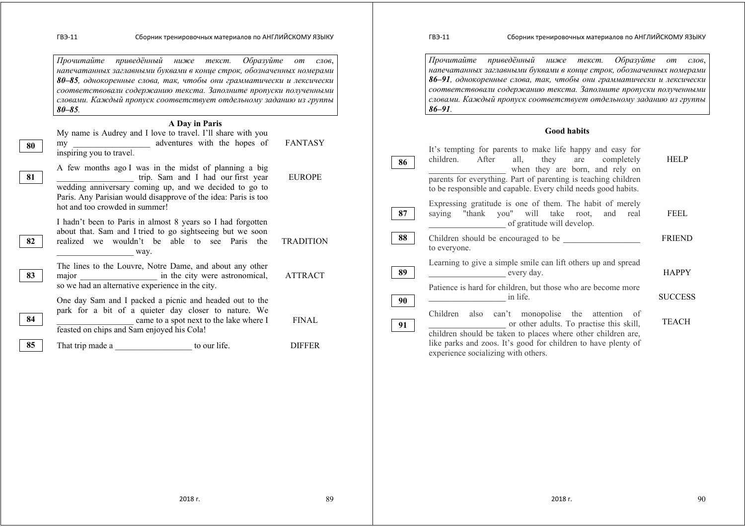*Прочитайте приведённый ниже текст. Образуйте от слов, напечатанных заглавными буквами в конце строк, обозначенных номерами **80–85**, однокоренные слова, так, чтобы они грамматически и лексически соответствовали содержанию текста. Заполните пропуски полученными словами. Каждый пропуск соответствует отдельному заданию из группы **80–85**.*

### A Day in Paris

| | | |
|---|---|---|
| **80** | My name is Audrey and I love to travel. I'll share with you my __________________ adventures with the hopes of inspiring you to travel. | FANTASY |
| **81** | A few months ago I was in the midst of planning a big __________________ trip. Sam and I had our first year wedding anniversary coming up, and we decided to go to Paris. Any Parisian would disapprove of the idea: Paris is too hot and too crowded in summer! | EUROPE |
| **82** | I hadn't been to Paris in almost 8 years so I had forgotten about that. Sam and I tried to go sightseeing but we soon realized we wouldn't be able to see Paris the __________________ way. | TRADITION |
| **83** | The lines to the Louvre, Notre Dame, and about any other major __________________ in the city were astronomical, so we had an alternative experience in the city. | ATTRACT |
| **84** | One day Sam and I packed a picnic and headed out to the park for a bit of a quieter day closer to nature. We __________________ came to a spot next to the lake where I feasted on chips and Sam enjoyed his Cola! | FINAL |
| **85** | That trip made a __________________ to our life. | DIFFER |

*Прочитайте приведённый ниже текст. Образуйте от слов, напечатанных заглавными буквами в конце строк, обозначенных номерами **86–91**, однокоренные слова, так, чтобы они грамматически и лексически соответствовали содержанию текста. Заполните пропуски полученными словами. Каждый пропуск соответствует отдельному заданию из группы **86–91**.*

### Good habits

| | | |
|---|---|---|
| **86** | It's tempting for parents to make life happy and easy for children. After all, they are completely __________________ when they are born, and rely on parents for everything. Part of parenting is teaching children to be responsible and capable. Every child needs good habits. | HELP |
| **87** | Expressing gratitude is one of them. The habit of merely saying "thank you" will take root, and real __________________ of gratitude will develop. | FEEL |
| **88** | Children should be encouraged to be __________________ to everyone. | FRIEND |
| **89** | Learning to give a simple smile can lift others up and spread __________________ every day. | HAPPY |
| **90** | Patience is hard for children, but those who are become more __________________ in life. | SUCCESS |
| **91** | Children also can't monopolise the attention of __________________ or other adults. To practise this skill, children should be taken to places where other children are, like parks and zoos. It's good for children to have plenty of experience socializing with others. | TEACH |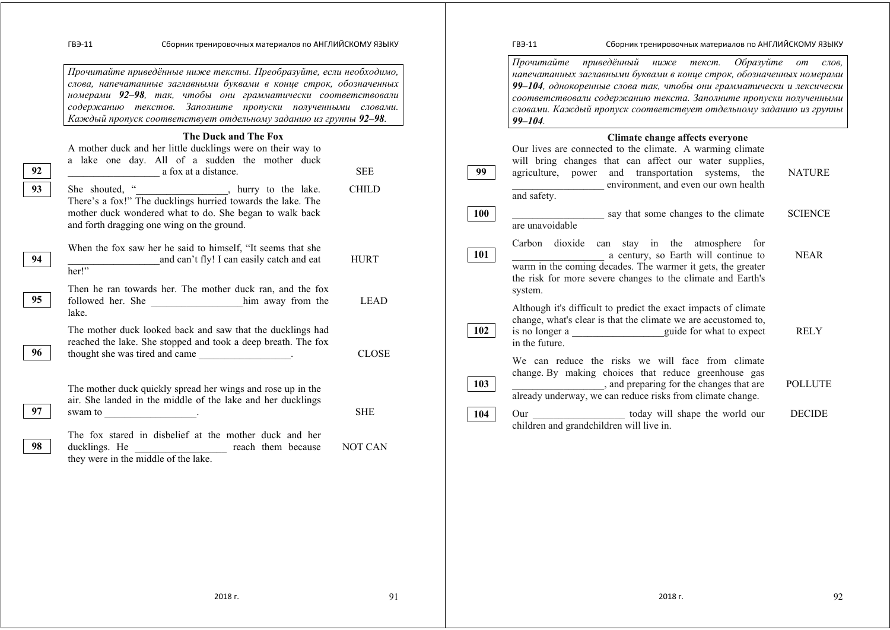*Прочитайте приведённые ниже тексты. Преобразуйте, если необходимо, слова, напечатанные заглавными буквами в конце строк, обозначенных номерами **92–98**, так, чтобы они грамматически соответствовали содержанию текстов. Заполните пропуски полученными словами. Каждый пропуск соответствует отдельному заданию из группы **92–98**.*

### The Duck and The Fox

| | | |
|---|---|---|
| | A mother duck and her little ducklings were on their way to a lake one day. All of a sudden the mother duck | |
| **92** | _________________ a fox at a distance. | SEE |
| **93** | She shouted, "_________________, hurry to the lake. There's a fox!" The ducklings hurried towards the lake. The mother duck wondered what to do. She began to walk back and forth dragging one wing on the ground. | CHILD |
| **94** | When the fox saw her he said to himself, "It seems that she _________________and can't fly! I can easily catch and eat her!" | HURT |
| **95** | Then he ran towards her. The mother duck ran, and the fox followed her. She _________________him away from the lake. | LEAD |
| **96** | The mother duck looked back and saw that the ducklings had reached the lake. She stopped and took a deep breath. The fox thought she was tired and came _________________. | CLOSE |
| **97** | The mother duck quickly spread her wings and rose up in the air. She landed in the middle of the lake and her ducklings swam to _________________. | SHE |
| **98** | The fox stared in disbelief at the mother duck and her ducklings. He _________________ reach them because they were in the middle of the lake. | NOT CAN |

*Прочитайте приведённый ниже текст. Образуйте от слов, напечатанных заглавными буквами в конце строк, обозначенных номерами **99–104**, однокоренные слова так, чтобы они грамматически и лексически соответствовали содержанию текста. Заполните пропуски полученными словами. Каждый пропуск соответствует отдельному заданию из группы **99–104**.*

### Climate change affects everyone

| | | |
|---|---|---|
| **99** | Our lives are connected to the climate. A warming climate will bring changes that can affect our water supplies, agriculture, power and transportation systems, the _________________ environment, and even our own health and safety. | NATURE |
| **100** | _________________ say that some changes to the climate are unavoidable | SCIENCE |
| **101** | Carbon dioxide can stay in the atmosphere for _________________ a century, so Earth will continue to warm in the coming decades. The warmer it gets, the greater the risk for more severe changes to the climate and Earth's system. | NEAR |
| **102** | Although it's difficult to predict the exact impacts of climate change, what's clear is that the climate we are accustomed to, is no longer a _________________guide for what to expect in the future. | RELY |
| **103** | We can reduce the risks we will face from climate change. By making choices that reduce greenhouse gas _________________, and preparing for the changes that are already underway, we can reduce risks from climate change. | POLLUTE |
| **104** | Our _________________ today will shape the world our children and grandchildren will live in. | DECIDE |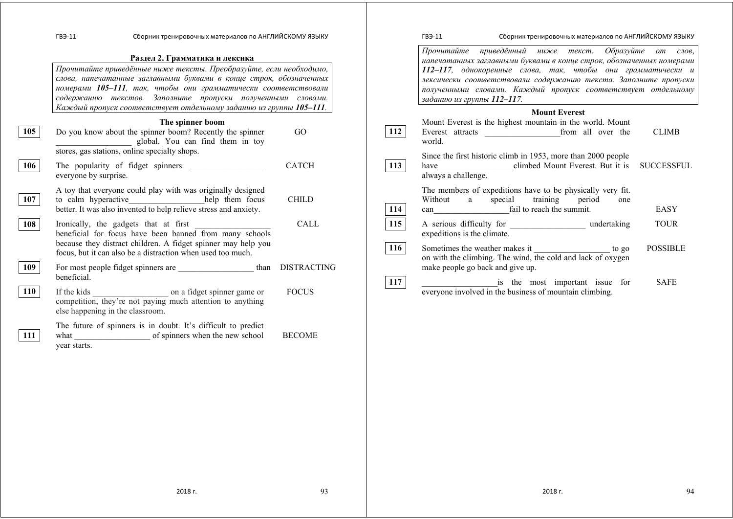## Раздел 2. Грамматика и лексика

*Прочитайте приведённые ниже тексты. Преобразуйте, если необходимо, слова, напечатанные заглавными буквами в конце строк, обозначенных номерами **105–111**, так, чтобы они грамматически соответствовали содержанию текстов. Заполните пропуски полученными словами. Каждый пропуск соответствует отдельному заданию из группы **105–111**.*

### The spinner boom

| | | |
|---|---|---|
| **105** | Do you know about the spinner boom? Recently the spinner _________________ global. You can find them in toy stores, gas stations, online specialty shops. | GO |
| **106** | The popularity of fidget spinners _________________ everyone by surprise. | CATCH |
| **107** | A toy that everyone could play with was originally designed to calm hyperactive_________________help them focus better. It was also invented to help relieve stress and anxiety. | CHILD |
| **108** | Ironically, the gadgets that at first _________________ beneficial for focus have been banned from many schools because they distract children. A fidget spinner may help you focus, but it can also be a distraction when used too much. | CALL |
| **109** | For most people fidget spinners are _________________ than beneficial. | DISTRACTING |
| **110** | If the kids _________________ on a fidget spinner game or competition, they're not paying much attention to anything else happening in the classroom. | FOCUS |
| **111** | The future of spinners is in doubt. It's difficult to predict what _________________ of spinners when the new school year starts. | BECOME |

*Прочитайте приведённый ниже текст. Образуйте от слов, напечатанных заглавными буквами в конце строк, обозначенных номерами **112–117**, однокоренные слова, так, чтобы они грамматически и лексически соответствовали содержанию текста. Заполните пропуски полученными словами. Каждый пропуск соответствует отдельному заданию из группы **112–117**.*

### Mount Everest

| | | |
|---|---|---|
| **112** | Mount Everest is the highest mountain in the world. Mount Everest attracts _________________from all over the world. | CLIMB |
| **113** | Since the first historic climb in 1953, more than 2000 people have_________________climbed Mount Everest. But it is always a challenge. | SUCCESSFUL |
| **114** | The members of expeditions have to be physically very fit. Without a special training period one can_________________fail to reach the summit. | EASY |
| **115** | A serious difficulty for _________________ undertaking expeditions is the climate. | TOUR |
| **116** | Sometimes the weather makes it _________________ to go on with the climbing. The wind, the cold and lack of oxygen make people go back and give up. | POSSIBLE |
| **117** | _________________is the most important issue for everyone involved in the business of mountain climbing. | SAFE |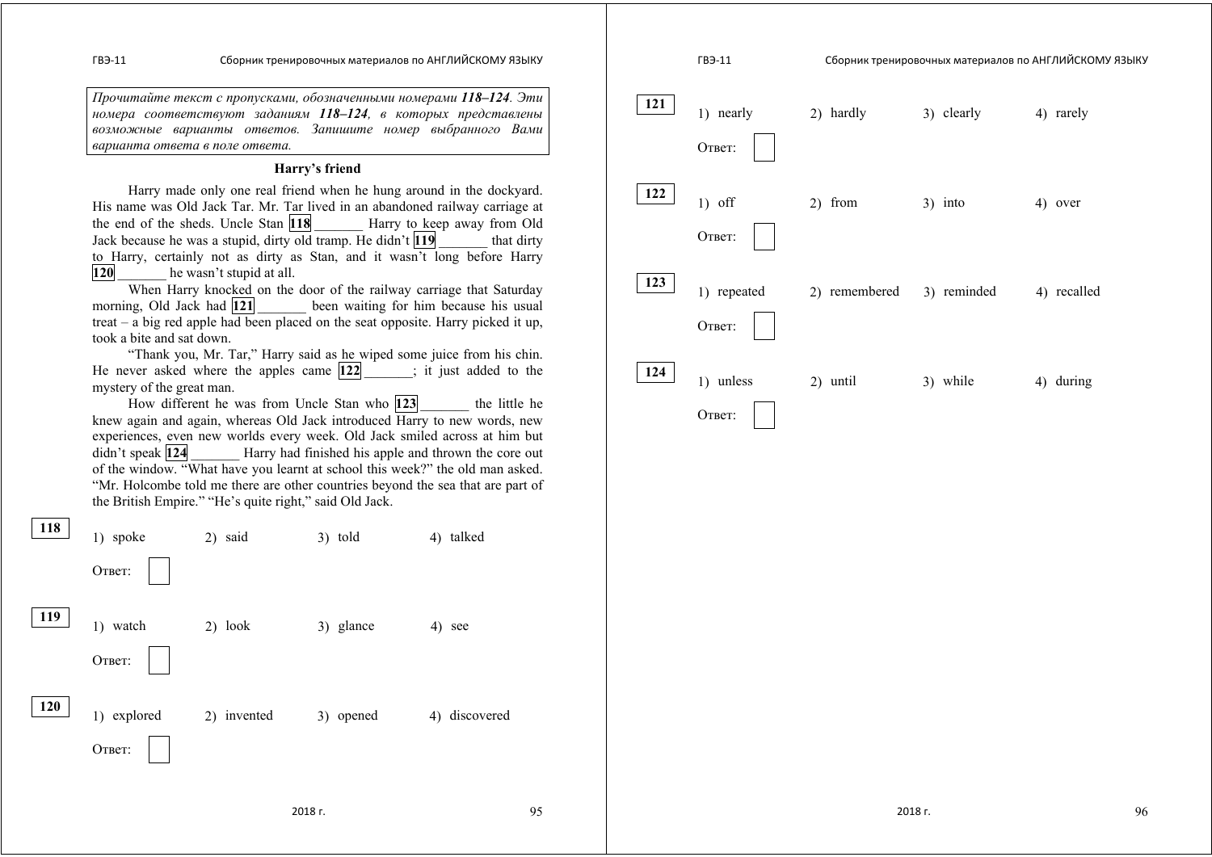*Прочитайте текст с пропусками, обозначенными номерами **118–124**. Эти номера соответствуют заданиям **118–124**, в которых представлены возможные варианты ответов. Запишите номер выбранного Вами варианта ответа в поле ответа.*

**Harry's friend**

Harry made only one real friend when he hung around in the dockyard. His name was Old Jack Tar. Mr. Tar lived in an abandoned railway carriage at the end of the sheds. Uncle Stan **118** _______ Harry to keep away from Old Jack because he was a stupid, dirty old tramp. He didn't **119** _______ that dirty to Harry, certainly not as dirty as Stan, and it wasn't long before Harry **120** _______ he wasn't stupid at all.

When Harry knocked on the door of the railway carriage that Saturday morning, Old Jack had **121** _______ been waiting for him because his usual treat – a big red apple had been placed on the seat opposite. Harry picked it up, took a bite and sat down.

"Thank you, Mr. Tar," Harry said as he wiped some juice from his chin. He never asked where the apples came **122** _______; it just added to the mystery of the great man.

How different he was from Uncle Stan who **123** _______ the little he knew again and again, whereas Old Jack introduced Harry to new words, new experiences, even new worlds every week. Old Jack smiled across at him but didn't speak **124** _______ Harry had finished his apple and thrown the core out of the window. "What have you learnt at school this week?" the old man asked. "Mr. Holcombe told me there are other countries beyond the sea that are part of the British Empire." "He's quite right," said Old Jack.

**118**

1) spoke 2) said 3) told 4) talked

Ответ: ☐

**119**

1) watch 2) look 3) glance 4) see

Ответ: ☐

**120**

1) explored 2) invented 3) opened 4) discovered

Ответ: ☐

**121**

1) nearly 2) hardly 3) clearly 4) rarely

Ответ: ☐

**122**

1) off 2) from 3) into 4) over

Ответ: ☐

**123**

1) repeated 2) remembered 3) reminded 4) recalled

Ответ: ☐

**124**

1) unless 2) until 3) while 4) during

Ответ: ☐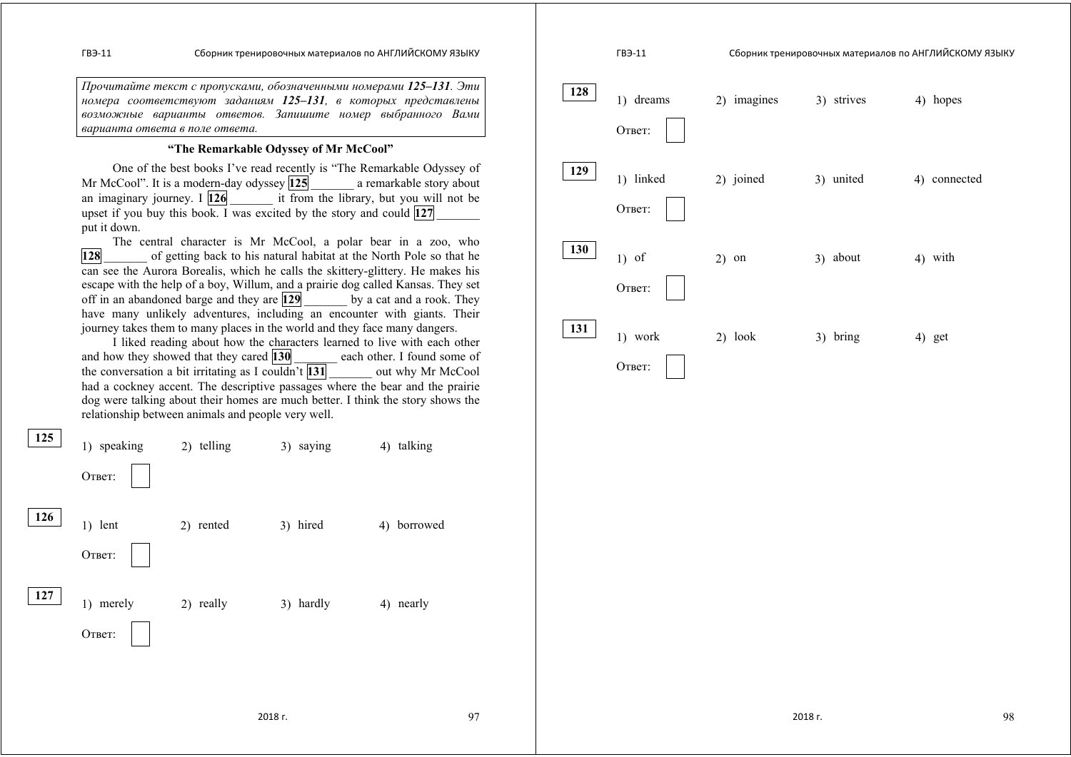*Прочитайте текст с пропусками, обозначенными номерами **125–131**. Эти номера соответствуют заданиям **125–131**, в которых представлены возможные варианты ответов. Запишите номер выбранного Вами варианта ответа в поле ответа.*

### “The Remarkable Odyssey of Mr McCool”

One of the best books I’ve read recently is “The Remarkable Odyssey of Mr McCool”. It is a modern-day odyssey **125** _______ a remarkable story about an imaginary journey. I **126** _______ it from the library, but you will not be upset if you buy this book. I was excited by the story and could **127** _______ put it down.

The central character is Mr McCool, a polar bear in a zoo, who **128** _______ of getting back to his natural habitat at the North Pole so that he can see the Aurora Borealis, which he calls the skittery-glittery. He makes his escape with the help of a boy, Willum, and a prairie dog called Kansas. They set off in an abandoned barge and they are **129** _______ by a cat and a rook. They have many unlikely adventures, including an encounter with giants. Their journey takes them to many places in the world and they face many dangers.

I liked reading about how the characters learned to live with each other and how they showed that they cared **130** _______ each other. I found some of the conversation a bit irritating as I couldn’t **131** _______ out why Mr McCool had a cockney accent. The descriptive passages where the bear and the prairie dog were talking about their homes are much better. I think the story shows the relationship between animals and people very well.

**125**

1) speaking 2) telling 3) saying 4) talking

Ответ:

**126**

1) lent 2) rented 3) hired 4) borrowed

Ответ:

**127**

1) merely 2) really 3) hardly 4) nearly

Ответ:

**128**

1) dreams 2) imagines 3) strives 4) hopes

Ответ:

**129**

1) linked 2) joined 3) united 4) connected

Ответ:

**130**

1) of 2) on 3) about 4) with

Ответ:

**131**

1) work 2) look 3) bring 4) get

Ответ: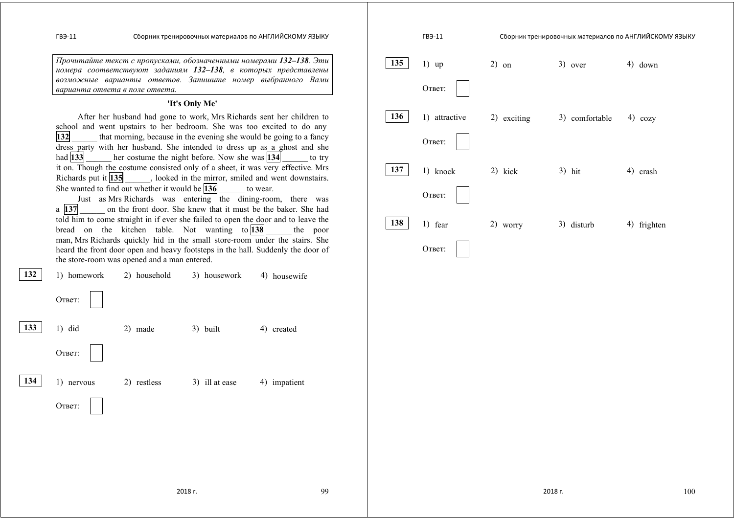*Прочитайте текст с пропусками, обозначенными номерами* ***132–138****. Эти номера соответствуют заданиям* ***132–138****, в которых представлены возможные варианты ответов. Запишите номер выбранного Вами варианта ответа в поле ответа.*

**'It's Only Me'**

After her husband had gone to work, Mrs Richards sent her children to school and went upstairs to her bedroom. She was too excited to do any **132** ______ that morning, because in the evening she would be going to a fancy dress party with her husband. She intended to dress up as a ghost and she had **133** ______ her costume the night before. Now she was **134** ______ to try it on. Though the costume consisted only of a sheet, it was very effective. Mrs Richards put it **135** ______, looked in the mirror, smiled and went downstairs. She wanted to find out whether it would be **136** ______ to wear.

Just as Mrs Richards was entering the dining-room, there was a **137** ______ on the front door. She knew that it must be the baker. She had told him to come straight in if ever she failed to open the door and to leave the bread on the kitchen table. Not wanting to **138** ______ the poor man, Mrs Richards quickly hid in the small store-room under the stairs. She heard the front door open and heavy footsteps in the hall. Suddenly the door of the store-room was opened and a man entered.

**132**
1) homework 2) household 3) housework 4) housewife

Ответ: ______

**133**
1) did 2) made 3) built 4) created

Ответ: ______

**134**
1) nervous 2) restless 3) ill at ease 4) impatient

Ответ: ______

**135**
1) up 2) on 3) over 4) down

Ответ: ______

**136**
1) attractive 2) exciting 3) comfortable 4) cozy

Ответ: ______

**137**
1) knock 2) kick 3) hit 4) crash

Ответ: ______

**138**
1) fear 2) worry 3) disturb 4) frighten

Ответ: ______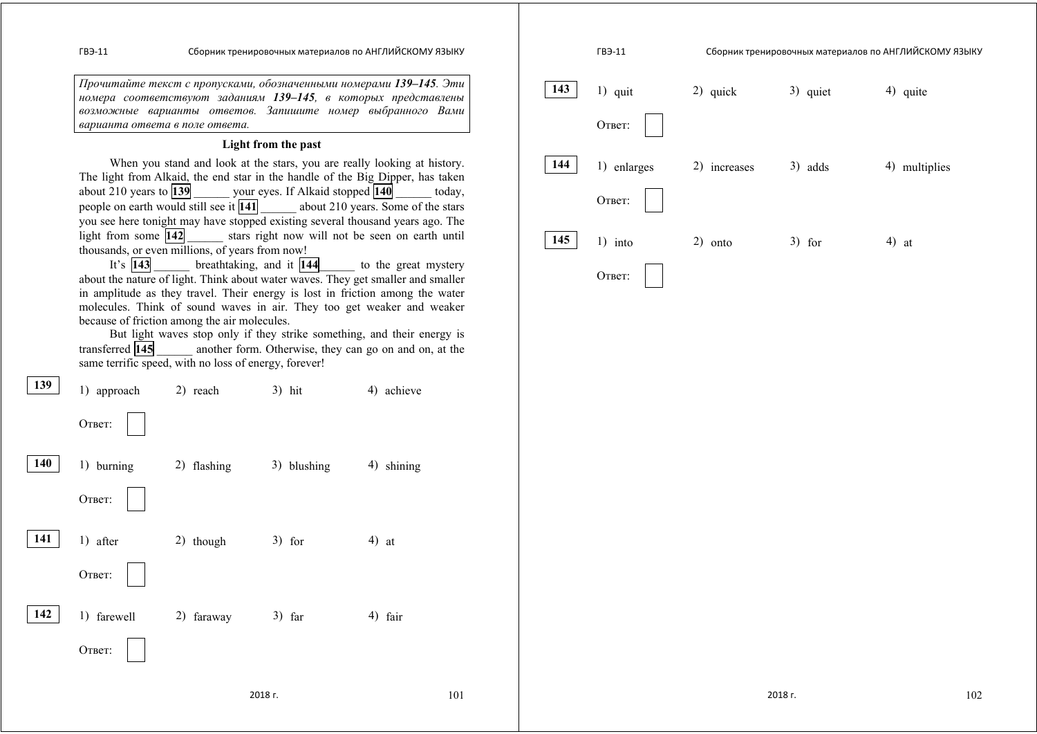*Прочитайте текст с пропусками, обозначенными номерами **139–145**. Эти номера соответствуют заданиям **139–145**, в которых представлены возможные варианты ответов. Запишите номер выбранного Вами варианта ответа в поле ответа.*

**Light from the past**

When you stand and look at the stars, you are really looking at history. The light from Alkaid, the end star in the handle of the Big Dipper, has taken about 210 years to **139** ______ your eyes. If Alkaid stopped **140** ______ today, people on earth would still see it **141** ______ about 210 years. Some of the stars you see here tonight may have stopped existing several thousand years ago. The light from some **142** ______ stars right now will not be seen on earth until thousands, or even millions, of years from now!

It's **143** ______ breathtaking, and it **144** ______ to the great mystery about the nature of light. Think about water waves. They get smaller and smaller in amplitude as they travel. Their energy is lost in friction among the water molecules. Think of sound waves in air. They too get weaker and weaker because of friction among the air molecules.

But light waves stop only if they strike something, and their energy is transferred **145** ______ another form. Otherwise, they can go on and on, at the same terrific speed, with no loss of energy, forever!

**139** 1) approach 2) reach 3) hit 4) achieve

Ответ:

**140** 1) burning 2) flashing 3) blushing 4) shining

Ответ:

**141** 1) after 2) though 3) for 4) at

Ответ:

**142** 1) farewell 2) faraway 3) far 4) fair

Ответ:

**143** 1) quit 2) quick 3) quiet 4) quite

Ответ:

**144** 1) enlarges 2) increases 3) adds 4) multiplies

Ответ:

**145** 1) into 2) onto 3) for 4) at

Ответ: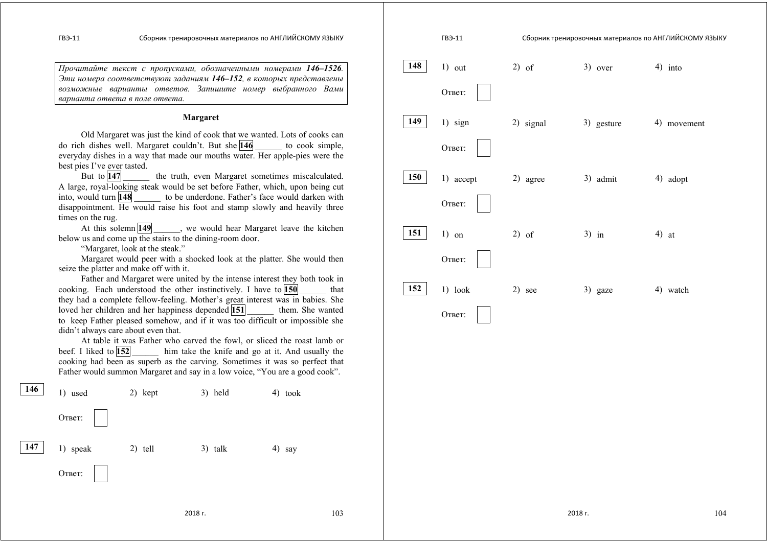*Прочитайте текст с пропусками, обозначенными номерами **146–1526**. Эти номера соответствуют заданиям **146–152**, в которых представлены возможные варианты ответов. Запишите номер выбранного Вами варианта ответа в поле ответа.*

### Margaret

Old Margaret was just the kind of cook that we wanted. Lots of cooks can do rich dishes well. Margaret couldn't. But she **146** ______ to cook simple, everyday dishes in a way that made our mouths water. Her apple-pies were the best pies I've ever tasted.

But to **147** ______ the truth, even Margaret sometimes miscalculated. A large, royal-looking steak would be set before Father, which, upon being cut into, would turn **148** ______ to be underdone. Father's face would darken with disappointment. He would raise his foot and stamp slowly and heavily three times on the rug.

At this solemn **149** ______, we would hear Margaret leave the kitchen below us and come up the stairs to the dining-room door.

"Margaret, look at the steak."

Margaret would peer with a shocked look at the platter. She would then seize the platter and make off with it.

Father and Margaret were united by the intense interest they both took in cooking. Each understood the other instinctively. I have to **150** ______ that they had a complete fellow-feeling. Mother's great interest was in babies. She loved her children and her happiness depended **151** ______ them. She wanted to keep Father pleased somehow, and if it was too difficult or impossible she didn't always care about even that.

At table it was Father who carved the fowl, or sliced the roast lamb or beef. I liked to **152** ______ him take the knife and go at it. And usually the cooking had been as superb as the carving. Sometimes it was so perfect that Father would summon Margaret and say in a low voice, "You are a good cook".

**146** 1) used 2) kept 3) held 4) took

Ответ: ☐

**147** 1) speak 2) tell 3) talk 4) say

Ответ: ☐

**148** 1) out 2) of 3) over 4) into

Ответ: ☐

**149** 1) sign 2) signal 3) gesture 4) movement

Ответ: ☐

**150** 1) accept 2) agree 3) admit 4) adopt

Ответ: ☐

**151** 1) on 2) of 3) in 4) at

Ответ: ☐

**152** 1) look 2) see 3) gaze 4) watch

Ответ: ☐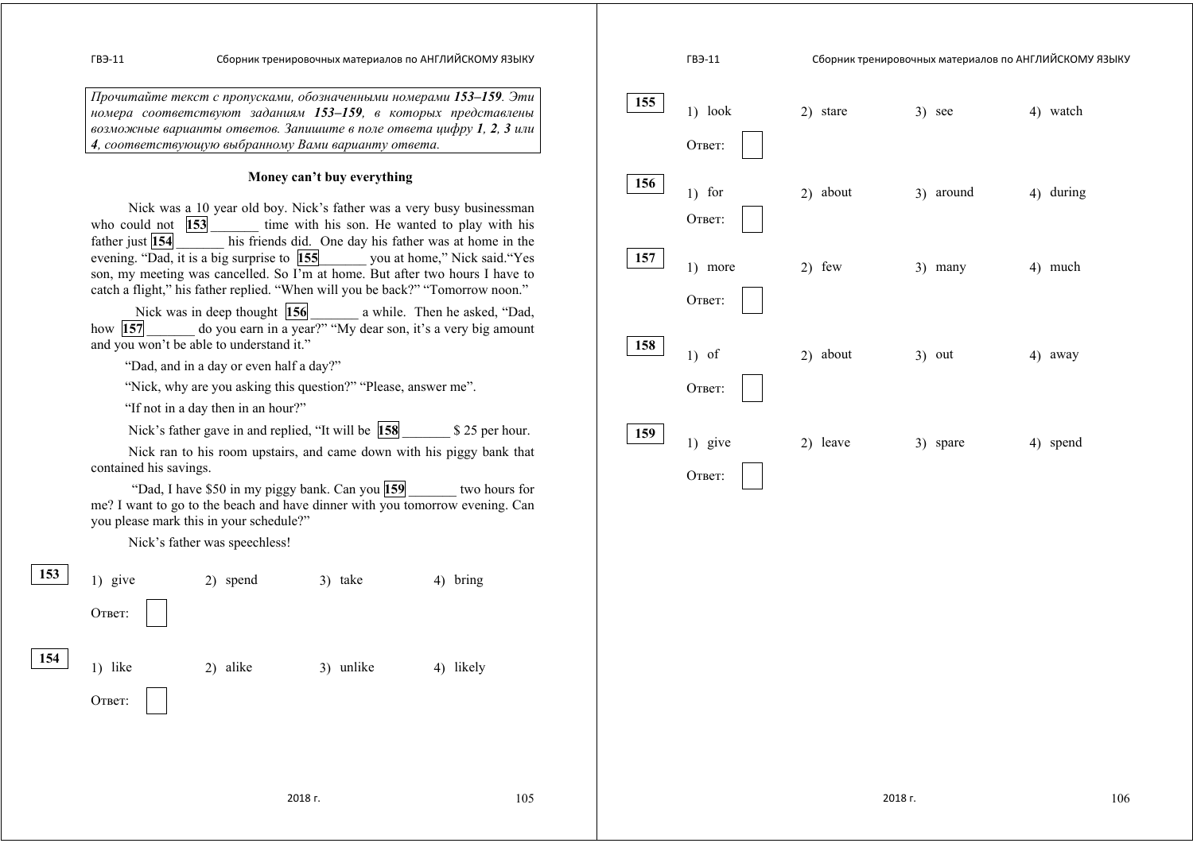*Прочитайте текст с пропусками, обозначенными номерами **153–159**. Эти номера соответствуют заданиям **153–159**, в которых представлены возможные варианты ответов. Запишите в поле ответа цифру **1**, **2**, **3** или **4**, соответствующую выбранному Вами варианту ответа.*

## Money can't buy everything

Nick was a 10 year old boy. Nick's father was a very busy businessman who could not **153** _______ time with his son. He wanted to play with his father just **154** _______ his friends did. One day his father was at home in the evening. "Dad, it is a big surprise to **155**_______ you at home," Nick said."Yes son, my meeting was cancelled. So I'm at home. But after two hours I have to catch a flight," his father replied. "When will you be back?" "Tomorrow noon."

Nick was in deep thought **156** _______ a while. Then he asked, "Dad, how **157** _______ do you earn in a year?" "My dear son, it's a very big amount and you won't be able to understand it."

"Dad, and in a day or even half a day?"

"Nick, why are you asking this question?" "Please, answer me".

"If not in a day then in an hour?"

Nick's father gave in and replied, "It will be **158** _______ $25 per hour.

Nick ran to his room upstairs, and came down with his piggy bank that contained his savings.

"Dad, I have $50 in my piggy bank. Can you **159** _______ two hours for me? I want to go to the beach and have dinner with you tomorrow evening. Can you please mark this in your schedule?"

Nick's father was speechless!

**153**

1) give 2) spend 3) take 4) bring

Ответ: ☐

**154**

1) like 2) alike 3) unlike 4) likely

Ответ: ☐

**155**

1) look 2) stare 3) see 4) watch

Ответ: ☐

**156**

1) for 2) about 3) around 4) during

Ответ: ☐

**157**

1) more 2) few 3) many 4) much

Ответ: ☐

**158**

1) of 2) about 3) out 4) away

Ответ: ☐

**159**

1) give 2) leave 3) spare 4) spend

Ответ: ☐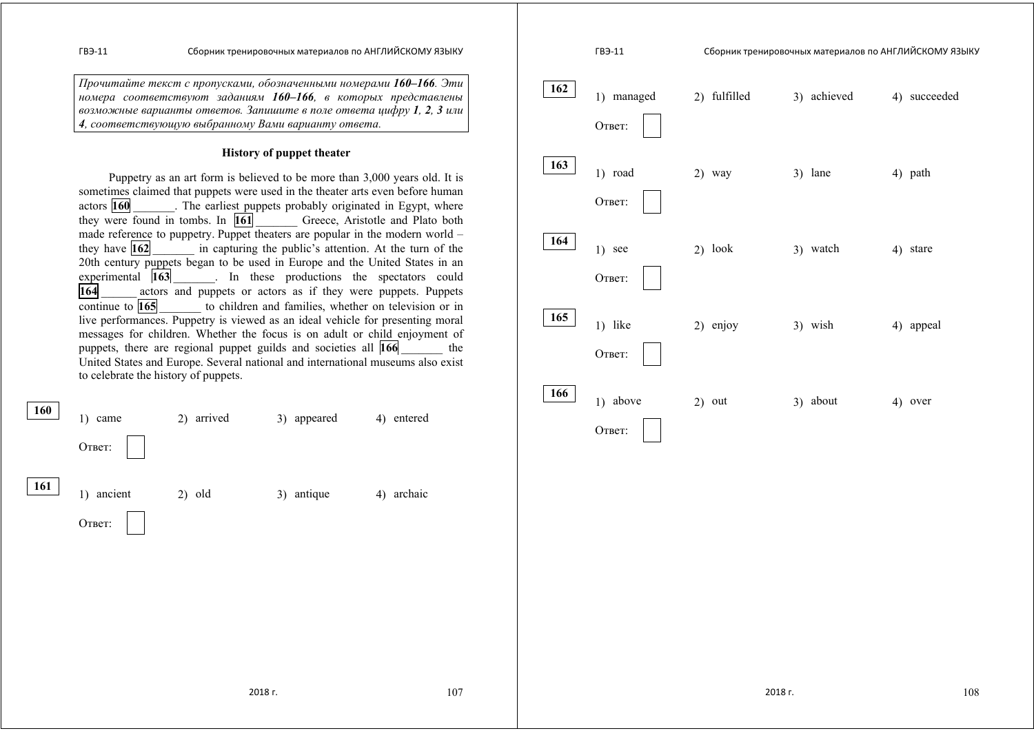*Прочитайте текст с пропусками, обозначенными номерами **160–166**. Эти номера соответствуют заданиям **160–166**, в которых представлены возможные варианты ответов. Запишите в поле ответа цифру **1**, **2**, **3** или **4**, соответствующую выбранному Вами варианту ответа.*

### History of puppet theater

Puppetry as an art form is believed to be more than 3,000 years old. It is sometimes claimed that puppets were used in the theater arts even before human actors **160** _______. The earliest puppets probably originated in Egypt, where they were found in tombs. In **161** _______ Greece, Aristotle and Plato both made reference to puppetry. Puppet theaters are popular in the modern world – they have **162** _______ in capturing the public's attention. At the turn of the 20th century puppets began to be used in Europe and the United States in an experimental **163** _______. In these productions the spectators could **164** ______ actors and puppets or actors as if they were puppets. Puppets continue to **165** _______ to children and families, whether on television or in live performances. Puppetry is viewed as an ideal vehicle for presenting moral messages for children. Whether the focus is on adult or child enjoyment of puppets, there are regional puppet guilds and societies all **166** _______ the United States and Europe. Several national and international museums also exist to celebrate the history of puppets.

**160**

1) came 2) arrived 3) appeared 4) entered

Ответ: ☐

**161**

1) ancient 2) old 3) antique 4) archaic

Ответ: ☐

**162**

1) managed 2) fulfilled 3) achieved 4) succeeded

Ответ: ☐

**163**

1) road 2) way 3) lane 4) path

Ответ: ☐

**164**

1) see 2) look 3) watch 4) stare

Ответ: ☐

**165**

1) like 2) enjoy 3) wish 4) appeal

Ответ: ☐

**166**

1) above 2) out 3) about 4) over

Ответ: ☐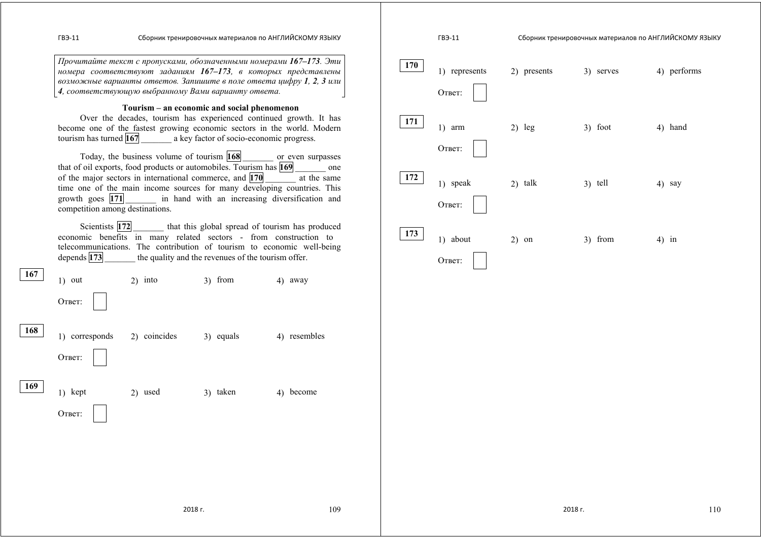*Прочитайте текст с пропусками, обозначенными номерами **167–173**. Эти номера соответствуют заданиям **167–173**, в которых представлены возможные варианты ответов. Запишите в поле ответа цифру **1**, **2**, **3** или **4**, соответствующую выбранному Вами варианту ответа.*

**Tourism – an economic and social phenomenon**

Over the decades, tourism has experienced continued growth. It has become one of the fastest growing economic sectors in the world. Modern tourism has turned **167** _______ a key factor of socio-economic progress.

Today, the business volume of tourism **168** _______ or even surpasses that of oil exports, food products or automobiles. Tourism has **169** _______ one of the major sectors in international commerce, and **170** _______ at the same time one of the main income sources for many developing countries. This growth goes **171** _______ in hand with an increasing diversification and competition among destinations.

Scientists **172** _______ that this global spread of tourism has produced economic benefits in many related sectors - from construction to telecommunications. The contribution of tourism to economic well-being depends **173** _______ the quality and the revenues of the tourism offer.

**167**

1) out 2) into 3) from 4) away

Ответ: ☐

**168**

1) corresponds 2) coincides 3) equals 4) resembles

Ответ: ☐

**169**

1) kept 2) used 3) taken 4) become

Ответ: ☐

**170**

1) represents 2) presents 3) serves 4) performs

Ответ: ☐

**171**

1) arm 2) leg 3) foot 4) hand

Ответ: ☐

**172**

1) speak 2) talk 3) tell 4) say

Ответ: ☐

**173**

1) about 2) on 3) from 4) in

Ответ: ☐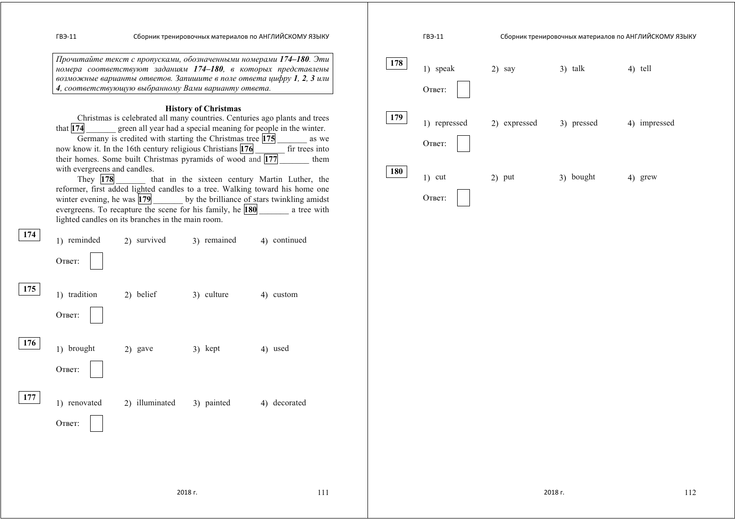*Прочитайте текст с пропусками, обозначенными номерами **174–180**. Эти номера соответствуют заданиям **174–180**, в которых представлены возможные варианты ответов. Запишите в поле ответа цифру **1**, **2**, **3** или **4**, соответствующую выбранному Вами варианту ответа.*

**History of Christmas**

Christmas is celebrated all many countries. Centuries ago plants and trees that **174** _______ green all year had a special meaning for people in the winter.

Germany is credited with starting the Christmas tree **175** _______ as we now know it. In the 16th century religious Christians **176** _______ fir trees into their homes. Some built Christmas pyramids of wood and **177** _______ them with evergreens and candles.

They **178** _______ that in the sixteen century Martin Luther, the reformer, first added lighted candles to a tree. Walking toward his home one winter evening, he was **179** _______ by the brilliance of stars twinkling amidst evergreens. To recapture the scene for his family, he **180** _______ a tree with lighted candles on its branches in the main room.

**174**

1) reminded 2) survived 3) remained 4) continued

Ответ:

**175**

1) tradition 2) belief 3) culture 4) custom

Ответ:

**176**

1) brought 2) gave 3) kept 4) used

Ответ:

**177**

1) renovated 2) illuminated 3) painted 4) decorated

Ответ:

**178**

1) speak 2) say 3) talk 4) tell

Ответ:

**179**

1) repressed 2) expressed 3) pressed 4) impressed

Ответ:

**180**

1) cut 2) put 3) bought 4) grew

Ответ: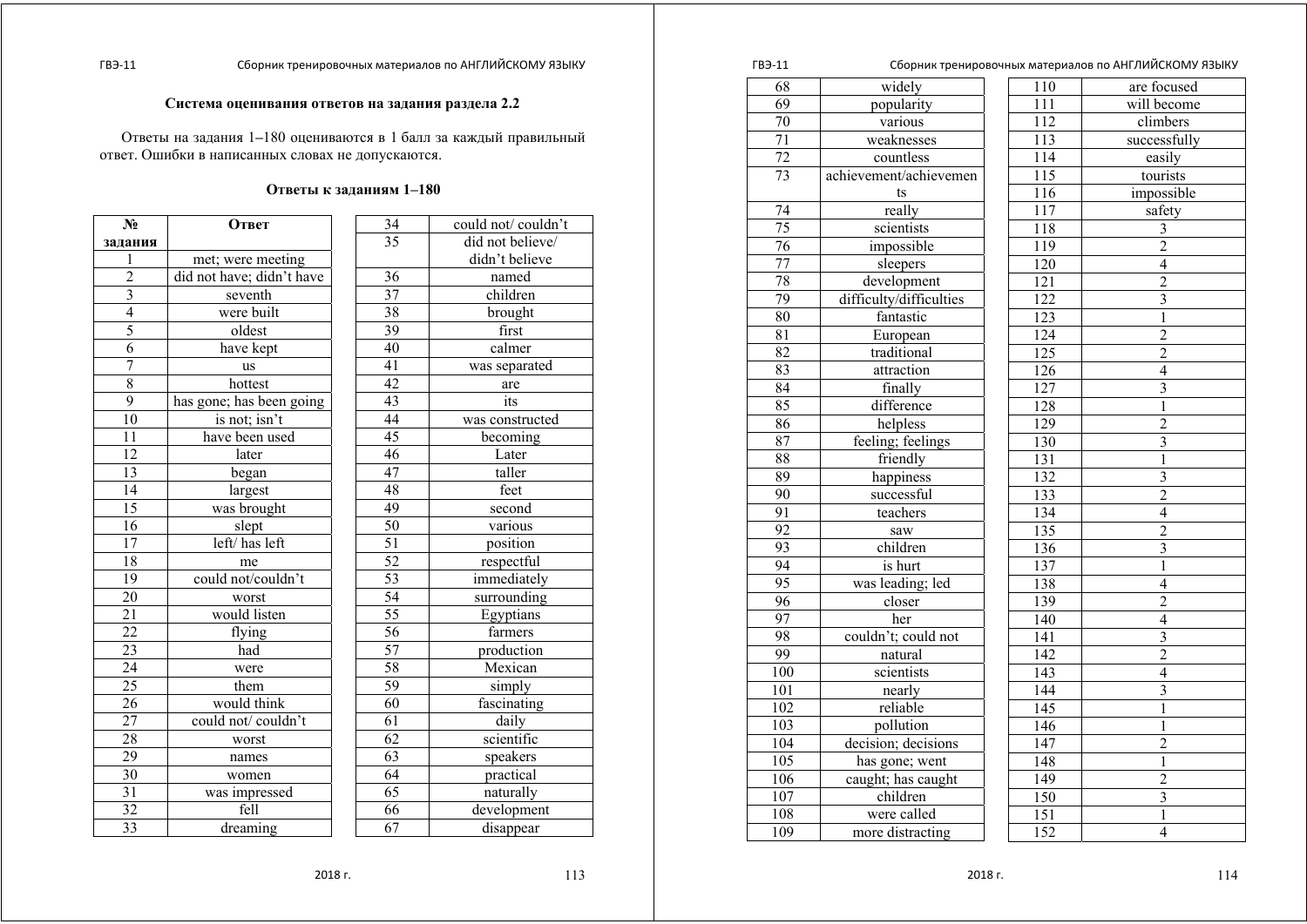### Система оценивания ответов на задания раздела 2.2

Ответы на задания 1–180 оцениваются в 1 балл за каждый правильный ответ. Ошибки в написанных словах не допускаются.

### Ответы к заданиям 1–180

| № задания | Ответ |
|---|---|
| 1 | met; were meeting |
| 2 | did not have; didn't have |
| 3 | seventh |
| 4 | were built |
| 5 | oldest |
| 6 | have kept |
| 7 | us |
| 8 | hottest |
| 9 | has gone; has been going |
| 10 | is not; isn't |
| 11 | have been used |
| 12 | later |
| 13 | began |
| 14 | largest |
| 15 | was brought |
| 16 | slept |
| 17 | left/ has left |
| 18 | me |
| 19 | could not/couldn't |
| 20 | worst |
| 21 | would listen |
| 22 | flying |
| 23 | had |
| 24 | were |
| 25 | them |
| 26 | would think |
| 27 | could not/ couldn't |
| 28 | worst |
| 29 | names |
| 30 | women |
| 31 | was impressed |
| 32 | fell |
| 33 | dreaming |
| 34 | could not/ couldn't |
| 35 | did not believe/ didn't believe |
| 36 | named |
| 37 | children |
| 38 | brought |
| 39 | first |
| 40 | calmer |
| 41 | was separated |
| 42 | are |
| 43 | its |
| 44 | was constructed |
| 45 | becoming |
| 46 | Later |
| 47 | taller |
| 48 | feet |
| 49 | second |
| 50 | various |
| 51 | position |
| 52 | respectful |
| 53 | immediately |
| 54 | surrounding |
| 55 | Egyptians |
| 56 | farmers |
| 57 | production |
| 58 | Mexican |
| 59 | simply |
| 60 | fascinating |
| 61 | daily |
| 62 | scientific |
| 63 | speakers |
| 64 | practical |
| 65 | naturally |
| 66 | development |
| 67 | disappear |
| 68 | widely |
| 69 | popularity |
| 70 | various |
| 71 | weaknesses |
| 72 | countless |
| 73 | achievement/achievements |
| 74 | really |
| 75 | scientists |
| 76 | impossible |
| 77 | sleepers |
| 78 | development |
| 79 | difficulty/difficulties |
| 80 | fantastic |
| 81 | European |
| 82 | traditional |
| 83 | attraction |
| 84 | finally |
| 85 | difference |
| 86 | helpless |
| 87 | feeling; feelings |
| 88 | friendly |
| 89 | happiness |
| 90 | successful |
| 91 | teachers |
| 92 | saw |
| 93 | children |
| 94 | is hurt |
| 95 | was leading; led |
| 96 | closer |
| 97 | her |
| 98 | couldn't; could not |
| 99 | natural |
| 100 | scientists |
| 101 | nearly |
| 102 | reliable |
| 103 | pollution |
| 104 | decision; decisions |
| 105 | has gone; went |
| 106 | caught; has caught |
| 107 | children |
| 108 | were called |
| 109 | more distracting |
| 110 | are focused |
| 111 | will become |
| 112 | climbers |
| 113 | successfully |
| 114 | easily |
| 115 | tourists |
| 116 | impossible |
| 117 | safety |
| 118 | 3 |
| 119 | 2 |
| 120 | 4 |
| 121 | 2 |
| 122 | 3 |
| 123 | 1 |
| 124 | 2 |
| 125 | 2 |
| 126 | 4 |
| 127 | 3 |
| 128 | 1 |
| 129 | 2 |
| 130 | 3 |
| 131 | 1 |
| 132 | 3 |
| 133 | 2 |
| 134 | 4 |
| 135 | 2 |
| 136 | 3 |
| 137 | 1 |
| 138 | 4 |
| 139 | 2 |
| 140 | 4 |
| 141 | 3 |
| 142 | 2 |
| 143 | 4 |
| 144 | 3 |
| 145 | 1 |
| 146 | 1 |
| 147 | 2 |
| 148 | 1 |
| 149 | 2 |
| 150 | 3 |
| 151 | 1 |
| 152 | 4 |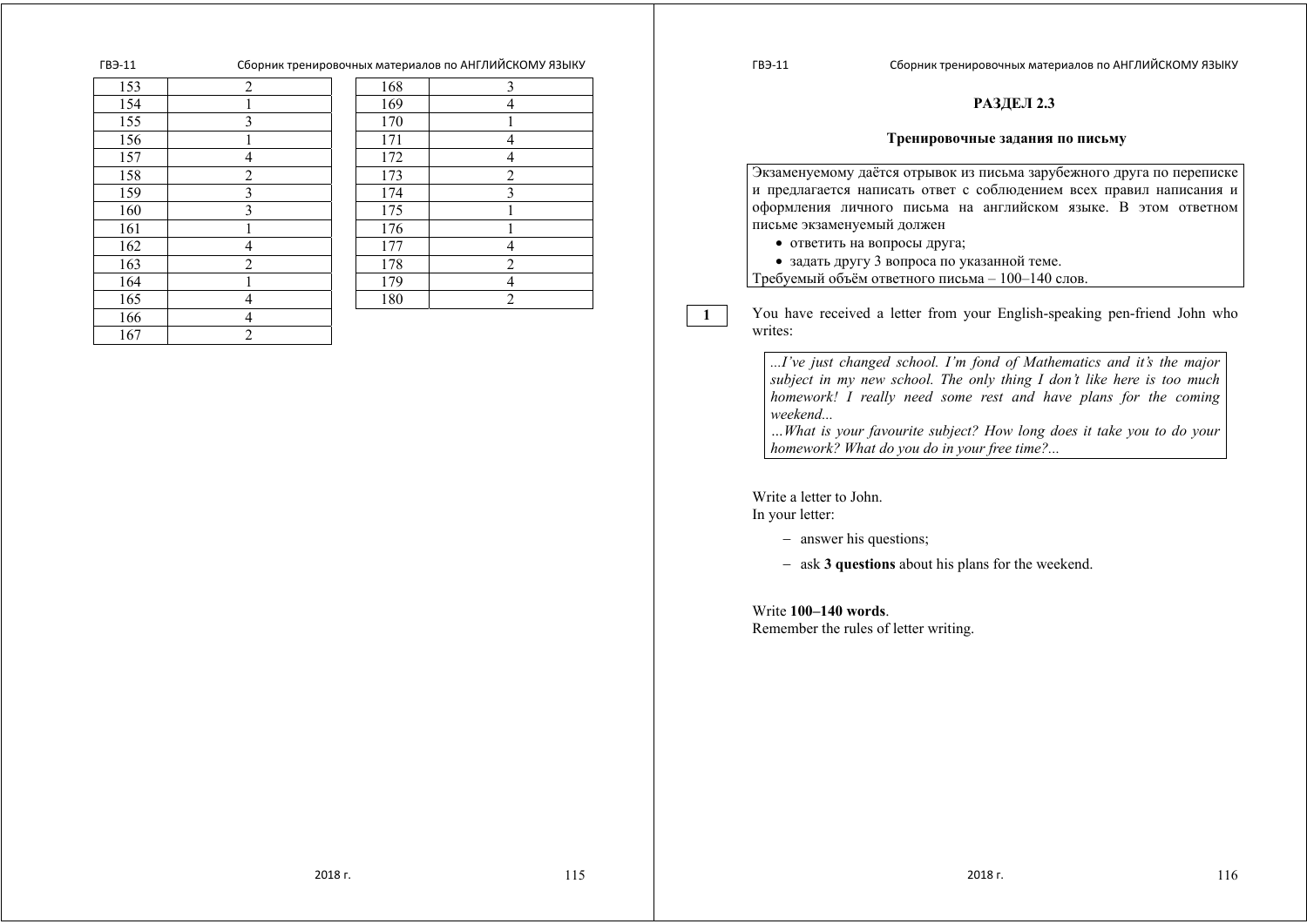| 153 | 2 |
|---|---|
| 154 | 1 |
| 155 | 3 |
| 156 | 1 |
| 157 | 4 |
| 158 | 2 |
| 159 | 3 |
| 160 | 3 |
| 161 | 1 |
| 162 | 4 |
| 163 | 2 |
| 164 | 1 |
| 165 | 4 |
| 166 | 4 |
| 167 | 2 |

| 168 | 3 |
|---|---|
| 169 | 4 |
| 170 | 1 |
| 171 | 4 |
| 172 | 4 |
| 173 | 2 |
| 174 | 3 |
| 175 | 1 |
| 176 | 1 |
| 177 | 4 |
| 178 | 2 |
| 179 | 4 |
| 180 | 2 |

## РАЗДЕЛ 2.3

### Тренировочные задания по письму

Экзаменуемому даётся отрывок из письма зарубежного друга по переписке и предлагается написать ответ с соблюдением всех правил написания и оформления личного письма на английском языке. В этом ответном письме экзаменуемый должен

- ответить на вопросы друга;
- задать другу 3 вопроса по указанной теме.

Требуемый объём ответного письма – 100–140 слов.

**1** You have received a letter from your English-speaking pen-friend John who writes:

> *...I've just changed school. I'm fond of Mathematics and it's the major subject in my new school. The only thing I don't like here is too much homework! I really need some rest and have plans for the coming weekend...*
>
> *...What is your favourite subject? How long does it take you to do your homework? What do you do in your free time?...*

Write a letter to John.
In your letter:

- answer his questions;
- ask **3 questions** about his plans for the weekend.

Write **100–140 words**.
Remember the rules of letter writing.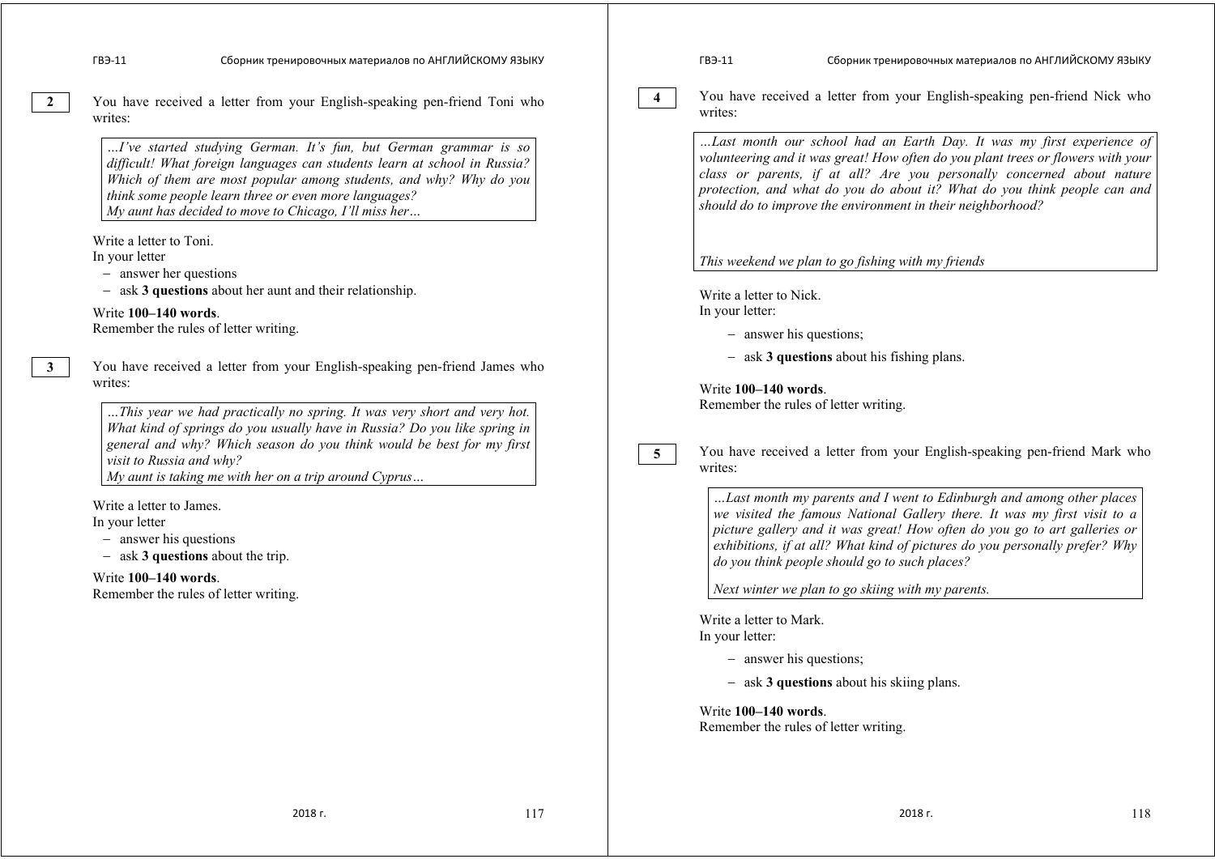**2**

You have received a letter from your English-speaking pen-friend Toni who writes:

> *…I've started studying German. It's fun, but German grammar is so difficult! What foreign languages can students learn at school in Russia? Which of them are most popular among students, and why? Why do you think some people learn three or even more languages?*
> *My aunt has decided to move to Chicago, I'll miss her…*

Write a letter to Toni.
In your letter
- answer her questions
- ask **3 questions** about her aunt and their relationship.

Write **100–140 words**.
Remember the rules of letter writing.

**3**

You have received a letter from your English-speaking pen-friend James who writes:

> *…This year we had practically no spring. It was very short and very hot. What kind of springs do you usually have in Russia? Do you like spring in general and why? Which season do you think would be best for my first visit to Russia and why?*
> *My aunt is taking me with her on a trip around Cyprus…*

Write a letter to James.
In your letter
- answer his questions
- ask **3 questions** about the trip.

Write **100–140 words**.
Remember the rules of letter writing.

**4**

You have received a letter from your English-speaking pen-friend Nick who writes:

> *…Last month our school had an Earth Day. It was my first experience of volunteering and it was great! How often do you plant trees or flowers with your class or parents, if at all? Are you personally concerned about nature protection, and what do you do about it? What do you think people can and should do to improve the environment in their neighborhood?*
>
> *This weekend we plan to go fishing with my friends*

Write a letter to Nick.
In your letter:
- answer his questions;
- ask **3 questions** about his fishing plans.

Write **100–140 words**.
Remember the rules of letter writing.

**5**

You have received a letter from your English-speaking pen-friend Mark who writes:

> *…Last month my parents and I went to Edinburgh and among other places we visited the famous National Gallery there. It was my first visit to a picture gallery and it was great! How often do you go to art galleries or exhibitions, if at all? What kind of pictures do you personally prefer? Why do you think people should go to such places?*
>
> *Next winter we plan to go skiing with my parents.*

Write a letter to Mark.
In your letter:
- answer his questions;
- ask **3 questions** about his skiing plans.

Write **100–140 words**.
Remember the rules of letter writing.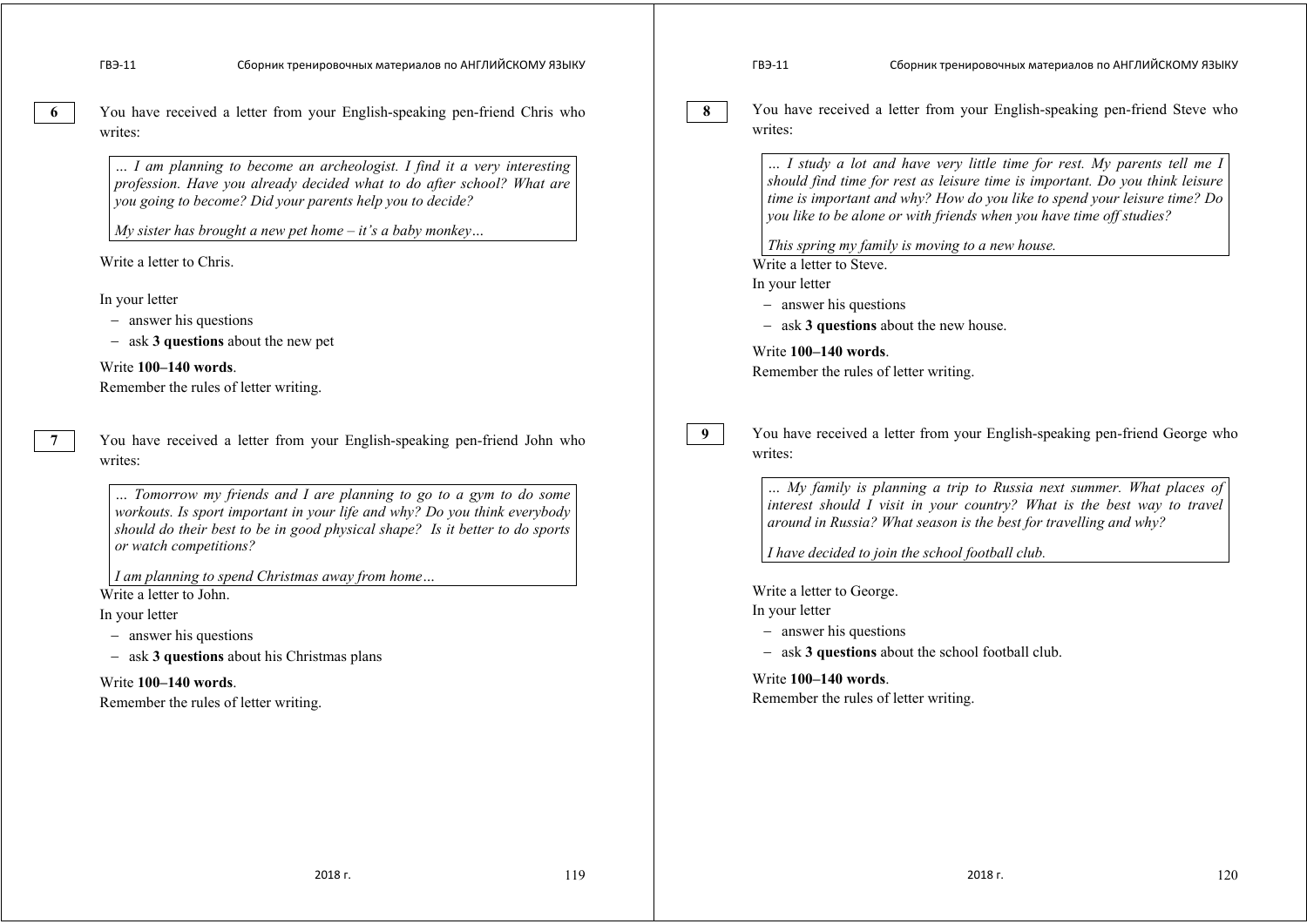**6**

You have received a letter from your English-speaking pen-friend Chris who writes:

> *… I am planning to become an archeologist. I find it a very interesting profession. Have you already decided what to do after school? What are you going to become? Did your parents help you to decide?*
>
> *My sister has brought a new pet home – it's a baby monkey…*

Write a letter to Chris.

In your letter

- answer his questions
- ask **3 questions** about the new pet

Write **100–140 words**.
Remember the rules of letter writing.

**7**

You have received a letter from your English-speaking pen-friend John who writes:

> *… Tomorrow my friends and I are planning to go to a gym to do some workouts. Is sport important in your life and why? Do you think everybody should do their best to be in good physical shape? Is it better to do sports or watch competitions?*
>
> *I am planning to spend Christmas away from home…*

Write a letter to John.
In your letter

- answer his questions
- ask **3 questions** about his Christmas plans

Write **100–140 words**.
Remember the rules of letter writing.

**8**

You have received a letter from your English-speaking pen-friend Steve who writes:

> *… I study a lot and have very little time for rest. My parents tell me I should find time for rest as leisure time is important. Do you think leisure time is important and why? How do you like to spend your leisure time? Do you like to be alone or with friends when you have time off studies?*
>
> *This spring my family is moving to a new house.*

Write a letter to Steve.
In your letter

- answer his questions
- ask **3 questions** about the new house.

Write **100–140 words**.
Remember the rules of letter writing.

**9**

You have received a letter from your English-speaking pen-friend George who writes:

> *… My family is planning a trip to Russia next summer. What places of interest should I visit in your country? What is the best way to travel around in Russia? What season is the best for travelling and why?*
>
> *I have decided to join the school football club.*

Write a letter to George.
In your letter

- answer his questions
- ask **3 questions** about the school football club.

Write **100–140 words**.
Remember the rules of letter writing.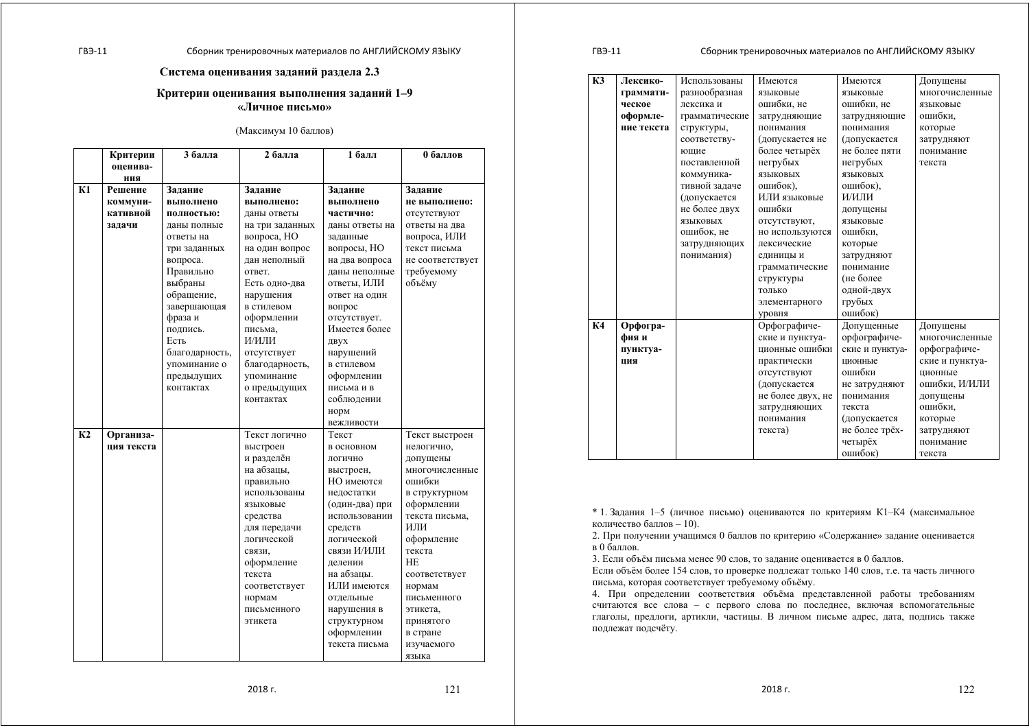## Система оценивания заданий раздела 2.3

### Критерии оценивания выполнения заданий 1–9 «Личное письмо»

(Максимум 10 баллов)

| | Критерии оценивания | 3 балла | 2 балла | 1 балл | 0 баллов |
|---|---|---|---|---|---|
| К1 | **Решение коммуникативной задачи** | **Задание выполнено полностью:** даны полные ответы на три заданных вопроса. Правильно выбраны обращение, завершающая фраза и подпись. Есть благодарность, упоминание о предыдущих контактах | **Задание выполнено:** даны ответы на три заданных вопроса, НО на один вопрос дан неполный ответ. Есть одно-два нарушения в стилевом оформлении письма, И/ИЛИ отсутствует благодарность, упоминание о предыдущих контактах | **Задание выполнено частично:** даны ответы на заданные вопросы, НО на два вопроса даны неполные ответы, ИЛИ ответ на один вопрос отсутствует. Имеется более двух нарушений в стилевом оформлении письма и в соблюдении норм вежливости | **Задание не выполнено:** отсутствуют ответы на два вопроса, ИЛИ текст письма не соответствует требуемому объёму |
| К2 | **Организация текста** | | Текст логично выстроен и разделён на абзацы, правильно использованы языковые средства для передачи логической связи, оформление текста соответствует нормам письменного этикета | Текст в основном логично выстроен, НО имеются недостатки (один-два) при использовании средств логической связи И/ИЛИ делении на абзацы. ИЛИ имеются отдельные нарушения в структурном оформлении текста письма | Текст выстроен нелогично, допущены многочисленные ошибки в структурном оформлении текста письма, ИЛИ оформление текста НЕ соответствует нормам письменного этикета, принятого в стране изучаемого языка |
| К3 | **Лексико-грамматическое оформление текста** | Использованы разнообразная лексика и грамматические структуры, соответствующие поставленной коммуникативной задаче (допускается не более двух языковых ошибок, не затрудняющих понимания) | Имеются языковые ошибки, не затрудняющие понимания (допускается не более четырёх негрубых языковых ошибок), ИЛИ языковые ошибки отсутствуют, но используются лексические единицы и грамматические структуры только элементарного уровня | Имеются языковые ошибки, не затрудняющие понимания (допускается не более пяти негрубых языковых ошибок), И/ИЛИ допущены языковые ошибки, которые затрудняют понимание (не более одной-двух грубых ошибок) | Допущены многочисленные языковые ошибки, которые затрудняют понимание текста |
| К4 | **Орфография и пунктуация** | | Орфографические и пунктуационные ошибки практически отсутствуют (допускается не более двух, не затрудняющих понимания текста) | Допущенные орфографические и пунктуационные ошибки не затрудняют понимания текста (допускается не более трёх-четырёх ошибок) | Допущены многочисленные орфографические и пунктуационные ошибки, И/ИЛИ допущены ошибки, которые затрудняют понимание текста |

\* 1. Задания 1–5 (личное письмо) оцениваются по критериям К1–К4 (максимальное количество баллов – 10).

2. При получении учащимся 0 баллов по критерию «Содержание» задание оценивается в 0 баллов.

3. Если объём письма менее 90 слов, то задание оценивается в 0 баллов.
Если объём более 154 слов, то проверке подлежат только 140 слов, т.е. та часть личного письма, которая соответствует требуемому объёму.

4. При определении соответствия объёма представленной работы требованиям считаются все слова – с первого слова по последнее, включая вспомогательные глаголы, предлоги, артикли, частицы. В личном письме адрес, дата, подпись также подлежат подсчёту.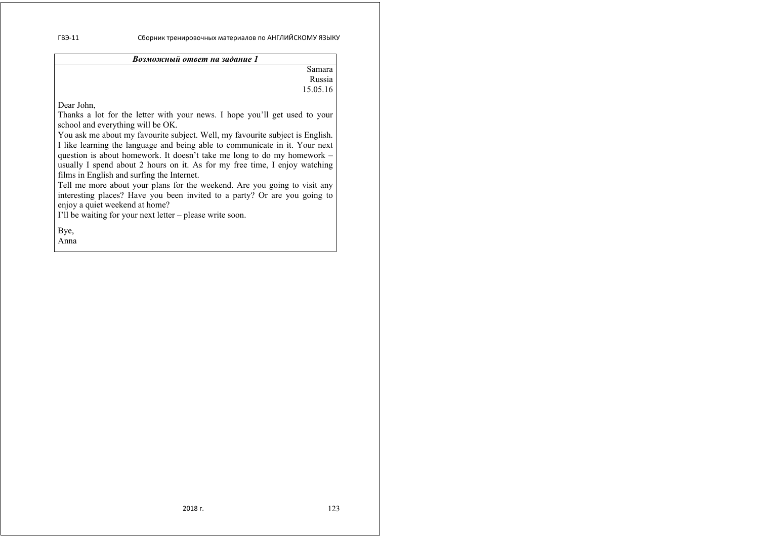***Возможный ответ на задание 1***

Samara
Russia
15.05.16

Dear John,

Thanks a lot for the letter with your news. I hope you'll get used to your school and everything will be OK.

You ask me about my favourite subject. Well, my favourite subject is English. I like learning the language and being able to communicate in it. Your next question is about homework. It doesn't take me long to do my homework – usually I spend about 2 hours on it. As for my free time, I enjoy watching films in English and surfing the Internet.

Tell me more about your plans for the weekend. Are you going to visit any interesting places? Have you been invited to a party? Or are you going to enjoy a quiet weekend at home?

I'll be waiting for your next letter – please write soon.

Bye,
Anna